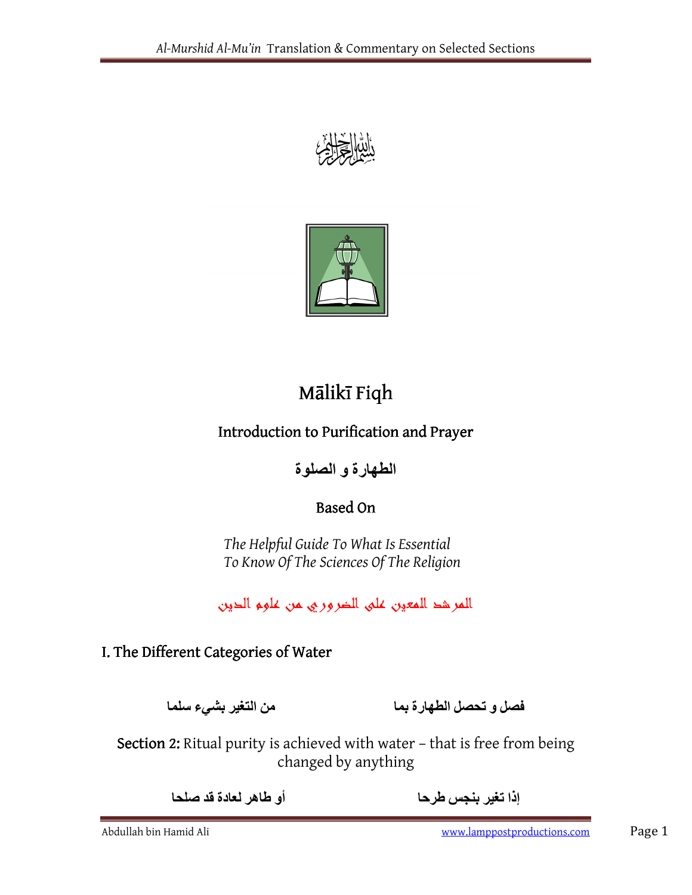# Mālikī Fiqh

## Introduction to Purification and Prayer

## الطهارة و الصلوة

### Based On

*The Helpful Guide To What Is Essential To Know Of The Sciences Of The Religion*

المرشد المعين على الضروري من علوم الدين

## I. The Different Categories of Water

فصل و تحصل الطهارة بما &emsp;&emsp;&emsp; من التغير بشيء سلما

**Section 2:** Ritual purity is achieved with water – that is free from being changed by anything

إذا تغير بنجس طرحا &emsp;&emsp;&emsp; أو طاهر لعادة قد صلحا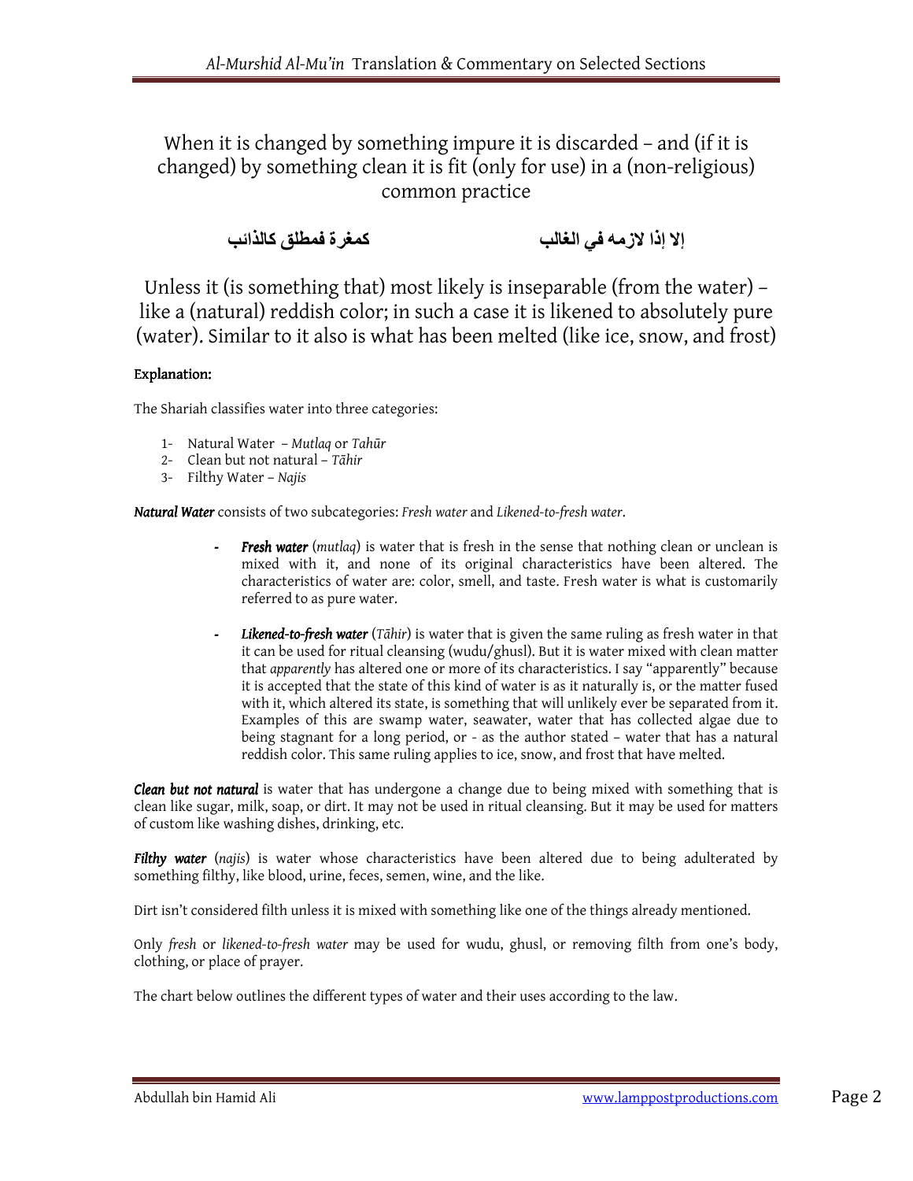When it is changed by something impure it is discarded – and (if it is changed) by something clean it is fit (only for use) in a (non-religious) common practice

**إلا إذا لازمه في الغالب &nbsp;&nbsp;&nbsp;&nbsp;&nbsp;&nbsp;&nbsp;&nbsp; كمغرة فمطلق كالذائب**

Unless it (is something that) most likely is inseparable (from the water) – like a (natural) reddish color; in such a case it is likened to absolutely pure (water). Similar to it also is what has been melted (like ice, snow, and frost)

**Explanation:**

The Shariah classifies water into three categories:

1- Natural Water – *Mutlaq* or *Tahūr*
2- Clean but not natural – *Tāhir*
3- Filthy Water – *Najis*

***Natural Water*** consists of two subcategories: *Fresh water* and *Likened-to-fresh water*.

- ***Fresh water*** (*mutlaq*) is water that is fresh in the sense that nothing clean or unclean is mixed with it, and none of its original characteristics have been altered. The characteristics of water are: color, smell, and taste. Fresh water is what is customarily referred to as pure water.

- ***Likened-to-fresh water*** (*Tāhir*) is water that is given the same ruling as fresh water in that it can be used for ritual cleansing (wudu/ghusl). But it is water mixed with clean matter that *apparently* has altered one or more of its characteristics. I say "apparently" because it is accepted that the state of this kind of water is as it naturally is, or the matter fused with it, which altered its state, is something that will unlikely ever be separated from it. Examples of this are swamp water, seawater, water that has collected algae due to being stagnant for a long period, or - as the author stated – water that has a natural reddish color. This same ruling applies to ice, snow, and frost that have melted.

***Clean but not natural*** is water that has undergone a change due to being mixed with something that is clean like sugar, milk, soap, or dirt. It may not be used in ritual cleansing. But it may be used for matters of custom like washing dishes, drinking, etc.

***Filthy water*** (*najis*) is water whose characteristics have been altered due to being adulterated by something filthy, like blood, urine, feces, semen, wine, and the like.

Dirt isn't considered filth unless it is mixed with something like one of the things already mentioned.

Only *fresh* or *likened-to-fresh water* may be used for wudu, ghusl, or removing filth from one's body, clothing, or place of prayer.

The chart below outlines the different types of water and their uses according to the law.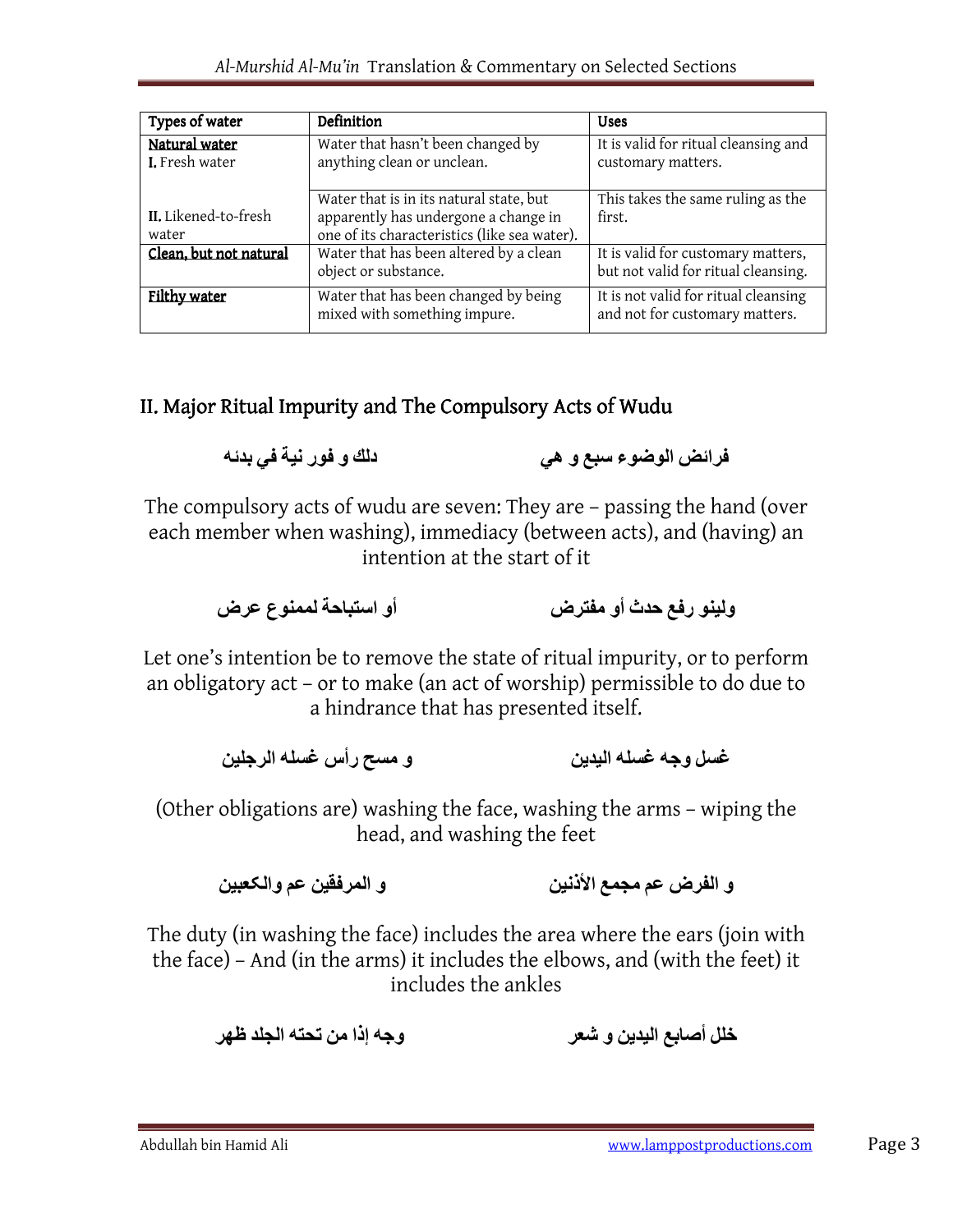| Types of water | Definition | Uses |
|---|---|---|
| **Natural water** I. Fresh water | Water that hasn't been changed by anything clean or unclean. | It is valid for ritual cleansing and customary matters. |
| II. Likened-to-fresh water | Water that is in its natural state, but apparently has undergone a change in one of its characteristics (like sea water). | This takes the same ruling as the first. |
| **Clean, but not natural** | Water that has been altered by a clean object or substance. | It is valid for customary matters, but not valid for ritual cleansing. |
| **Filthy water** | Water that has been changed by being mixed with something impure. | It is not valid for ritual cleansing and not for customary matters. |

## II. Major Ritual Impurity and The Compulsory Acts of Wudu

فرائض الوضوء سبع و هي　　　دلك و فور نية في بدئه

The compulsory acts of wudu are seven: They are – passing the hand (over each member when washing), immediacy (between acts), and (having) an intention at the start of it

ولينو رفع حدث أو مفترض　　　أو استباحة لممنوع عرض

Let one's intention be to remove the state of ritual impurity, or to perform an obligatory act – or to make (an act of worship) permissible to do due to a hindrance that has presented itself.

غسل وجه غسله اليدين　　　و مسح رأس غسله الرجلين

(Other obligations are) washing the face, washing the arms – wiping the head, and washing the feet

و الفرض عم مجمع الأذنين　　　و المرفقين عم والكعبين

The duty (in washing the face) includes the area where the ears (join with the face) – And (in the arms) it includes the elbows, and (with the feet) it includes the ankles

خلل أصابع اليدين و شعر　　　وجه إذا من تحته الجلد ظهر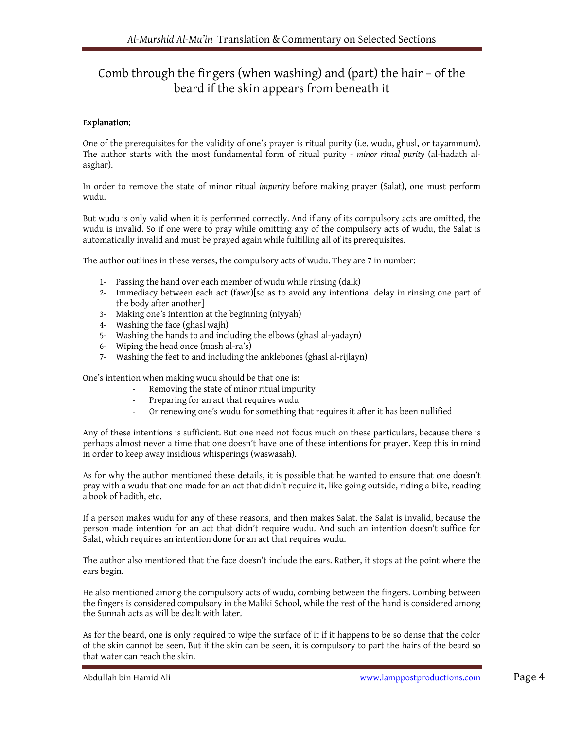## Comb through the fingers (when washing) and (part) the hair – of the beard if the skin appears from beneath it

**Explanation:**

One of the prerequisites for the validity of one's prayer is ritual purity (i.e. wudu, ghusl, or tayammum). The author starts with the most fundamental form of ritual purity - *minor ritual purity* (al-hadath al-asghar).

In order to remove the state of minor ritual *impurity* before making prayer (Salat), one must perform wudu.

But wudu is only valid when it is performed correctly. And if any of its compulsory acts are omitted, the wudu is invalid. So if one were to pray while omitting any of the compulsory acts of wudu, the Salat is automatically invalid and must be prayed again while fulfilling all of its prerequisites.

The author outlines in these verses, the compulsory acts of wudu. They are 7 in number:

1- Passing the hand over each member of wudu while rinsing (dalk)
2- Immediacy between each act (fawr)[so as to avoid any intentional delay in rinsing one part of the body after another]
3- Making one's intention at the beginning (niyyah)
4- Washing the face (ghasl wajh)
5- Washing the hands to and including the elbows (ghasl al-yadayn)
6- Wiping the head once (mash al-ra's)
7- Washing the feet to and including the anklebones (ghasl al-rijlayn)

One's intention when making wudu should be that one is:

- Removing the state of minor ritual impurity
- Preparing for an act that requires wudu
- Or renewing one's wudu for something that requires it after it has been nullified

Any of these intentions is sufficient. But one need not focus much on these particulars, because there is perhaps almost never a time that one doesn't have one of these intentions for prayer. Keep this in mind in order to keep away insidious whisperings (waswasah).

As for why the author mentioned these details, it is possible that he wanted to ensure that one doesn't pray with a wudu that one made for an act that didn't require it, like going outside, riding a bike, reading a book of hadith, etc.

If a person makes wudu for any of these reasons, and then makes Salat, the Salat is invalid, because the person made intention for an act that didn't require wudu. And such an intention doesn't suffice for Salat, which requires an intention done for an act that requires wudu.

The author also mentioned that the face doesn't include the ears. Rather, it stops at the point where the ears begin.

He also mentioned among the compulsory acts of wudu, combing between the fingers. Combing between the fingers is considered compulsory in the Maliki School, while the rest of the hand is considered among the Sunnah acts as will be dealt with later.

As for the beard, one is only required to wipe the surface of it if it happens to be so dense that the color of the skin cannot be seen. But if the skin can be seen, it is compulsory to part the hairs of the beard so that water can reach the skin.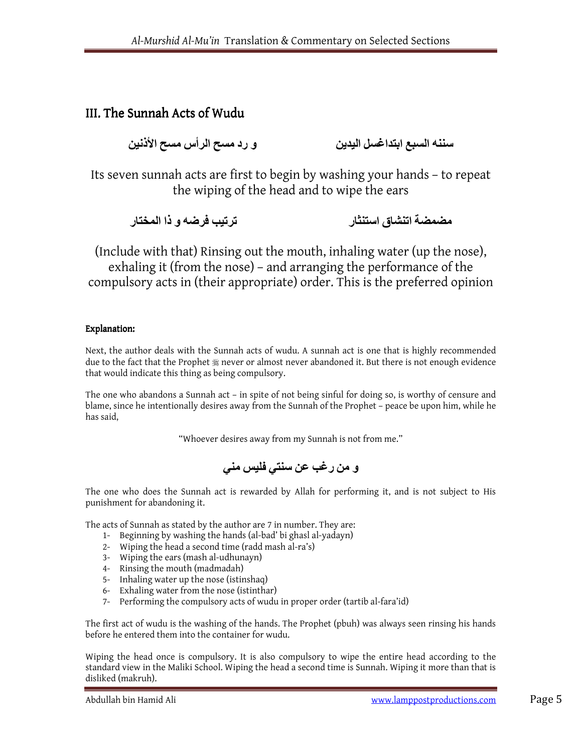## III. The Sunnah Acts of Wudu

سننه السبع ابتداغسل اليدين　　　و رد مسح الرأس مسح الأذنين

Its seven sunnah acts are first to begin by washing your hands – to repeat the wiping of the head and to wipe the ears

مضمضة انتشاق استنثار　　　ترتيب فرضه و ذا المختار

(Include with that) Rinsing out the mouth, inhaling water (up the nose), exhaling it (from the nose) – and arranging the performance of the compulsory acts in (their appropriate) order. This is the preferred opinion

**Explanation:**

Next, the author deals with the Sunnah acts of wudu. A sunnah act is one that is highly recommended due to the fact that the Prophet ﷺ never or almost never abandoned it. But there is not enough evidence that would indicate this thing as being compulsory.

The one who abandons a Sunnah act – in spite of not being sinful for doing so, is worthy of censure and blame, since he intentionally desires away from the Sunnah of the Prophet – peace be upon him, while he has said,

"Whoever desires away from my Sunnah is not from me."

و من رغب عن سنتي فليس مني

The one who does the Sunnah act is rewarded by Allah for performing it, and is not subject to His punishment for abandoning it.

The acts of Sunnah as stated by the author are 7 in number. They are:

1- Beginning by washing the hands (al-bad' bi ghasl al-yadayn)
2- Wiping the head a second time (radd mash al-ra's)
3- Wiping the ears (mash al-udhunayn)
4- Rinsing the mouth (madmadah)
5- Inhaling water up the nose (istinshaq)
6- Exhaling water from the nose (istinthar)
7- Performing the compulsory acts of wudu in proper order (tartib al-fara'id)

The first act of wudu is the washing of the hands. The Prophet (pbuh) was always seen rinsing his hands before he entered them into the container for wudu.

Wiping the head once is compulsory. It is also compulsory to wipe the entire head according to the standard view in the Maliki School. Wiping the head a second time is Sunnah. Wiping it more than that is disliked (makruh).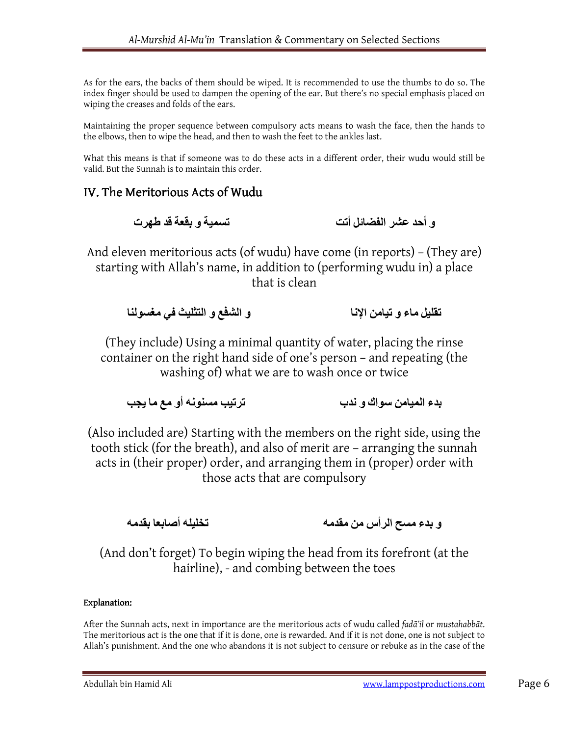As for the ears, the backs of them should be wiped. It is recommended to use the thumbs to do so. The index finger should be used to dampen the opening of the ear. But there's no special emphasis placed on wiping the creases and folds of the ears.

Maintaining the proper sequence between compulsory acts means to wash the face, then the hands to the elbows, then to wipe the head, and then to wash the feet to the ankles last.

What this means is that if someone was to do these acts in a different order, their wudu would still be valid. But the Sunnah is to maintain this order.

## IV. The Meritorious Acts of Wudu

و أحد عشر الفضائل أتت　　　　تسمية و بقعة قد طهرت

And eleven meritorious acts (of wudu) have come (in reports) – (They are) starting with Allah's name, in addition to (performing wudu in) a place that is clean

تقليل ماء و تيامن الإنا　　　　و الشفع و التثليث في مغسولنا

(They include) Using a minimal quantity of water, placing the rinse container on the right hand side of one's person – and repeating (the washing of) what we are to wash once or twice

بدء الميامن سواك و ندب　　　　ترتيب مسنونه أو مع ما يجب

(Also included are) Starting with the members on the right side, using the tooth stick (for the breath), and also of merit are – arranging the sunnah acts in (their proper) order, and arranging them in (proper) order with those acts that are compulsory

و بدء مسح الرأس من مقدمه　　　　تخليله أصابعا بقدمه

(And don't forget) To begin wiping the head from its forefront (at the hairline), - and combing between the toes

**Explanation:**

After the Sunnah acts, next in importance are the meritorious acts of wudu called *fadā'il* or *mustahabbāt*. The meritorious act is the one that if it is done, one is rewarded. And if it is not done, one is not subject to Allah's punishment. And the one who abandons it is not subject to censure or rebuke as in the case of the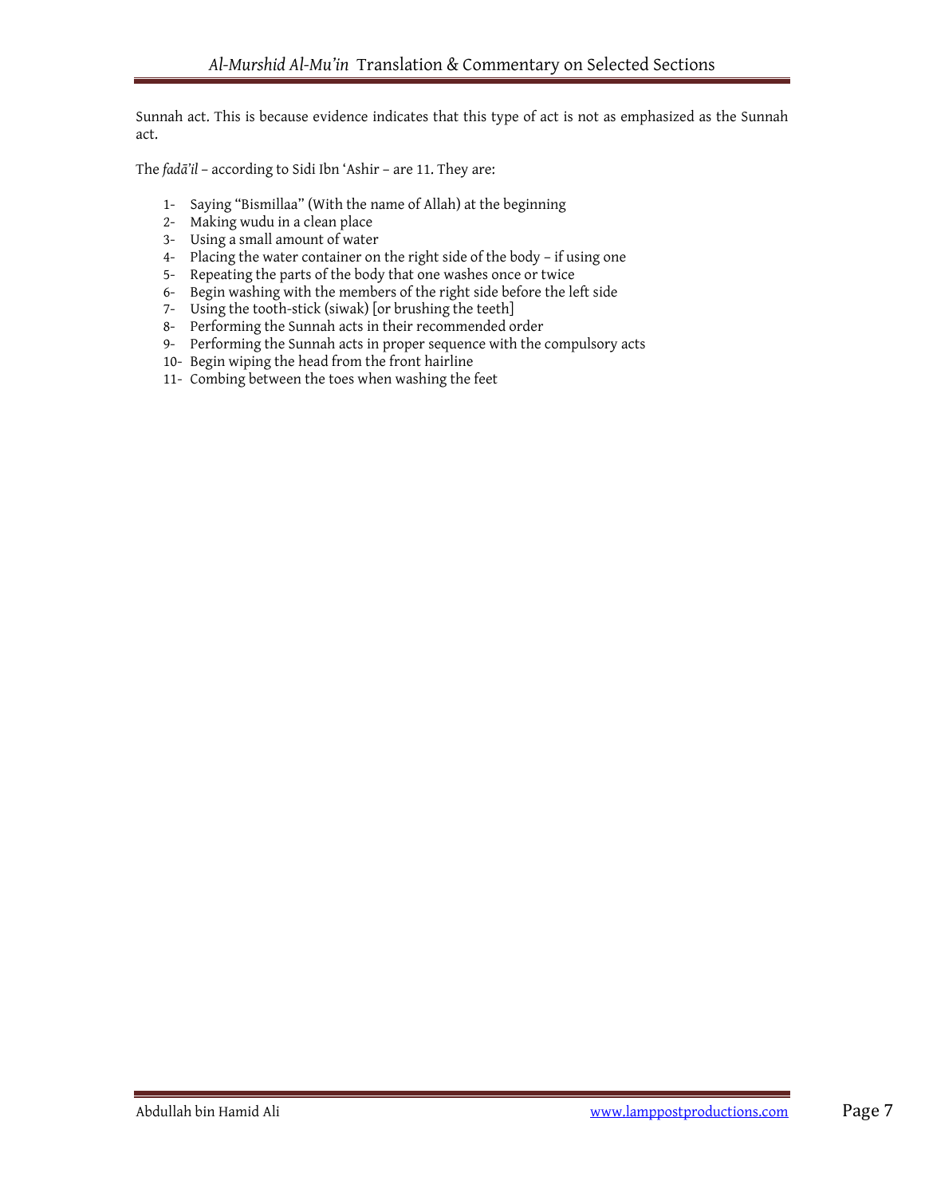Sunnah act. This is because evidence indicates that this type of act is not as emphasized as the Sunnah act.

The *fadā'il* – according to Sidi Ibn 'Ashir – are 11. They are:

1- Saying "Bismillaa" (With the name of Allah) at the beginning
2- Making wudu in a clean place
3- Using a small amount of water
4- Placing the water container on the right side of the body – if using one
5- Repeating the parts of the body that one washes once or twice
6- Begin washing with the members of the right side before the left side
7- Using the tooth-stick (siwak) [or brushing the teeth]
8- Performing the Sunnah acts in their recommended order
9- Performing the Sunnah acts in proper sequence with the compulsory acts
10- Begin wiping the head from the front hairline
11- Combing between the toes when washing the feet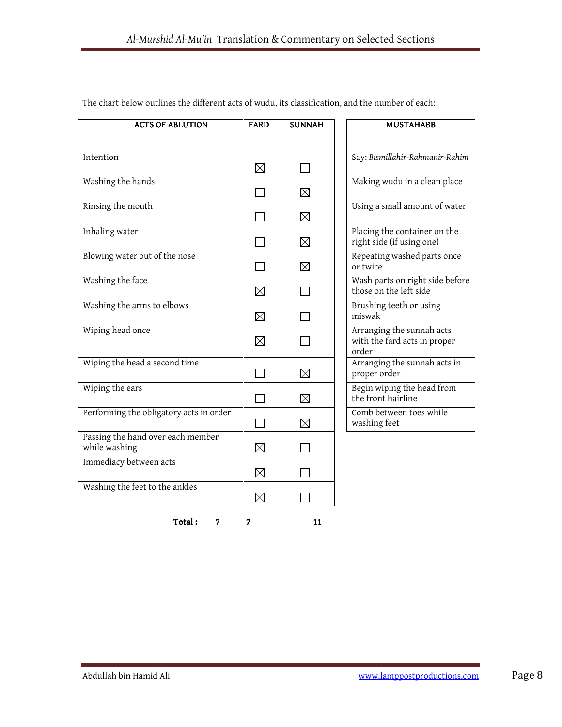The chart below outlines the different acts of wudu, its classification, and the number of each:

| ACTS OF ABLUTION | FARD | SUNNAH |
|---|---|---|
| Intention | ☒ | ☐ |
| Washing the hands | ☐ | ☒ |
| Rinsing the mouth | ☐ | ☒ |
| Inhaling water | ☐ | ☒ |
| Blowing water out of the nose | ☐ | ☒ |
| Washing the face | ☒ | ☐ |
| Washing the arms to elbows | ☒ | ☐ |
| Wiping head once | ☒ | ☐ |
| Wiping the head a second time | ☐ | ☒ |
| Wiping the ears | ☐ | ☒ |
| Performing the obligatory acts in order | ☐ | ☒ |
| Passing the hand over each member while washing | ☒ | ☐ |
| Immediacy between acts | ☒ | ☐ |
| Washing the feet to the ankles | ☒ | ☐ |
| **Total:** | **7** | **7** |

| MUSTAHABB |
|---|
| Say: *Bismillahir-Rahmanir-Rahim* |
| Making wudu in a clean place |
| Using a small amount of water |
| Placing the container on the right side (if using one) |
| Repeating washed parts once or twice |
| Wash parts on right side before those on the left side |
| Brushing teeth or using miswak |
| Arranging the sunnah acts with the fard acts in proper order |
| Arranging the sunnah acts in proper order |
| Begin wiping the head from the front hairline |
| Comb between toes while washing feet |
| **Total: 11** |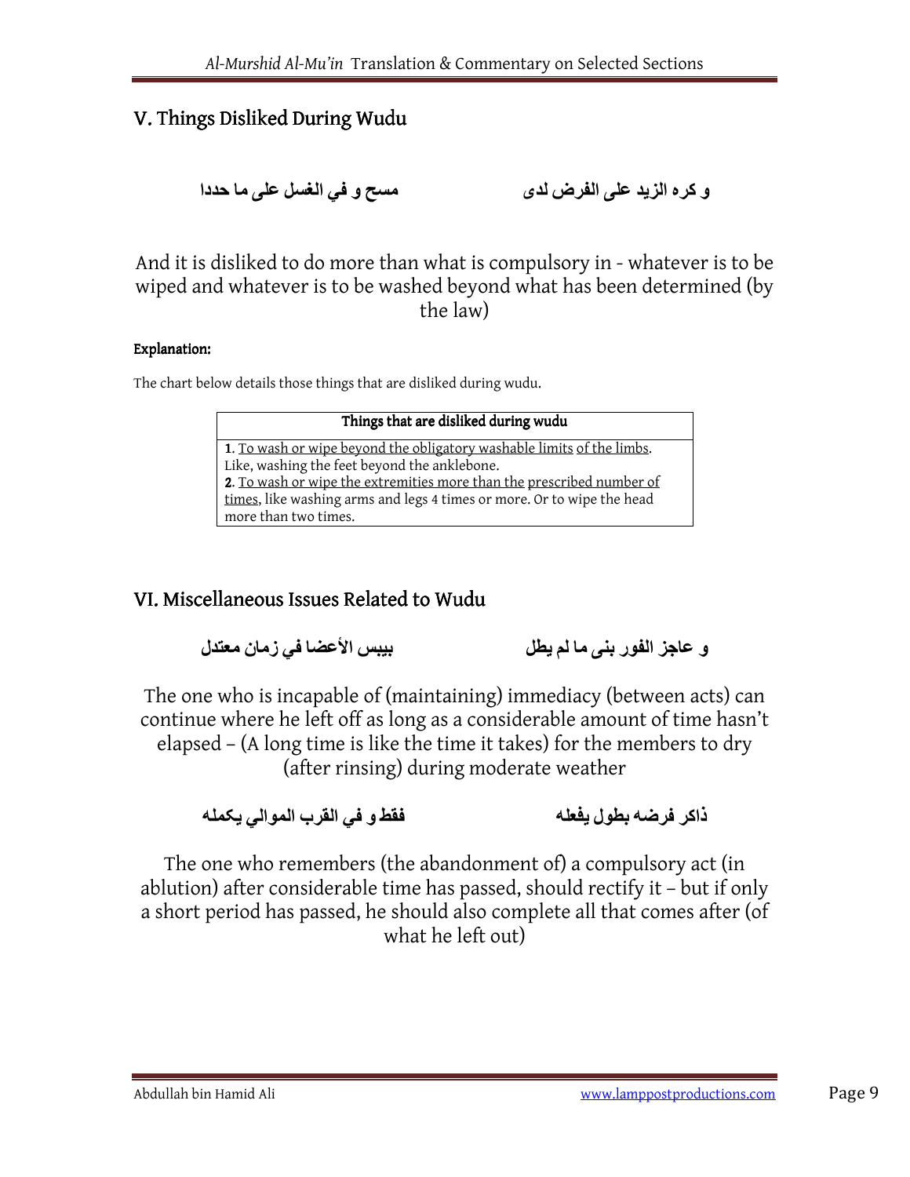## V. Things Disliked During Wudu

و كره الزيد على الفرض لدى مسح و في الغسل على ما حددا

And it is disliked to do more than what is compulsory in - whatever is to be wiped and whatever is to be washed beyond what has been determined (by the law)

**Explanation:**

The chart below details those things that are disliked during wudu.

| Things that are disliked during wudu |
|---|
| **1**. To wash or wipe beyond the obligatory washable limits of the limbs. Like, washing the feet beyond the anklebone.<br>**2**. To wash or wipe the extremities more than the prescribed number of times, like washing arms and legs 4 times or more. Or to wipe the head more than two times. |

## VI. Miscellaneous Issues Related to Wudu

و عاجز الفور بنى ما لم يطل بيبس الأعضا في زمان معتدل

The one who is incapable of (maintaining) immediacy (between acts) can continue where he left off as long as a considerable amount of time hasn't elapsed – (A long time is like the time it takes) for the members to dry (after rinsing) during moderate weather

ذاكر فرضه بطول يفعله فقط و في القرب الموالي يكمله

The one who remembers (the abandonment of) a compulsory act (in ablution) after considerable time has passed, should rectify it – but if only a short period has passed, he should also complete all that comes after (of what he left out)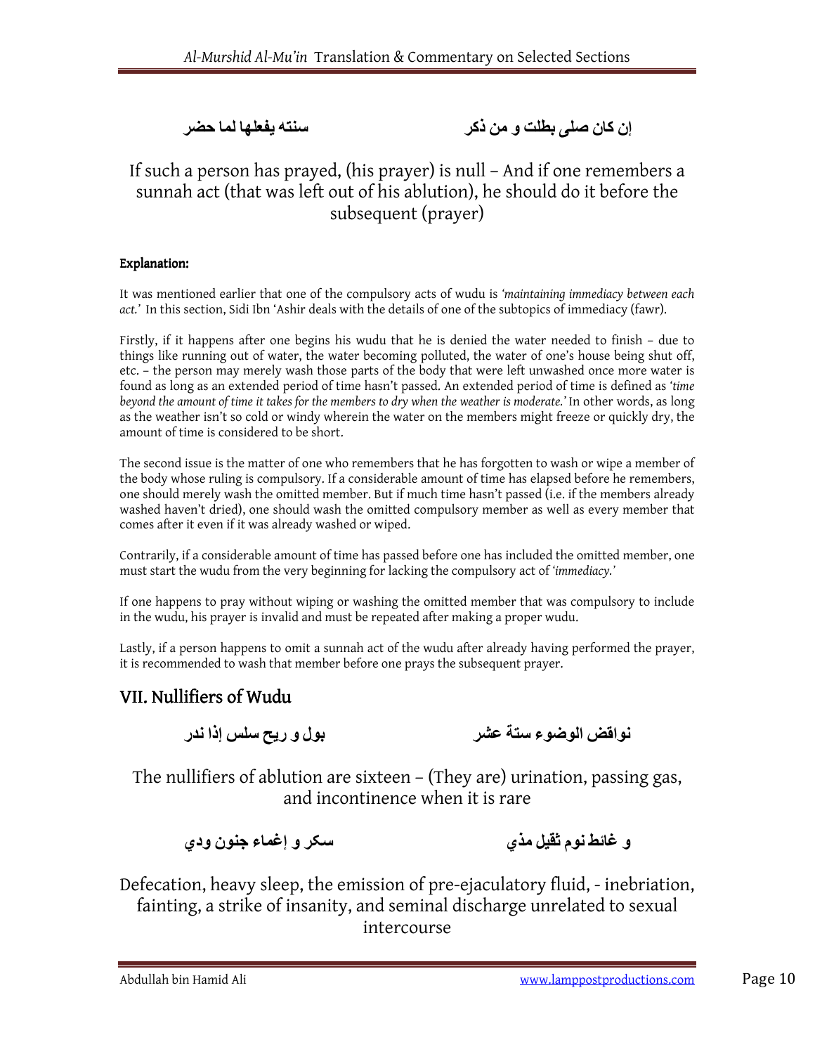إن كان صلى بطلت و من ذكر　　　　سنته يفعلها لما حضر

If such a person has prayed, (his prayer) is null – And if one remembers a sunnah act (that was left out of his ablution), he should do it before the subsequent (prayer)

**Explanation:**

It was mentioned earlier that one of the compulsory acts of wudu is *'maintaining immediacy between each act.'* In this section, Sidi Ibn 'Ashir deals with the details of one of the subtopics of immediacy (fawr).

Firstly, if it happens after one begins his wudu that he is denied the water needed to finish – due to things like running out of water, the water becoming polluted, the water of one's house being shut off, etc. – the person may merely wash those parts of the body that were left unwashed once more water is found as long as an extended period of time hasn't passed. An extended period of time is defined as *'time beyond the amount of time it takes for the members to dry when the weather is moderate.'* In other words, as long as the weather isn't so cold or windy wherein the water on the members might freeze or quickly dry, the amount of time is considered to be short.

The second issue is the matter of one who remembers that he has forgotten to wash or wipe a member of the body whose ruling is compulsory. If a considerable amount of time has elapsed before he remembers, one should merely wash the omitted member. But if much time hasn't passed (i.e. if the members already washed haven't dried), one should wash the omitted compulsory member as well as every member that comes after it even if it was already washed or wiped.

Contrarily, if a considerable amount of time has passed before one has included the omitted member, one must start the wudu from the very beginning for lacking the compulsory act of *'immediacy.'*

If one happens to pray without wiping or washing the omitted member that was compulsory to include in the wudu, his prayer is invalid and must be repeated after making a proper wudu.

Lastly, if a person happens to omit a sunnah act of the wudu after already having performed the prayer, it is recommended to wash that member before one prays the subsequent prayer.

## VII. Nullifiers of Wudu

نواقض الوضوء ستة عشر　　　　بول و ريح سلس إذا ندر

The nullifiers of ablution are sixteen – (They are) urination, passing gas, and incontinence when it is rare

و غائط نوم ثقيل مذي　　　　سكر و إغماء جنون ودي

Defecation, heavy sleep, the emission of pre-ejaculatory fluid, - inebriation, fainting, a strike of insanity, and seminal discharge unrelated to sexual intercourse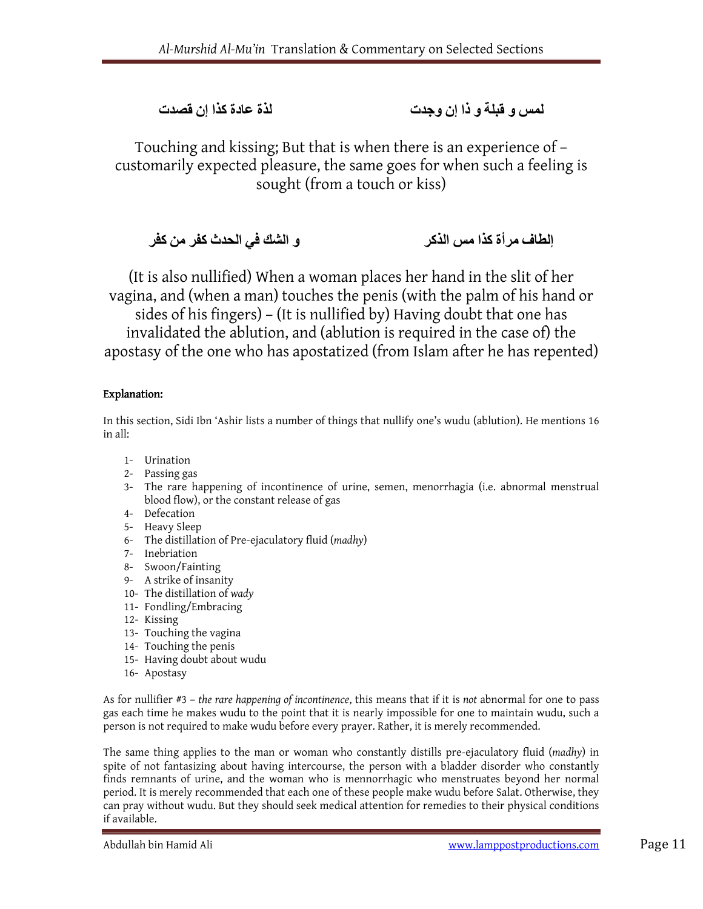لمس و قبلة و ذا إن وجدت          لذة عادة كذا إن قصدت

Touching and kissing; But that is when there is an experience of – customarily expected pleasure, the same goes for when such a feeling is sought (from a touch or kiss)

إلطاف مرأة كذا مس الذكر          و الشك في الحدث كفر من كفر

(It is also nullified) When a woman places her hand in the slit of her vagina, and (when a man) touches the penis (with the palm of his hand or sides of his fingers) – (It is nullified by) Having doubt that one has invalidated the ablution, and (ablution is required in the case of) the apostasy of the one who has apostatized (from Islam after he has repented)

**Explanation:**

In this section, Sidi Ibn 'Ashir lists a number of things that nullify one's wudu (ablution). He mentions 16 in all:

1- Urination
2- Passing gas
3- The rare happening of incontinence of urine, semen, menorrhagia (i.e. abnormal menstrual blood flow), or the constant release of gas
4- Defecation
5- Heavy Sleep
6- The distillation of Pre-ejaculatory fluid (*madhy*)
7- Inebriation
8- Swoon/Fainting
9- A strike of insanity
10- The distillation of *wady*
11- Fondling/Embracing
12- Kissing
13- Touching the vagina
14- Touching the penis
15- Having doubt about wudu
16- Apostasy

As for nullifier #3 – *the rare happening of incontinence*, this means that if it is *not* abnormal for one to pass gas each time he makes wudu to the point that it is nearly impossible for one to maintain wudu, such a person is not required to make wudu before every prayer. Rather, it is merely recommended.

The same thing applies to the man or woman who constantly distills pre-ejaculatory fluid (*madhy*) in spite of not fantasizing about having intercourse, the person with a bladder disorder who constantly finds remnants of urine, and the woman who is mennorrhagic who menstruates beyond her normal period. It is merely recommended that each one of these people make wudu before Salat. Otherwise, they can pray without wudu. But they should seek medical attention for remedies to their physical conditions if available.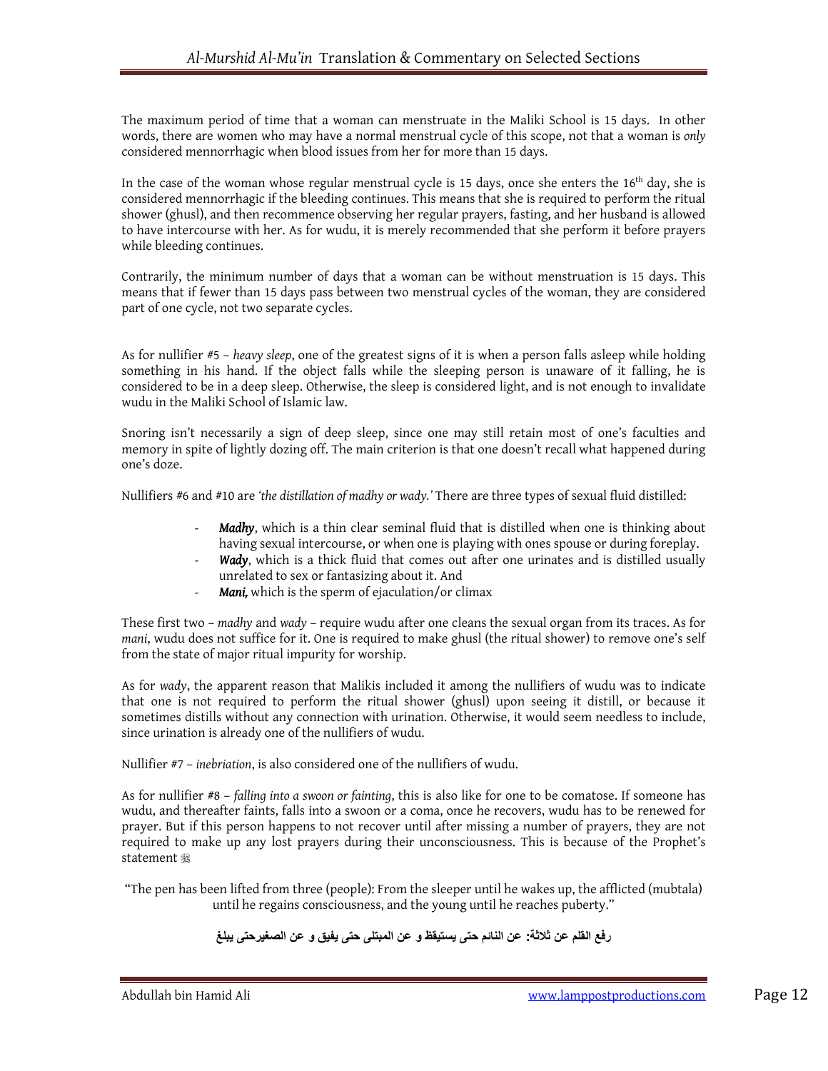The maximum period of time that a woman can menstruate in the Maliki School is 15 days. In other words, there are women who may have a normal menstrual cycle of this scope, not that a woman is *only* considered mennorrhagic when blood issues from her for more than 15 days.

In the case of the woman whose regular menstrual cycle is 15 days, once she enters the 16th day, she is considered mennorrhagic if the bleeding continues. This means that she is required to perform the ritual shower (ghusl), and then recommence observing her regular prayers, fasting, and her husband is allowed to have intercourse with her. As for wudu, it is merely recommended that she perform it before prayers while bleeding continues.

Contrarily, the minimum number of days that a woman can be without menstruation is 15 days. This means that if fewer than 15 days pass between two menstrual cycles of the woman, they are considered part of one cycle, not two separate cycles.

As for nullifier #5 – *heavy sleep*, one of the greatest signs of it is when a person falls asleep while holding something in his hand. If the object falls while the sleeping person is unaware of it falling, he is considered to be in a deep sleep. Otherwise, the sleep is considered light, and is not enough to invalidate wudu in the Maliki School of Islamic law.

Snoring isn't necessarily a sign of deep sleep, since one may still retain most of one's faculties and memory in spite of lightly dozing off. The main criterion is that one doesn't recall what happened during one's doze.

Nullifiers #6 and #10 are *'the distillation of madhy or wady.'* There are three types of sexual fluid distilled:

- ***Madhy***, which is a thin clear seminal fluid that is distilled when one is thinking about having sexual intercourse, or when one is playing with ones spouse or during foreplay.
- ***Wady***, which is a thick fluid that comes out after one urinates and is distilled usually unrelated to sex or fantasizing about it. And
- ***Mani,*** which is the sperm of ejaculation/or climax

These first two – *madhy* and *wady* – require wudu after one cleans the sexual organ from its traces. As for *mani*, wudu does not suffice for it. One is required to make ghusl (the ritual shower) to remove one's self from the state of major ritual impurity for worship.

As for *wady*, the apparent reason that Malikis included it among the nullifiers of wudu was to indicate that one is not required to perform the ritual shower (ghusl) upon seeing it distill, or because it sometimes distills without any connection with urination. Otherwise, it would seem needless to include, since urination is already one of the nullifiers of wudu.

Nullifier #7 – *inebriation*, is also considered one of the nullifiers of wudu.

As for nullifier #8 – *falling into a swoon or fainting*, this is also like for one to be comatose. If someone has wudu, and thereafter faints, falls into a swoon or a coma, once he recovers, wudu has to be renewed for prayer. But if this person happens to not recover until after missing a number of prayers, they are not required to make up any lost prayers during their unconsciousness. This is because of the Prophet's statement ﷺ

"The pen has been lifted from three (people): From the sleeper until he wakes up, the afflicted (mubtala) until he regains consciousness, and the young until he reaches puberty."

رفع القلم عن ثلاثة: عن النائم حتى يستيقظ و عن المبتلى حتى يفيق و عن الصغيرحتى يبلغ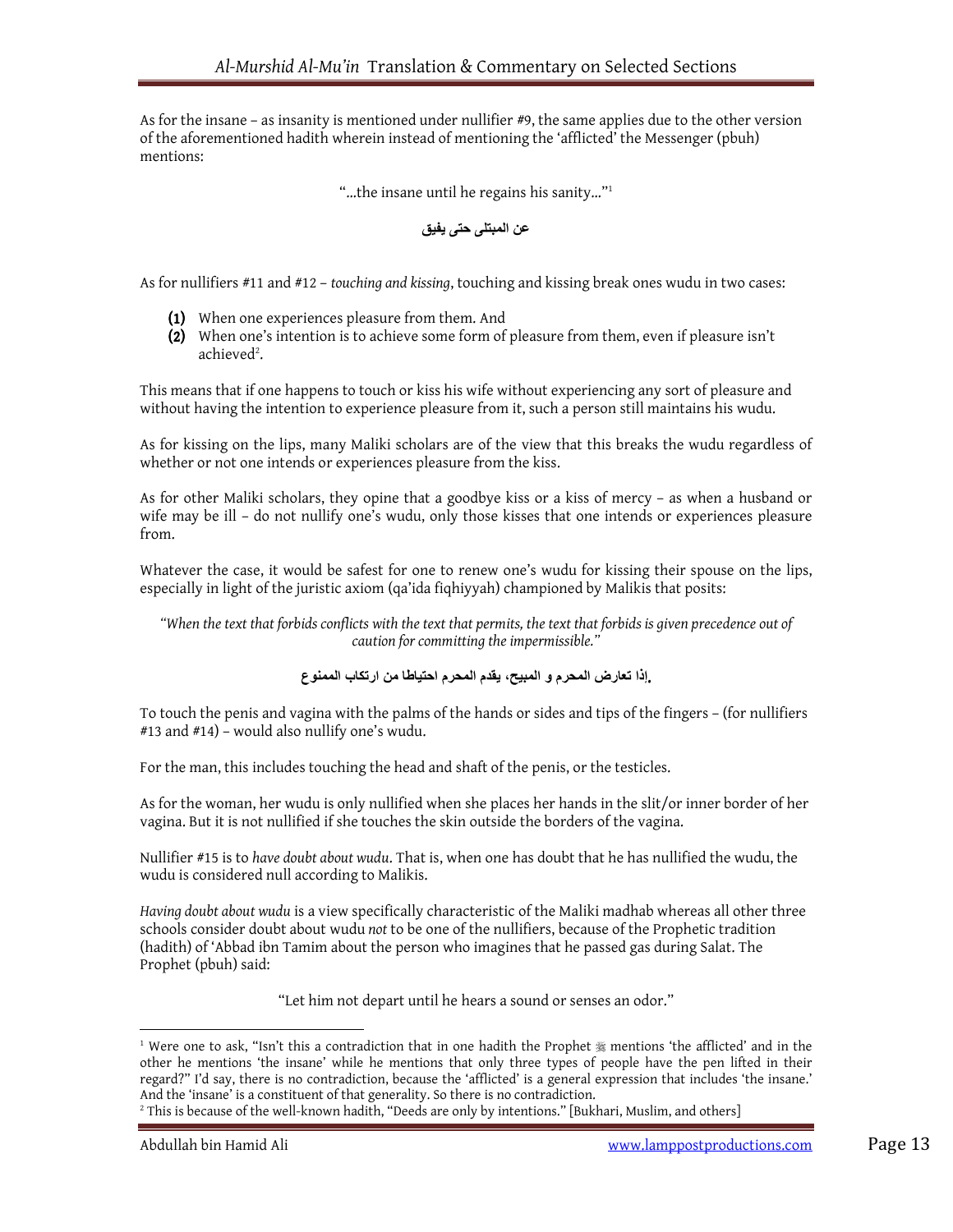As for the insane – as insanity is mentioned under nullifier #9, the same applies due to the other version of the aforementioned hadith wherein instead of mentioning the 'afflicted' the Messenger (pbuh) mentions:

"…the insane until he regains his sanity…"[1]

عن المبتلى حتى يفيق

As for nullifiers #11 and #12 – *touching and kissing*, touching and kissing break ones wudu in two cases:

**(1)** When one experiences pleasure from them. And
**(2)** When one's intention is to achieve some form of pleasure from them, even if pleasure isn't achieved[2].

This means that if one happens to touch or kiss his wife without experiencing any sort of pleasure and without having the intention to experience pleasure from it, such a person still maintains his wudu.

As for kissing on the lips, many Maliki scholars are of the view that this breaks the wudu regardless of whether or not one intends or experiences pleasure from the kiss.

As for other Maliki scholars, they opine that a goodbye kiss or a kiss of mercy – as when a husband or wife may be ill – do not nullify one's wudu, only those kisses that one intends or experiences pleasure from.

Whatever the case, it would be safest for one to renew one's wudu for kissing their spouse on the lips, especially in light of the juristic axiom (qa'ida fiqhiyyah) championed by Malikis that posits:

*"When the text that forbids conflicts with the text that permits, the text that forbids is given precedence out of caution for committing the impermissible."*

إذا تعارض المحرم و المبيح، يقدم المحرم احتياطا من ارتكاب الممنوع.

To touch the penis and vagina with the palms of the hands or sides and tips of the fingers – (for nullifiers #13 and #14) – would also nullify one's wudu.

For the man, this includes touching the head and shaft of the penis, or the testicles.

As for the woman, her wudu is only nullified when she places her hands in the slit/or inner border of her vagina. But it is not nullified if she touches the skin outside the borders of the vagina.

Nullifier #15 is to *have doubt about wudu*. That is, when one has doubt that he has nullified the wudu, the wudu is considered null according to Malikis.

*Having doubt about wudu* is a view specifically characteristic of the Maliki madhab whereas all other three schools consider doubt about wudu *not* to be one of the nullifiers, because of the Prophetic tradition (hadith) of 'Abbad ibn Tamim about the person who imagines that he passed gas during Salat. The Prophet (pbuh) said:

"Let him not depart until he hears a sound or senses an odor."

---

[1] Were one to ask, "Isn't this a contradiction that in one hadith the Prophet ﷺ mentions 'the afflicted' and in the other he mentions 'the insane' while he mentions that only three types of people have the pen lifted in their regard?" I'd say, there is no contradiction, because the 'afflicted' is a general expression that includes 'the insane.' And the 'insane' is a constituent of that generality. So there is no contradiction.

[2] This is because of the well-known hadith, "Deeds are only by intentions." [Bukhari, Muslim, and others]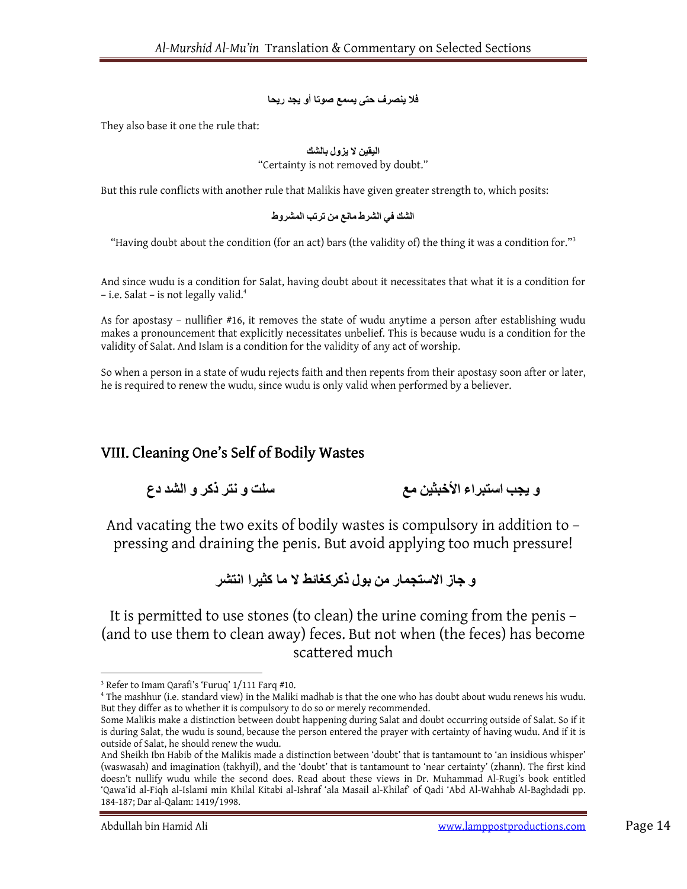فلا ينصرف حتى يسمع صوتا أو يجد ريحا

They also base it one the rule that:

اليقين لا يزول بالشك
"Certainty is not removed by doubt."

But this rule conflicts with another rule that Malikis have given greater strength to, which posits:

الشك في الشرط مانع من ترتب المشروط

"Having doubt about the condition (for an act) bars (the validity of) the thing it was a condition for."[3]

And since wudu is a condition for Salat, having doubt about it necessitates that what it is a condition for – i.e. Salat – is not legally valid.[4]

As for apostasy – nullifier #16, it removes the state of wudu anytime a person after establishing wudu makes a pronouncement that explicitly necessitates unbelief. This is because wudu is a condition for the validity of Salat. And Islam is a condition for the validity of any act of worship.

So when a person in a state of wudu rejects faith and then repents from their apostasy soon after or later, he is required to renew the wudu, since wudu is only valid when performed by a believer.

## VIII. Cleaning One's Self of Bodily Wastes

و يجب استبراء الأخبثين مع     سلت و نتر ذكر و الشد دع

And vacating the two exits of bodily wastes is compulsory in addition to – pressing and draining the penis. But avoid applying too much pressure!

و جاز الاستجمار من بول ذكركغائط لا ما كثيرا انتشر

It is permitted to use stones (to clean) the urine coming from the penis – (and to use them to clean away) feces. But not when (the feces) has become scattered much

---

[3] Refer to Imam Qarafi's 'Furuq' 1/111 Farq #10.

[4] The mashhur (i.e. standard view) in the Maliki madhab is that the one who has doubt about wudu renews his wudu. But they differ as to whether it is compulsory to do so or merely recommended.

Some Malikis make a distinction between doubt happening during Salat and doubt occurring outside of Salat. So if it is during Salat, the wudu is sound, because the person entered the prayer with certainty of having wudu. And if it is outside of Salat, he should renew the wudu.

And Sheikh Ibn Habib of the Malikis made a distinction between 'doubt' that is tantamount to 'an insidious whisper' (waswasah) and imagination (takhyil), and the 'doubt' that is tantamount to 'near certainty' (zhann). The first kind doesn't nullify wudu while the second does. Read about these views in Dr. Muhammad Al-Rugi's book entitled 'Qawa'id al-Fiqh al-Islami min Khilal Kitabi al-Ishraf 'ala Masail al-Khilaf' of Qadi 'Abd Al-Wahhab Al-Baghdadi pp. 184-187; Dar al-Qalam: 1419/1998.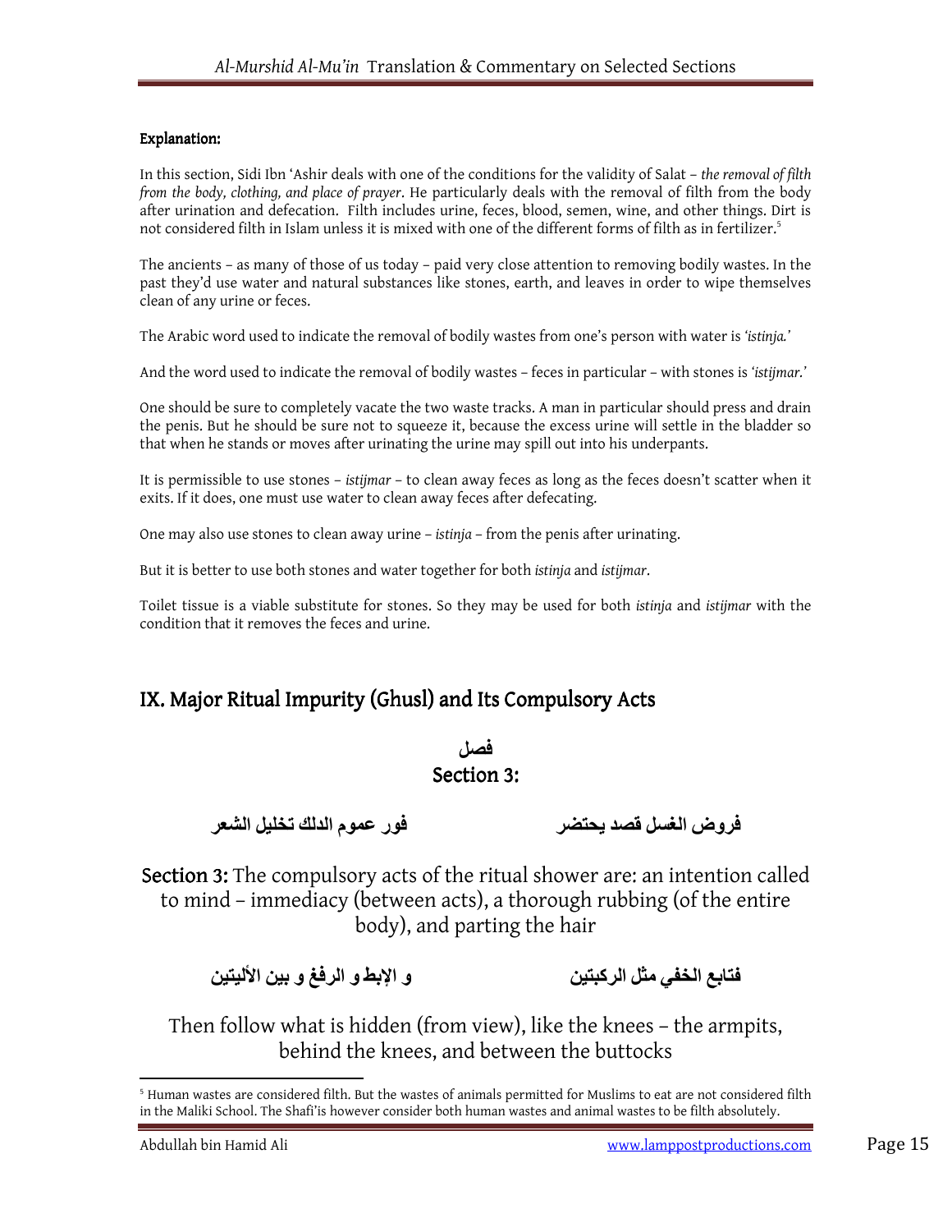**Explanation:**

In this section, Sidi Ibn 'Ashir deals with one of the conditions for the validity of Salat – *the removal of filth from the body, clothing, and place of prayer*. He particularly deals with the removal of filth from the body after urination and defecation. Filth includes urine, feces, blood, semen, wine, and other things. Dirt is not considered filth in Islam unless it is mixed with one of the different forms of filth as in fertilizer.[5]

The ancients – as many of those of us today – paid very close attention to removing bodily wastes. In the past they'd use water and natural substances like stones, earth, and leaves in order to wipe themselves clean of any urine or feces.

The Arabic word used to indicate the removal of bodily wastes from one's person with water is *'istinja.'*

And the word used to indicate the removal of bodily wastes – feces in particular – with stones is *'istijmar.'*

One should be sure to completely vacate the two waste tracks. A man in particular should press and drain the penis. But he should be sure not to squeeze it, because the excess urine will settle in the bladder so that when he stands or moves after urinating the urine may spill out into his underpants.

It is permissible to use stones – *istijmar* – to clean away feces as long as the feces doesn't scatter when it exits. If it does, one must use water to clean away feces after defecating.

One may also use stones to clean away urine – *istinja* – from the penis after urinating.

But it is better to use both stones and water together for both *istinja* and *istijmar*.

Toilet tissue is a viable substitute for stones. So they may be used for both *istinja* and *istijmar* with the condition that it removes the feces and urine.

## IX. Major Ritual Impurity (Ghusl) and Its Compulsory Acts

**فصل**

**Section 3:**

**فروض الغسل قصد يحتضر          فور عموم الدلك تخليل الشعر**

**Section 3:** The compulsory acts of the ritual shower are: an intention called to mind – immediacy (between acts), a thorough rubbing (of the entire body), and parting the hair

**فتابع الخفي مثل الركبتين          و الإبط و الرفغ و بين الأليتين**

Then follow what is hidden (from view), like the knees – the armpits, behind the knees, and between the buttocks

---

[5] Human wastes are considered filth. But the wastes of animals permitted for Muslims to eat are not considered filth in the Maliki School. The Shafi'is however consider both human wastes and animal wastes to be filth absolutely.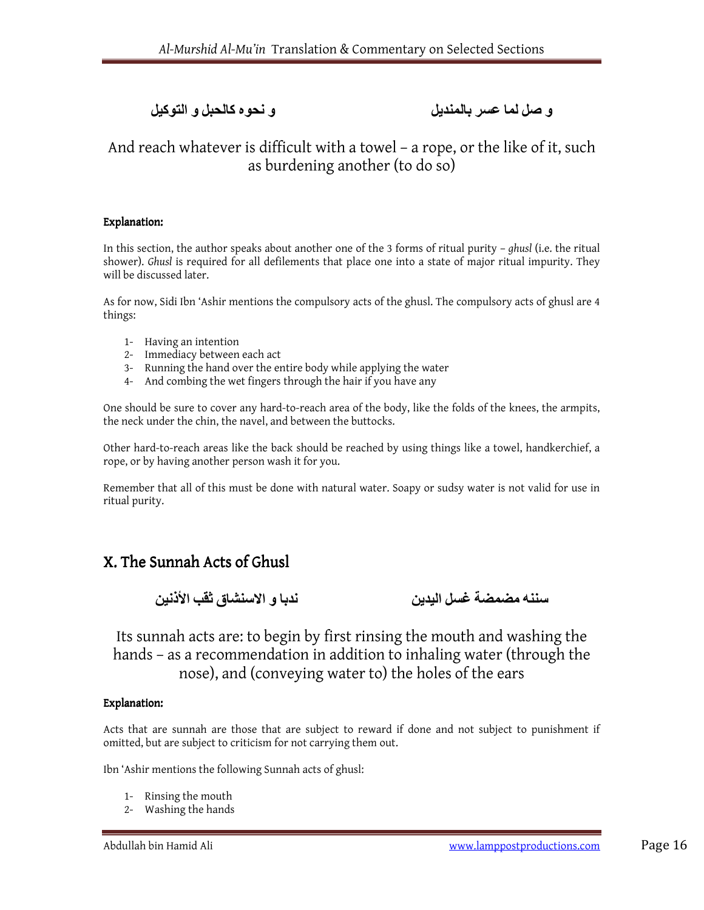و صل لما عسر بالمنديل          و نحوه كالحبل و التوكيل

And reach whatever is difficult with a towel – a rope, or the like of it, such as burdening another (to do so)

**Explanation:**

In this section, the author speaks about another one of the 3 forms of ritual purity – *ghusl* (i.e. the ritual shower). *Ghusl* is required for all defilements that place one into a state of major ritual impurity. They will be discussed later.

As for now, Sidi Ibn 'Ashir mentions the compulsory acts of the ghusl. The compulsory acts of ghusl are 4 things:

1- Having an intention
2- Immediacy between each act
3- Running the hand over the entire body while applying the water
4- And combing the wet fingers through the hair if you have any

One should be sure to cover any hard-to-reach area of the body, like the folds of the knees, the armpits, the neck under the chin, the navel, and between the buttocks.

Other hard-to-reach areas like the back should be reached by using things like a towel, handkerchief, a rope, or by having another person wash it for you.

Remember that all of this must be done with natural water. Soapy or sudsy water is not valid for use in ritual purity.

## X. The Sunnah Acts of Ghusl

سننه مضمضة غسل اليدين          ندبا و الاستنشاق ثقب الأذنين

Its sunnah acts are: to begin by first rinsing the mouth and washing the hands – as a recommendation in addition to inhaling water (through the nose), and (conveying water to) the holes of the ears

**Explanation:**

Acts that are sunnah are those that are subject to reward if done and not subject to punishment if omitted, but are subject to criticism for not carrying them out.

Ibn 'Ashir mentions the following Sunnah acts of ghusl:

1- Rinsing the mouth
2- Washing the hands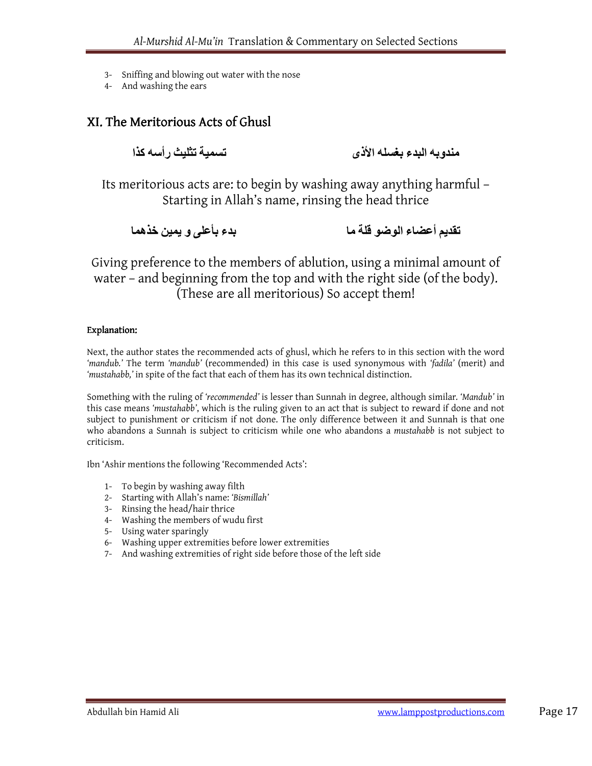3- Sniffing and blowing out water with the nose
4- And washing the ears

## XI. The Meritorious Acts of Ghusl

مندوبه البدء بغسله الأذى تسمية تثليث رأسه كذا

Its meritorious acts are: to begin by washing away anything harmful – Starting in Allah's name, rinsing the head thrice

تقديم أعضاء الوضو قلة ما بدء بأعلى و يمين خذهما

Giving preference to the members of ablution, using a minimal amount of water – and beginning from the top and with the right side (of the body). (These are all meritorious) So accept them!

**Explanation:**

Next, the author states the recommended acts of ghusl, which he refers to in this section with the word *'mandub.'* The term *'mandub'* (recommended) in this case is used synonymous with *'fadila'* (merit) and *'mustahabb,'* in spite of the fact that each of them has its own technical distinction.

Something with the ruling of *'recommended'* is lesser than Sunnah in degree, although similar. *'Mandub'* in this case means *'mustahabb'*, which is the ruling given to an act that is subject to reward if done and not subject to punishment or criticism if not done. The only difference between it and Sunnah is that one who abandons a Sunnah is subject to criticism while one who abandons a *mustahabb* is not subject to criticism.

Ibn 'Ashir mentions the following 'Recommended Acts':

1- To begin by washing away filth
2- Starting with Allah's name: *'Bismillah'*
3- Rinsing the head/hair thrice
4- Washing the members of wudu first
5- Using water sparingly
6- Washing upper extremities before lower extremities
7- And washing extremities of right side before those of the left side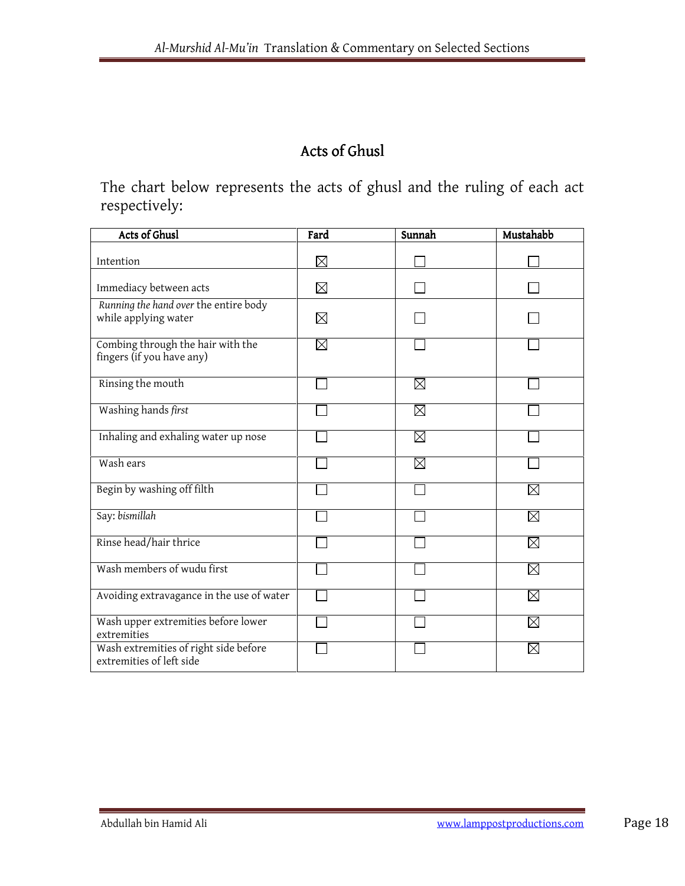## Acts of Ghusl

The chart below represents the acts of ghusl and the ruling of each act respectively:

| Acts of Ghusl | Fard | Sunnah | Mustahabb |
|---|---|---|---|
| Intention | ☒ | ☐ | ☐ |
| Immediacy between acts | ☒ | ☐ | ☐ |
| *Running the hand over* the entire body while applying water | ☒ | ☐ | ☐ |
| Combing through the hair with the fingers (if you have any) | ☒ | ☐ | ☐ |
| Rinsing the mouth | ☐ | ☒ | ☐ |
| Washing hands *first* | ☐ | ☒ | ☐ |
| Inhaling and exhaling water up nose | ☐ | ☒ | ☐ |
| Wash ears | ☐ | ☒ | ☐ |
| Begin by washing off filth | ☐ | ☐ | ☒ |
| Say: *bismillah* | ☐ | ☐ | ☒ |
| Rinse head/hair thrice | ☐ | ☐ | ☒ |
| Wash members of wudu first | ☐ | ☐ | ☒ |
| Avoiding extravagance in the use of water | ☐ | ☐ | ☒ |
| Wash upper extremities before lower extremities | ☐ | ☐ | ☒ |
| Wash extremities of right side before extremities of left side | ☐ | ☐ | ☒ |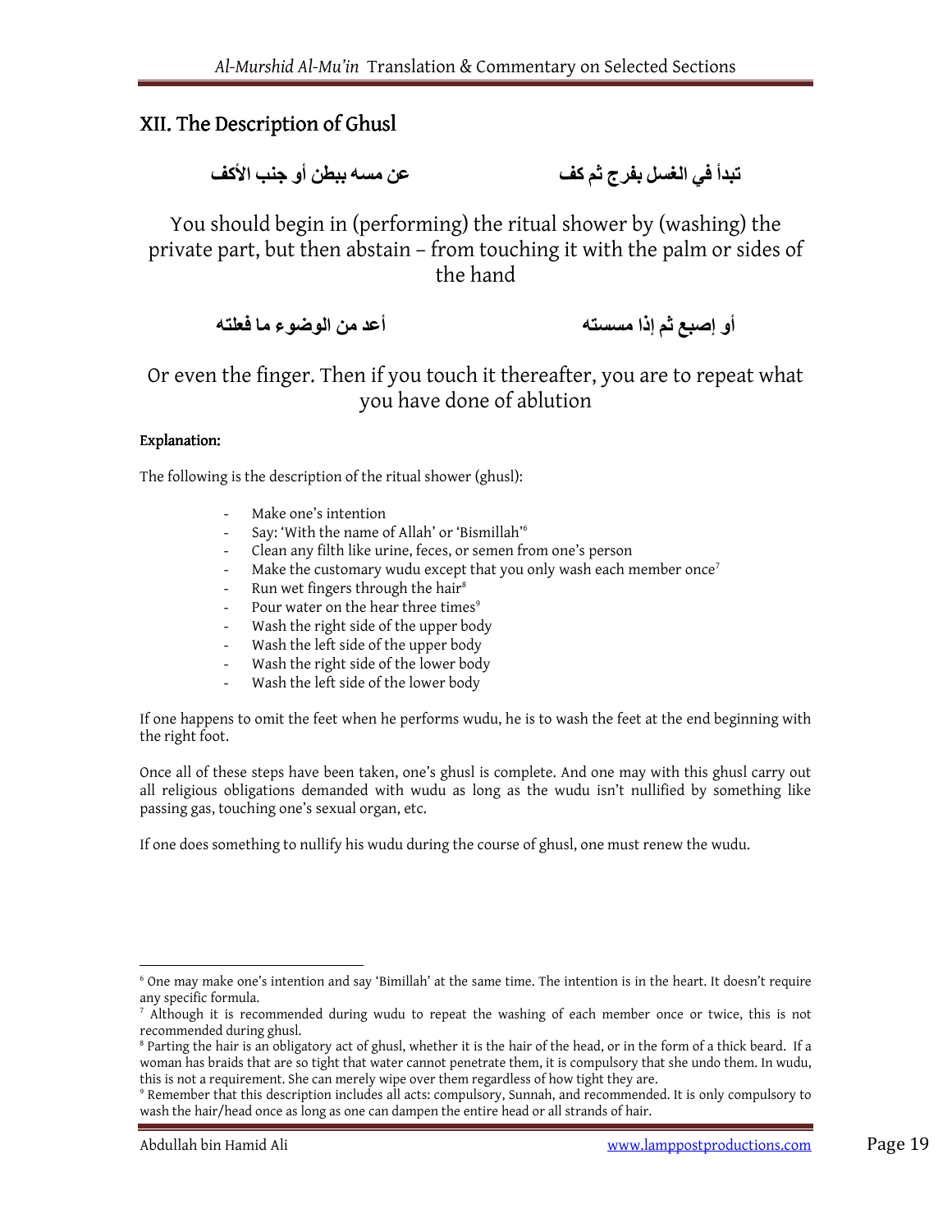## XII. The Description of Ghusl

تبدأ في الغسل بفرج ثم كف　　　　عن مسه ببطن أو جنب الأكف

You should begin in (performing) the ritual shower by (washing) the private part, but then abstain – from touching it with the palm or sides of the hand

أو إصبع ثم إذا مسسته　　　　أعد من الوضوء ما فعلته

Or even the finger. Then if you touch it thereafter, you are to repeat what you have done of ablution

**Explanation:**

The following is the description of the ritual shower (ghusl):

- Make one's intention
- Say: 'With the name of Allah' or 'Bismillah'[6]
- Clean any filth like urine, feces, or semen from one's person
- Make the customary wudu except that you only wash each member once[7]
- Run wet fingers through the hair[8]
- Pour water on the hear three times[9]
- Wash the right side of the upper body
- Wash the left side of the upper body
- Wash the right side of the lower body
- Wash the left side of the lower body

If one happens to omit the feet when he performs wudu, he is to wash the feet at the end beginning with the right foot.

Once all of these steps have been taken, one's ghusl is complete. And one may with this ghusl carry out all religious obligations demanded with wudu as long as the wudu isn't nullified by something like passing gas, touching one's sexual organ, etc.

If one does something to nullify his wudu during the course of ghusl, one must renew the wudu.

---

[6] One may make one's intention and say 'Bimillah' at the same time. The intention is in the heart. It doesn't require any specific formula.

[7] Although it is recommended during wudu to repeat the washing of each member once or twice, this is not recommended during ghusl.

[8] Parting the hair is an obligatory act of ghusl, whether it is the hair of the head, or in the form of a thick beard. If a woman has braids that are so tight that water cannot penetrate them, it is compulsory that she undo them. In wudu, this is not a requirement. She can merely wipe over them regardless of how tight they are.

[9] Remember that this description includes all acts: compulsory, Sunnah, and recommended. It is only compulsory to wash the hair/head once as long as one can dampen the entire head or all strands of hair.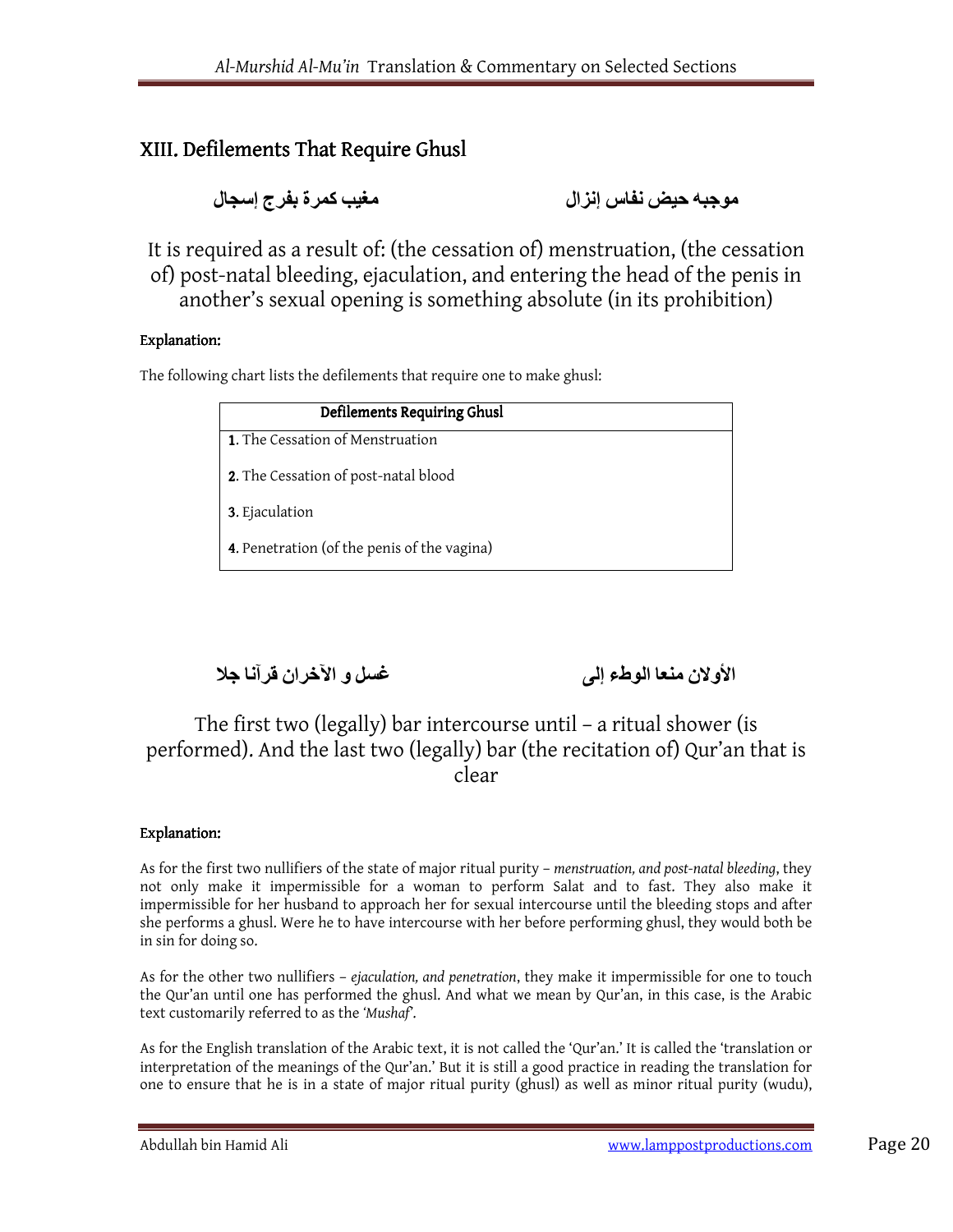## XIII. Defilements That Require Ghusl

موجبه حيض نفاس إنزال &nbsp;&nbsp;&nbsp;&nbsp;&nbsp;&nbsp;&nbsp;&nbsp; مغيب كمرة بفرج إسجال

It is required as a result of: (the cessation of) menstruation, (the cessation of) post-natal bleeding, ejaculation, and entering the head of the penis in another's sexual opening is something absolute (in its prohibition)

**Explanation:**

The following chart lists the defilements that require one to make ghusl:

| Defilements Requiring Ghusl |
|---|
| **1**. The Cessation of Menstruation |
| **2**. The Cessation of post-natal blood |
| **3**. Ejaculation |
| **4**. Penetration (of the penis of the vagina) |

الأولان منعا الوطء إلى &nbsp;&nbsp;&nbsp;&nbsp;&nbsp;&nbsp;&nbsp;&nbsp; غسل و الآخران قرآنا جلا

The first two (legally) bar intercourse until – a ritual shower (is performed). And the last two (legally) bar (the recitation of) Qur'an that is clear

**Explanation:**

As for the first two nullifiers of the state of major ritual purity – *menstruation, and post-natal bleeding*, they not only make it impermissible for a woman to perform Salat and to fast. They also make it impermissible for her husband to approach her for sexual intercourse until the bleeding stops and after she performs a ghusl. Were he to have intercourse with her before performing ghusl, they would both be in sin for doing so.

As for the other two nullifiers – *ejaculation, and penetration*, they make it impermissible for one to touch the Qur'an until one has performed the ghusl. And what we mean by Qur'an, in this case, is the Arabic text customarily referred to as the *'Mushaf'*.

As for the English translation of the Arabic text, it is not called the 'Qur'an.' It is called the 'translation or interpretation of the meanings of the Qur'an.' But it is still a good practice in reading the translation for one to ensure that he is in a state of major ritual purity (ghusl) as well as minor ritual purity (wudu),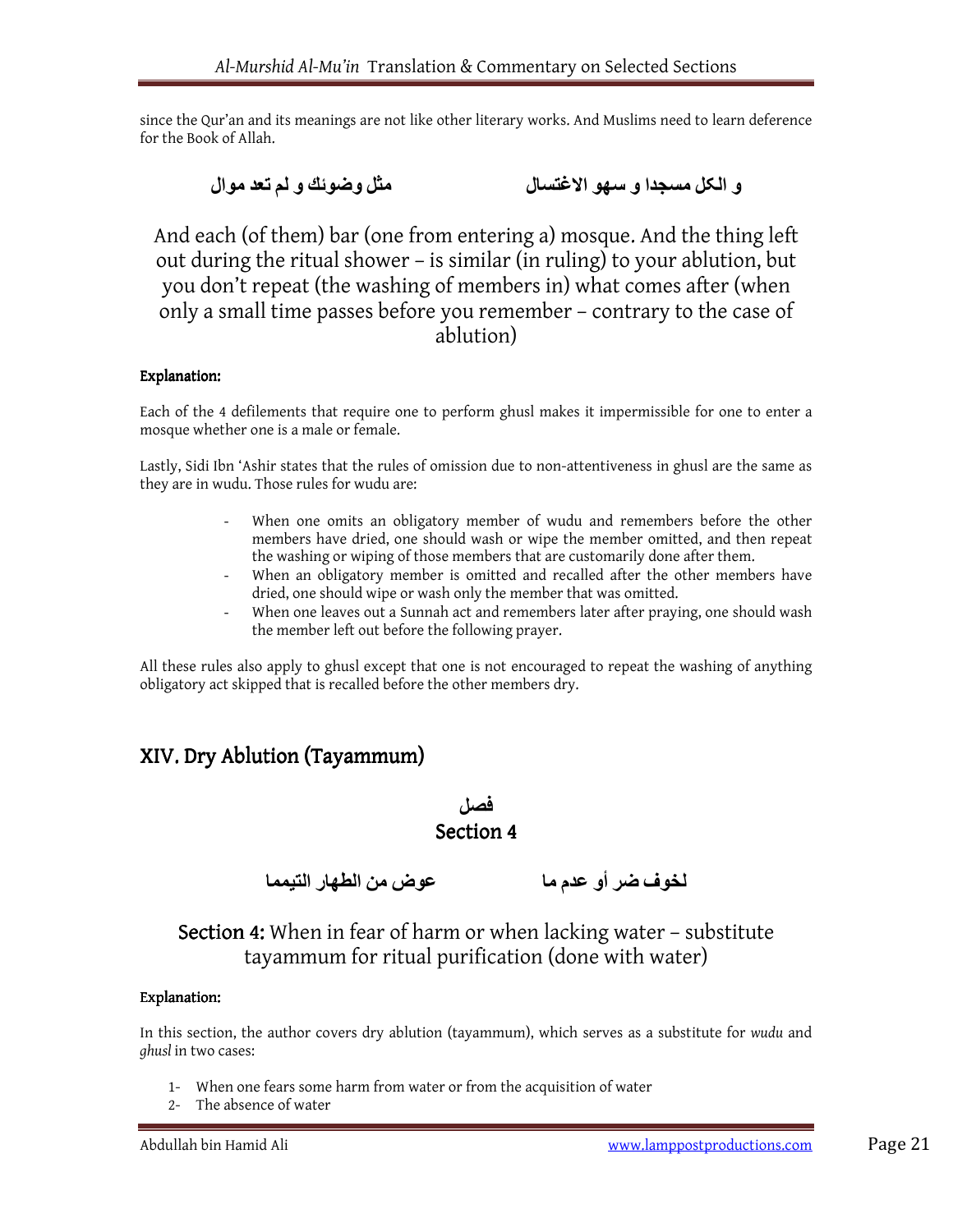since the Qur'an and its meanings are not like other literary works. And Muslims need to learn deference for the Book of Allah.

و الكل مسجدا و سهو الاغتسال &nbsp;&nbsp;&nbsp;&nbsp;&nbsp;&nbsp;&nbsp;&nbsp; مثل وضوئك و لم تعد موال

And each (of them) bar (one from entering a) mosque. And the thing left out during the ritual shower – is similar (in ruling) to your ablution, but you don't repeat (the washing of members in) what comes after (when only a small time passes before you remember – contrary to the case of ablution)

**Explanation:**

Each of the 4 defilements that require one to perform ghusl makes it impermissible for one to enter a mosque whether one is a male or female.

Lastly, Sidi Ibn 'Ashir states that the rules of omission due to non-attentiveness in ghusl are the same as they are in wudu. Those rules for wudu are:

- When one omits an obligatory member of wudu and remembers before the other members have dried, one should wash or wipe the member omitted, and then repeat the washing or wiping of those members that are customarily done after them.
- When an obligatory member is omitted and recalled after the other members have dried, one should wipe or wash only the member that was omitted.
- When one leaves out a Sunnah act and remembers later after praying, one should wash the member left out before the following prayer.

All these rules also apply to ghusl except that one is not encouraged to repeat the washing of anything obligatory act skipped that is recalled before the other members dry.

## XIV. Dry Ablution (Tayammum)

فصل

**Section 4**

لخوف ضر أو عدم ما &nbsp;&nbsp;&nbsp;&nbsp;&nbsp;&nbsp;&nbsp;&nbsp; عوض من الطهار التيمما

**Section 4:** When in fear of harm or when lacking water – substitute tayammum for ritual purification (done with water)

**Explanation:**

In this section, the author covers dry ablution (tayammum), which serves as a substitute for *wudu* and *ghusl* in two cases:

1. When one fears some harm from water or from the acquisition of water
2. The absence of water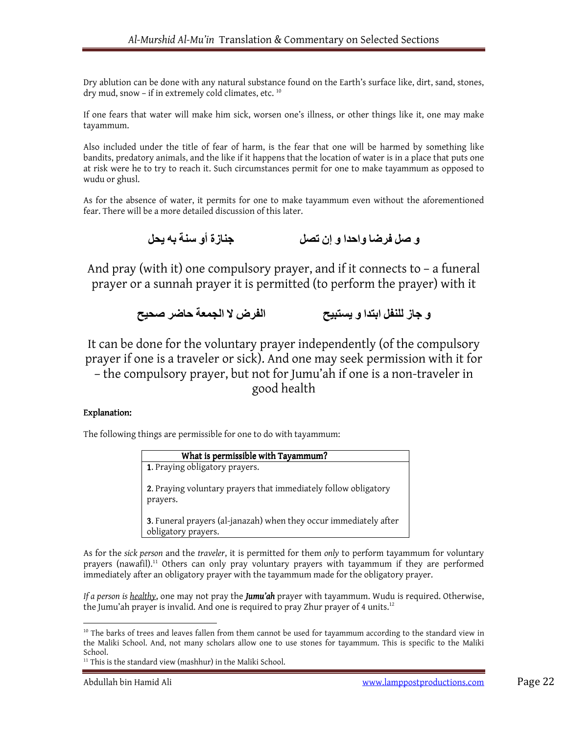Dry ablution can be done with any natural substance found on the Earth's surface like, dirt, sand, stones, dry mud, snow – if in extremely cold climates, etc. [10]

If one fears that water will make him sick, worsen one's illness, or other things like it, one may make tayammum.

Also included under the title of fear of harm, is the fear that one will be harmed by something like bandits, predatory animals, and the like if it happens that the location of water is in a place that puts one at risk were he to try to reach it. Such circumstances permit for one to make tayammum as opposed to wudu or ghusl.

As for the absence of water, it permits for one to make tayammum even without the aforementioned fear. There will be a more detailed discussion of this later.

و صل فرضا واحدا و إن تصل　　　　جنازة أو سنة به يحل

And pray (with it) one compulsory prayer, and if it connects to – a funeral prayer or a sunnah prayer it is permitted (to perform the prayer) with it

و جاز للنفل ابتدا و يستبيح　　　　الفرض لا الجمعة حاضر صحيح

It can be done for the voluntary prayer independently (of the compulsory prayer if one is a traveler or sick). And one may seek permission with it for – the compulsory prayer, but not for Jumu'ah if one is a non-traveler in good health

**Explanation:**

The following things are permissible for one to do with tayammum:

| What is permissible with Tayammum? |
|---|
| **1**. Praying obligatory prayers. |
| **2**. Praying voluntary prayers that immediately follow obligatory prayers. |
| **3**. Funeral prayers (al-janazah) when they occur immediately after obligatory prayers. |

As for the *sick person* and the *traveler*, it is permitted for them *only* to perform tayammum for voluntary prayers (nawafil).[11] Others can only pray voluntary prayers with tayammum if they are performed immediately after an obligatory prayer with the tayammum made for the obligatory prayer.

*If a person is healthy*, one may not pray the ***Jumu'ah*** prayer with tayammum. Wudu is required. Otherwise, the Jumu'ah prayer is invalid. And one is required to pray Zhur prayer of 4 units.[12]

---

[10] The barks of trees and leaves fallen from them cannot be used for tayammum according to the standard view in the Maliki School. And, not many scholars allow one to use stones for tayammum. This is specific to the Maliki School.

[11] This is the standard view (mashhur) in the Maliki School.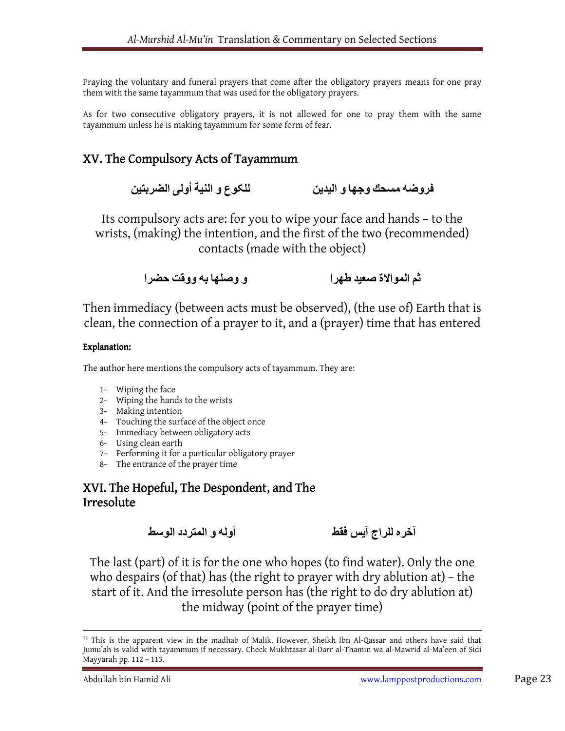Praying the voluntary and funeral prayers that come after the obligatory prayers means for one pray them with the same tayammum that was used for the obligatory prayers.

As for two consecutive obligatory prayers, it is not allowed for one to pray them with the same tayammum unless he is making tayammum for some form of fear.

## XV. The Compulsory Acts of Tayammum

فروضه مسحك وجها و اليدين  للكوع و النية أولى الضربتين

Its compulsory acts are: for you to wipe your face and hands – to the wrists, (making) the intention, and the first of the two (recommended) contacts (made with the object)

ثم الموالاة صعيد طهرا  و وصلها به ووقت حضرا

Then immediacy (between acts must be observed), (the use of) Earth that is clean, the connection of a prayer to it, and a (prayer) time that has entered

**Explanation:**

The author here mentions the compulsory acts of tayammum. They are:

1- Wiping the face
2- Wiping the hands to the wrists
3- Making intention
4- Touching the surface of the object once
5- Immediacy between obligatory acts
6- Using clean earth
7- Performing it for a particular obligatory prayer
8- The entrance of the prayer time

## XVI. The Hopeful, The Despondent, and The Irresolute

آخره للراج آيس فقط  أوله و المتردد الوسط

The last (part) of it is for the one who hopes (to find water). Only the one who despairs (of that) has (the right to prayer with dry ablution at) – the start of it. And the irresolute person has (the right to do dry ablution at) the midway (point of the prayer time)

---

[12] This is the apparent view in the madhab of Malik. However, Sheikh Ibn Al-Qassar and others have said that Jumu'ah is valid with tayammum if necessary. Check Mukhtasar al-Darr al-Thamin wa al-Mawrid al-Ma'een of Sidi Mayyarah pp. 112 – 113.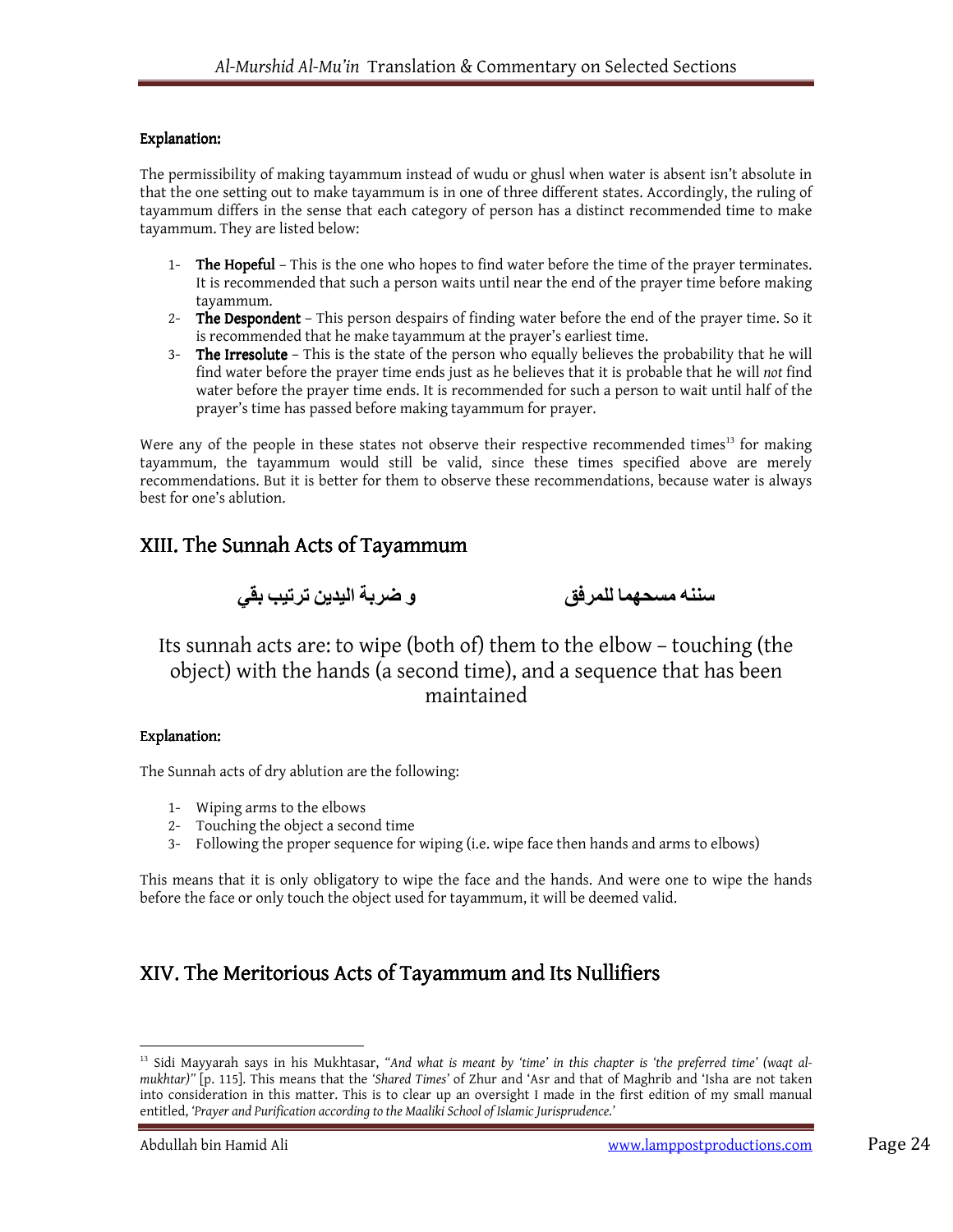**Explanation:**

The permissibility of making tayammum instead of wudu or ghusl when water is absent isn't absolute in that the one setting out to make tayammum is in one of three different states. Accordingly, the ruling of tayammum differs in the sense that each category of person has a distinct recommended time to make tayammum. They are listed below:

1- **The Hopeful** – This is the one who hopes to find water before the time of the prayer terminates. It is recommended that such a person waits until near the end of the prayer time before making tayammum.
2- **The Despondent** – This person despairs of finding water before the end of the prayer time. So it is recommended that he make tayammum at the prayer's earliest time.
3- **The Irresolute** – This is the state of the person who equally believes the probability that he will find water before the prayer time ends just as he believes that it is probable that he will *not* find water before the prayer time ends. It is recommended for such a person to wait until half of the prayer's time has passed before making tayammum for prayer.

Were any of the people in these states not observe their respective recommended times[13] for making tayammum, the tayammum would still be valid, since these times specified above are merely recommendations. But it is better for them to observe these recommendations, because water is always best for one's ablution.

## XIII. The Sunnah Acts of Tayammum

سننه مسحهما للمرفق        و ضربة اليدين ترتيب بقي

Its sunnah acts are: to wipe (both of) them to the elbow – touching (the object) with the hands (a second time), and a sequence that has been maintained

**Explanation:**

The Sunnah acts of dry ablution are the following:

1- Wiping arms to the elbows
2- Touching the object a second time
3- Following the proper sequence for wiping (i.e. wipe face then hands and arms to elbows)

This means that it is only obligatory to wipe the face and the hands. And were one to wipe the hands before the face or only touch the object used for tayammum, it will be deemed valid.

## XIV. The Meritorious Acts of Tayammum and Its Nullifiers

---

[13] Sidi Mayyarah says in his Mukhtasar, *"And what is meant by 'time' in this chapter is 'the preferred time' (waqt al-mukhtar)"* [p. 115]. This means that the *'Shared Times'* of Zhur and 'Asr and that of Maghrib and 'Isha are not taken into consideration in this matter. This is to clear up an oversight I made in the first edition of my small manual entitled, *'Prayer and Purification according to the Maaliki School of Islamic Jurisprudence.'*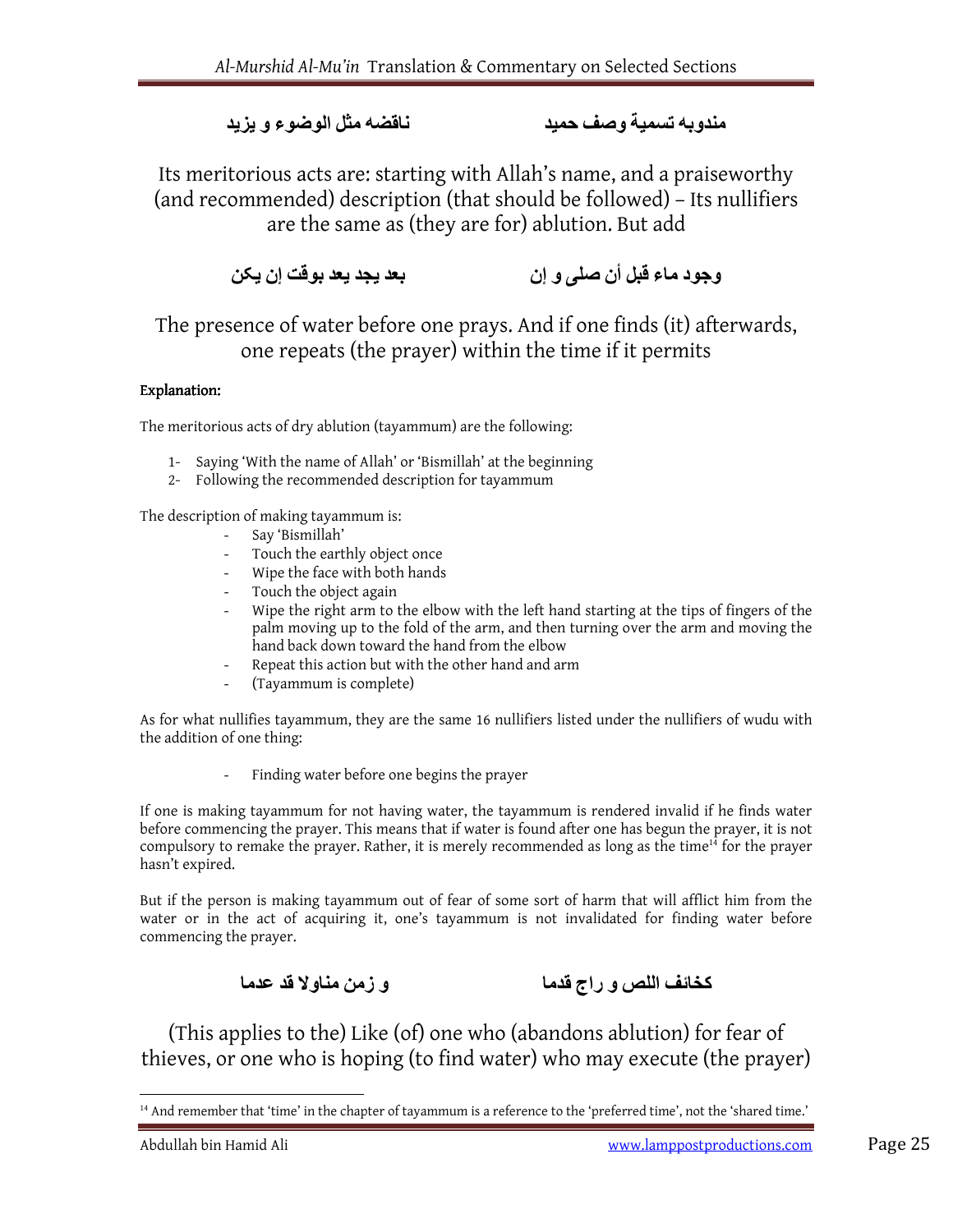مندوبه تسمية وصف حميد　　　　ناقضه مثل الوضوء و يزيد

Its meritorious acts are: starting with Allah's name, and a praiseworthy (and recommended) description (that should be followed) – Its nullifiers are the same as (they are for) ablution. But add

وجود ماء قبل أن صلى و إن　　　　بعد يجد يعد بوقت إن يكن

The presence of water before one prays. And if one finds (it) afterwards, one repeats (the prayer) within the time if it permits

**Explanation:**

The meritorious acts of dry ablution (tayammum) are the following:

1- Saying 'With the name of Allah' or 'Bismillah' at the beginning
2- Following the recommended description for tayammum

The description of making tayammum is:

- Say 'Bismillah'
- Touch the earthly object once
- Wipe the face with both hands
- Touch the object again
- Wipe the right arm to the elbow with the left hand starting at the tips of fingers of the palm moving up to the fold of the arm, and then turning over the arm and moving the hand back down toward the hand from the elbow
- Repeat this action but with the other hand and arm
- (Tayammum is complete)

As for what nullifies tayammum, they are the same 16 nullifiers listed under the nullifiers of wudu with the addition of one thing:

- Finding water before one begins the prayer

If one is making tayammum for not having water, the tayammum is rendered invalid if he finds water before commencing the prayer. This means that if water is found after one has begun the prayer, it is not compulsory to remake the prayer. Rather, it is merely recommended as long as the time[14] for the prayer hasn't expired.

But if the person is making tayammum out of fear of some sort of harm that will afflict him from the water or in the act of acquiring it, one's tayammum is not invalidated for finding water before commencing the prayer.

كخائف اللص و راج قدما　　　　و زمن مناولا قد عدما

(This applies to the) Like (of) one who (abandons ablution) for fear of thieves, or one who is hoping (to find water) who may execute (the prayer)

[14] And remember that 'time' in the chapter of tayammum is a reference to the 'preferred time', not the 'shared time.'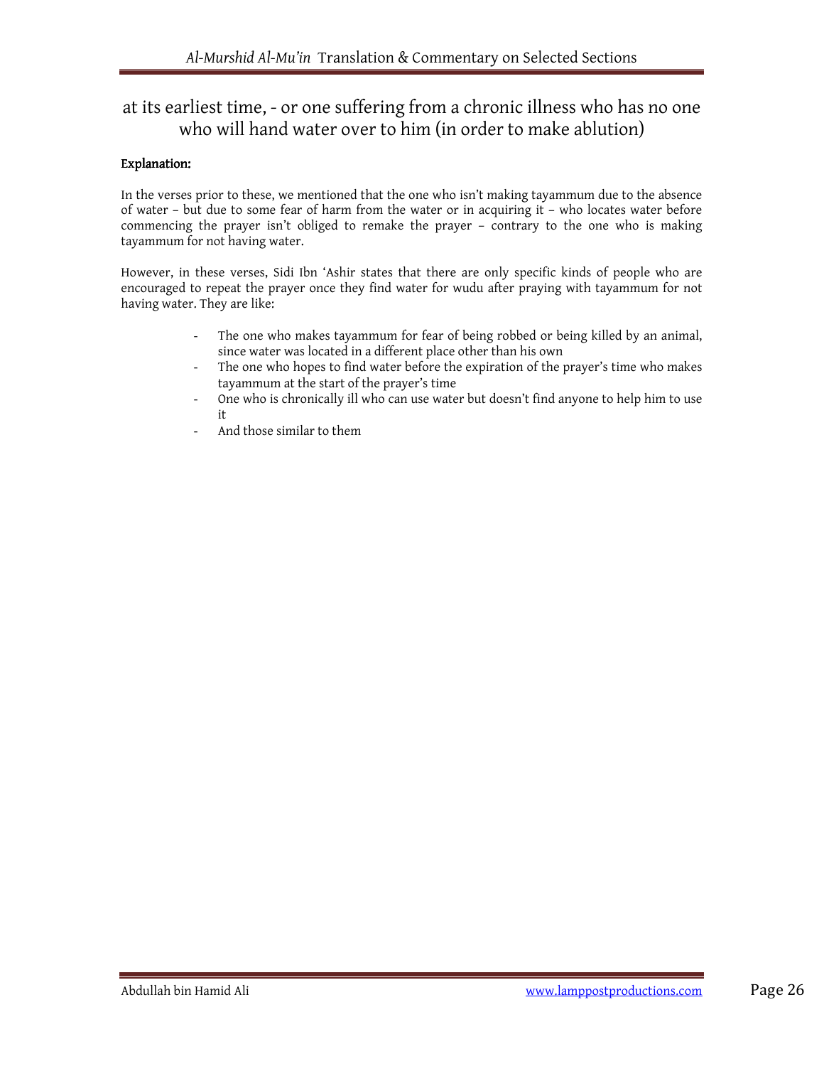at its earliest time, - or one suffering from a chronic illness who has no one who will hand water over to him (in order to make ablution)

**Explanation:**

In the verses prior to these, we mentioned that the one who isn't making tayammum due to the absence of water – but due to some fear of harm from the water or in acquiring it – who locates water before commencing the prayer isn't obliged to remake the prayer – contrary to the one who is making tayammum for not having water.

However, in these verses, Sidi Ibn 'Ashir states that there are only specific kinds of people who are encouraged to repeat the prayer once they find water for wudu after praying with tayammum for not having water. They are like:

- The one who makes tayammum for fear of being robbed or being killed by an animal, since water was located in a different place other than his own
- The one who hopes to find water before the expiration of the prayer's time who makes tayammum at the start of the prayer's time
- One who is chronically ill who can use water but doesn't find anyone to help him to use it
- And those similar to them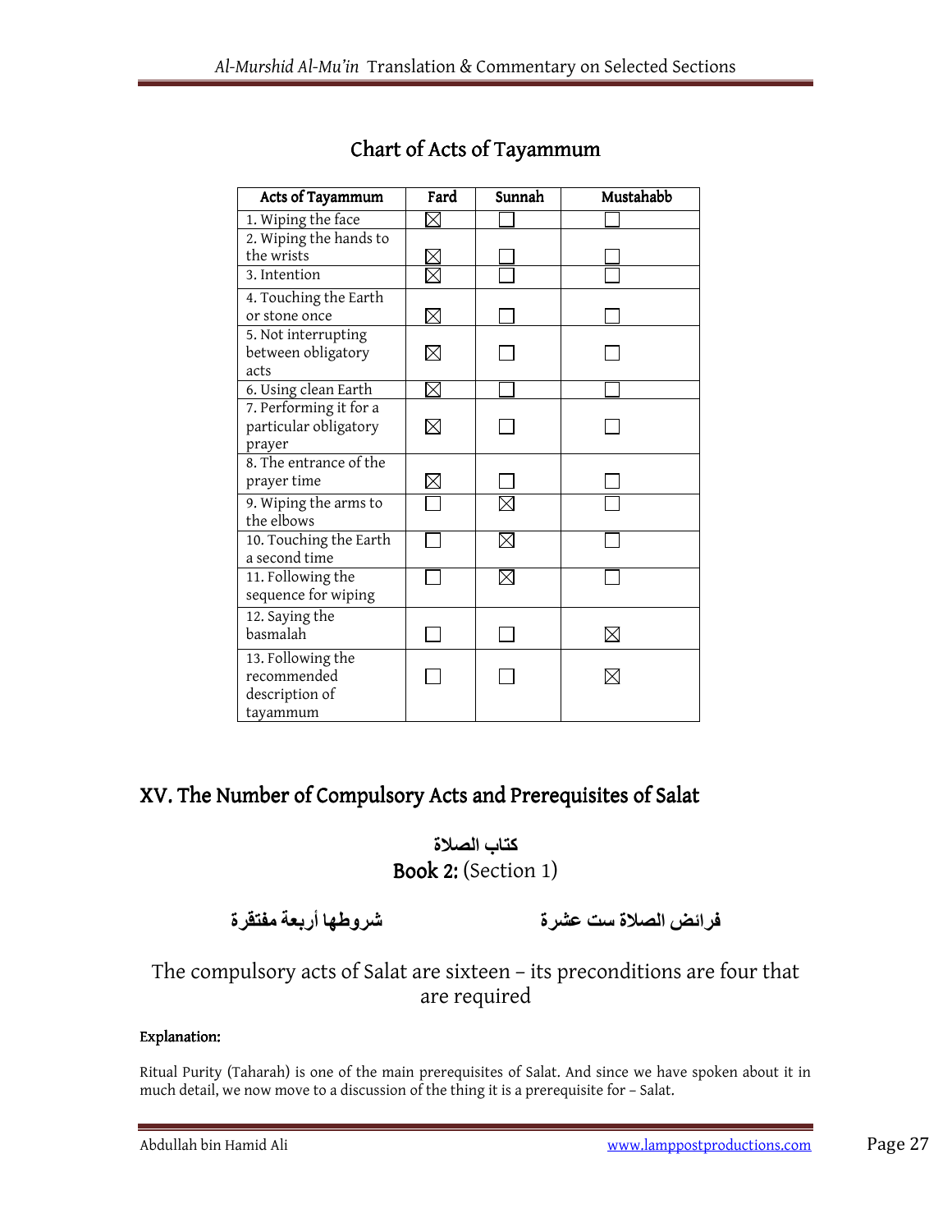## Chart of Acts of Tayammum

| Acts of Tayammum | Fard | Sunnah | Mustahabb |
|---|---|---|---|
| 1. Wiping the face | ☒ | ☐ | ☐ |
| 2. Wiping the hands to the wrists | ☒ | ☐ | ☐ |
| 3. Intention | ☒ | ☐ | ☐ |
| 4. Touching the Earth or stone once | ☒ | ☐ | ☐ |
| 5. Not interrupting between obligatory acts | ☒ | ☐ | ☐ |
| 6. Using clean Earth | ☒ | ☐ | ☐ |
| 7. Performing it for a particular obligatory prayer | ☒ | ☐ | ☐ |
| 8. The entrance of the prayer time | ☒ | ☐ | ☐ |
| 9. Wiping the arms to the elbows | ☐ | ☒ | ☐ |
| 10. Touching the Earth a second time | ☐ | ☒ | ☐ |
| 11. Following the sequence for wiping | ☐ | ☒ | ☐ |
| 12. Saying the basmalah | ☐ | ☐ | ☒ |
| 13. Following the recommended description of tayammum | ☐ | ☐ | ☒ |

## XV. The Number of Compulsory Acts and Prerequisites of Salat

كتاب الصلاة

**Book 2:** (Section 1)

فرائض الصلاة ست عشرة          شروطها أربعة مفتقرة

The compulsory acts of Salat are sixteen – its preconditions are four that are required

**Explanation:**

Ritual Purity (Taharah) is one of the main prerequisites of Salat. And since we have spoken about it in much detail, we now move to a discussion of the thing it is a prerequisite for – Salat.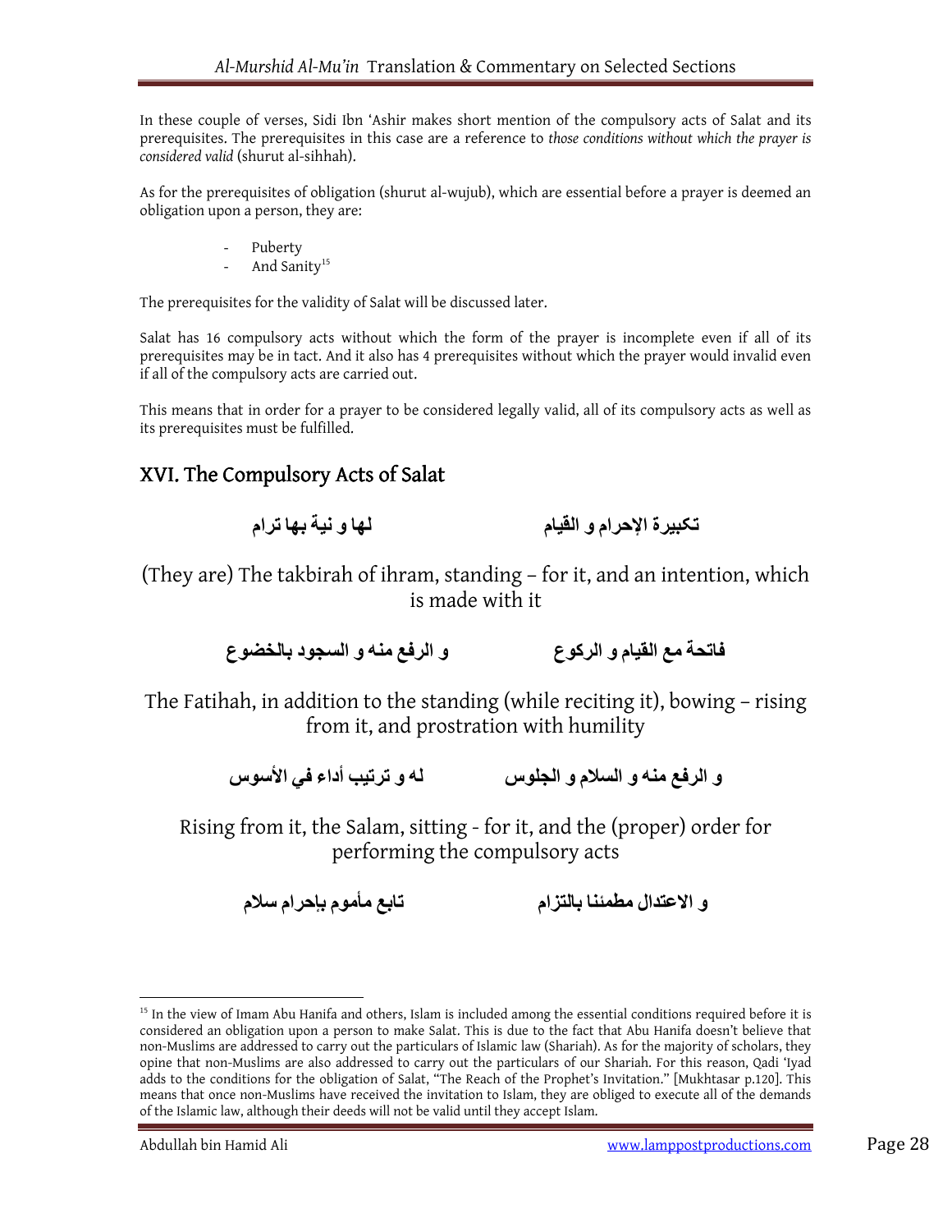In these couple of verses, Sidi Ibn 'Ashir makes short mention of the compulsory acts of Salat and its prerequisites. The prerequisites in this case are a reference to *those conditions without which the prayer is considered valid* (shurut al-sihhah).

As for the prerequisites of obligation (shurut al-wujub), which are essential before a prayer is deemed an obligation upon a person, they are:

- Puberty
- And Sanity[15]

The prerequisites for the validity of Salat will be discussed later.

Salat has 16 compulsory acts without which the form of the prayer is incomplete even if all of its prerequisites may be in tact. And it also has 4 prerequisites without which the prayer would invalid even if all of the compulsory acts are carried out.

This means that in order for a prayer to be considered legally valid, all of its compulsory acts as well as its prerequisites must be fulfilled.

## XVI. The Compulsory Acts of Salat

تكبيرة الإحرام و القيام　　　　لها و نية بها ترام

(They are) The takbirah of ihram, standing – for it, and an intention, which is made with it

فاتحة مع القيام و الركوع　　　　و الرفع منه و السجود بالخضوع

The Fatihah, in addition to the standing (while reciting it), bowing – rising from it, and prostration with humility

و الرفع منه و السلام و الجلوس　　　　له و ترتيب أداء في الأسوس

Rising from it, the Salam, sitting - for it, and the (proper) order for performing the compulsory acts

و الاعتدال مطمئنا بالتزام　　　　تابع مأموم بإحرام سلام

---

[15] In the view of Imam Abu Hanifa and others, Islam is included among the essential conditions required before it is considered an obligation upon a person to make Salat. This is due to the fact that Abu Hanifa doesn't believe that non-Muslims are addressed to carry out the particulars of Islamic law (Shariah). As for the majority of scholars, they opine that non-Muslims are also addressed to carry out the particulars of our Shariah. For this reason, Qadi 'Iyad adds to the conditions for the obligation of Salat, "The Reach of the Prophet's Invitation." [Mukhtasar p.120]. This means that once non-Muslims have received the invitation to Islam, they are obliged to execute all of the demands of the Islamic law, although their deeds will not be valid until they accept Islam.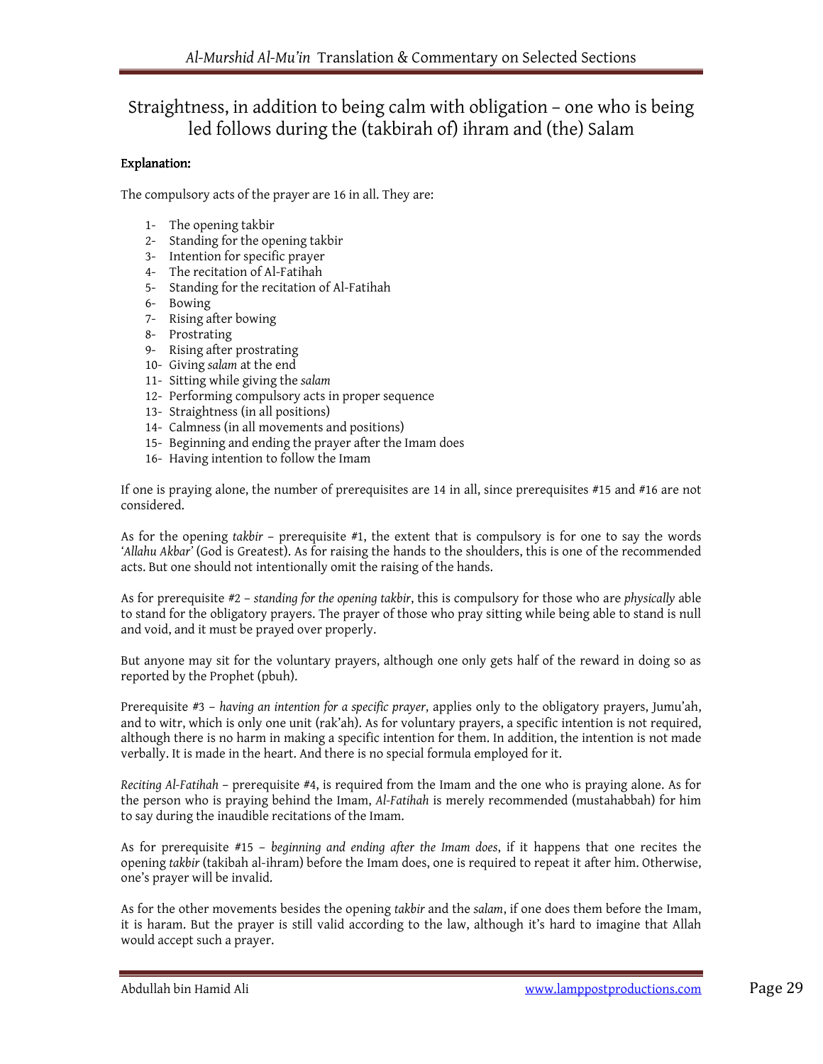## Straightness, in addition to being calm with obligation – one who is being led follows during the (takbirah of) ihram and (the) Salam

**Explanation:**

The compulsory acts of the prayer are 16 in all. They are:

1- The opening takbir
2- Standing for the opening takbir
3- Intention for specific prayer
4- The recitation of Al-Fatihah
5- Standing for the recitation of Al-Fatihah
6- Bowing
7- Rising after bowing
8- Prostrating
9- Rising after prostrating
10- Giving *salam* at the end
11- Sitting while giving the *salam*
12- Performing compulsory acts in proper sequence
13- Straightness (in all positions)
14- Calmness (in all movements and positions)
15- Beginning and ending the prayer after the Imam does
16- Having intention to follow the Imam

If one is praying alone, the number of prerequisites are 14 in all, since prerequisites #15 and #16 are not considered.

As for the opening *takbir* – prerequisite #1, the extent that is compulsory is for one to say the words '*Allahu Akbar*' (God is Greatest). As for raising the hands to the shoulders, this is one of the recommended acts. But one should not intentionally omit the raising of the hands.

As for prerequisite #2 – *standing for the opening takbir*, this is compulsory for those who are *physically* able to stand for the obligatory prayers. The prayer of those who pray sitting while being able to stand is null and void, and it must be prayed over properly.

But anyone may sit for the voluntary prayers, although one only gets half of the reward in doing so as reported by the Prophet (pbuh).

Prerequisite #3 – *having an intention for a specific prayer*, applies only to the obligatory prayers, Jumu'ah, and to witr, which is only one unit (rak'ah). As for voluntary prayers, a specific intention is not required, although there is no harm in making a specific intention for them. In addition, the intention is not made verbally. It is made in the heart. And there is no special formula employed for it.

*Reciting Al-Fatihah* – prerequisite #4, is required from the Imam and the one who is praying alone. As for the person who is praying behind the Imam, *Al-Fatihah* is merely recommended (mustahabbah) for him to say during the inaudible recitations of the Imam.

As for prerequisite #15 – *beginning and ending after the Imam does*, if it happens that one recites the opening *takbir* (takibah al-ihram) before the Imam does, one is required to repeat it after him. Otherwise, one's prayer will be invalid.

As for the other movements besides the opening *takbir* and the *salam*, if one does them before the Imam, it is haram. But the prayer is still valid according to the law, although it's hard to imagine that Allah would accept such a prayer.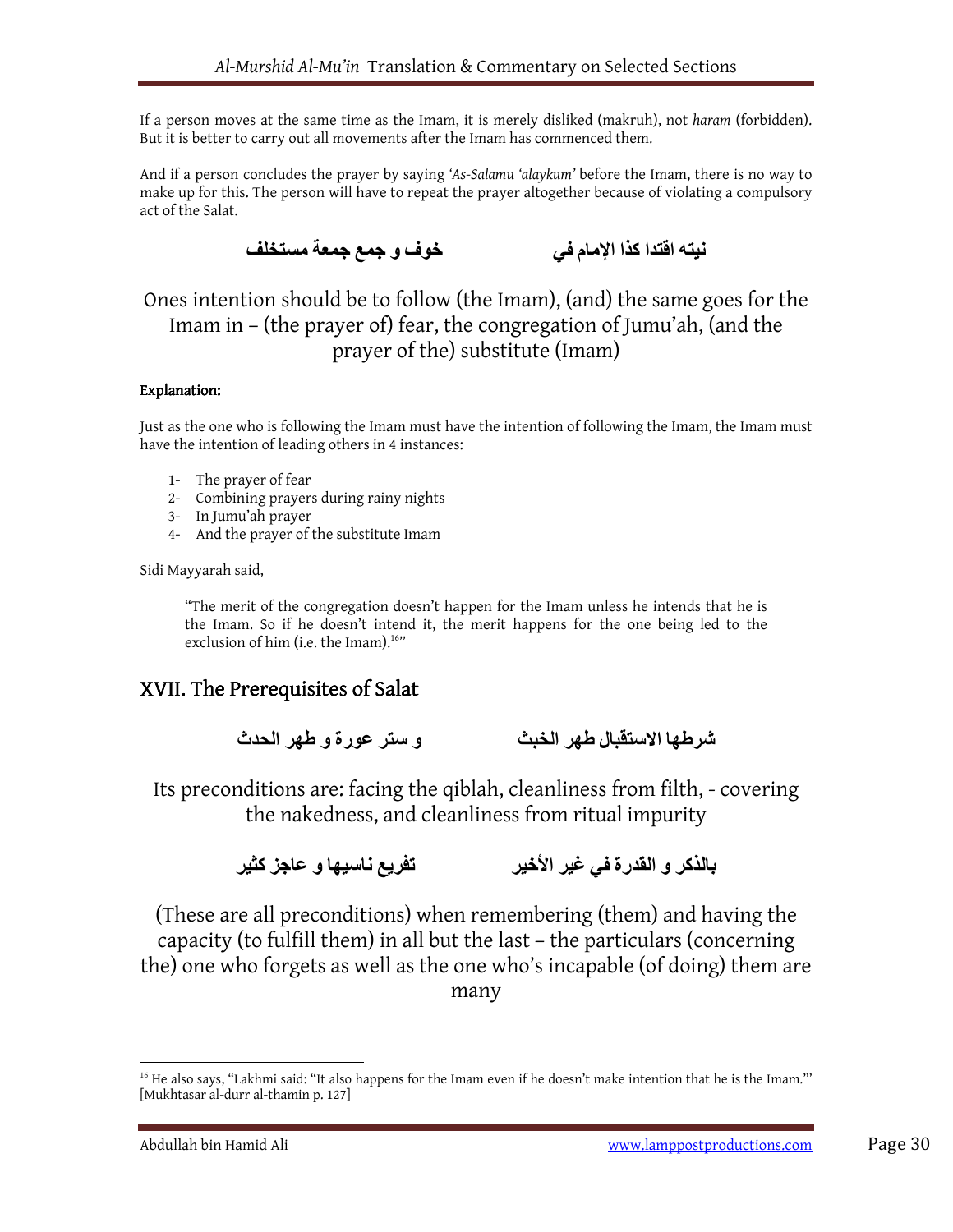If a person moves at the same time as the Imam, it is merely disliked (makruh), not *haram* (forbidden). But it is better to carry out all movements after the Imam has commenced them.

And if a person concludes the prayer by saying *'As-Salamu 'alaykum'* before the Imam, there is no way to make up for this. The person will have to repeat the prayer altogether because of violating a compulsory act of the Salat.

**نيته اقتدا كذا الإمام في          خوف و جمع جمعة مستخلف**

Ones intention should be to follow (the Imam), (and) the same goes for the Imam in – (the prayer of) fear, the congregation of Jumu'ah, (and the prayer of the) substitute (Imam)

**Explanation:**

Just as the one who is following the Imam must have the intention of following the Imam, the Imam must have the intention of leading others in 4 instances:

1- The prayer of fear
2- Combining prayers during rainy nights
3- In Jumu'ah prayer
4- And the prayer of the substitute Imam

Sidi Mayyarah said,

> "The merit of the congregation doesn't happen for the Imam unless he intends that he is the Imam. So if he doesn't intend it, the merit happens for the one being led to the exclusion of him (i.e. the Imam).[16]"

## XVII. The Prerequisites of Salat

**شرطها الاستقبال طهر الخبث          و ستر عورة و طهر الحدث**

Its preconditions are: facing the qiblah, cleanliness from filth, - covering the nakedness, and cleanliness from ritual impurity

**بالذكر و القدرة في غير الأخير          تفريع ناسيها و عاجز كثير**

(These are all preconditions) when remembering (them) and having the capacity (to fulfill them) in all but the last – the particulars (concerning the) one who forgets as well as the one who's incapable (of doing) them are many

---

[16] He also says, "Lakhmi said: "It also happens for the Imam even if he doesn't make intention that he is the Imam."" [Mukhtasar al-durr al-thamin p. 127]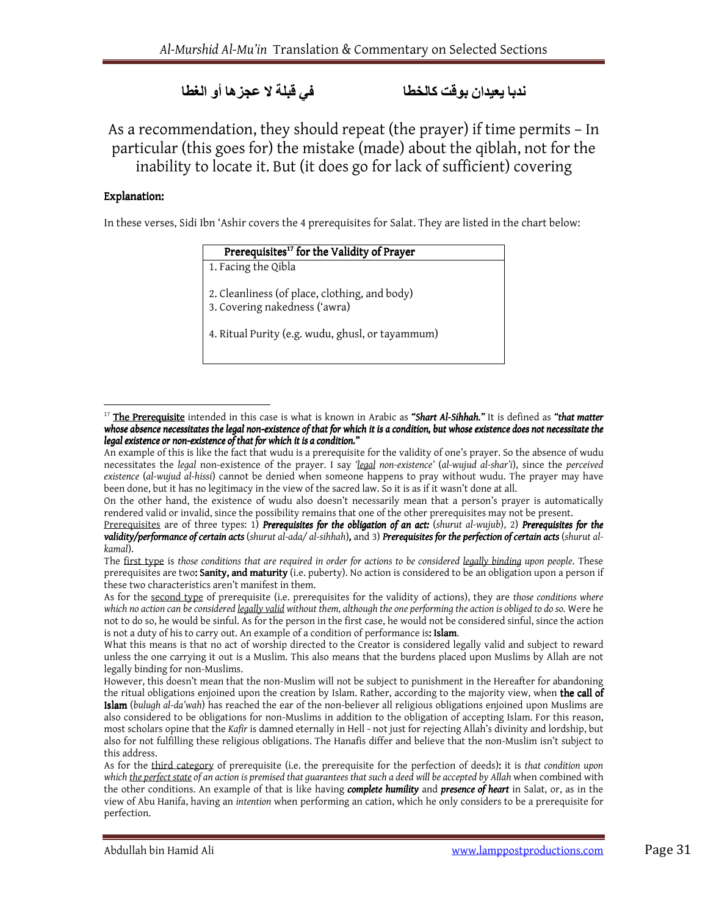ندبا يعيدان بوقت كالخطا　　　　في قبلة لا عجزها أو الغطا

As a recommendation, they should repeat (the prayer) if time permits – In particular (this goes for) the mistake (made) about the qiblah, not for the inability to locate it. But (it does go for lack of sufficient) covering

**Explanation:**

In these verses, Sidi Ibn 'Ashir covers the 4 prerequisites for Salat. They are listed in the chart below:

| **Prerequisites[17] for the Validity of Prayer** |
|---|
| 1. Facing the Qibla |
| 2. Cleanliness (of place, clothing, and body) |
| 3. Covering nakedness ('awra) |
| 4. Ritual Purity (e.g. wudu, ghusl, or tayammum) |

---

[17] **The Prerequisite** intended in this case is what is known in Arabic as ***"Shart Al-Sihhah."*** It is defined as ***"that matter whose absence necessitates the legal non-existence of that for which it is a condition, but whose existence does not necessitate the legal existence or non-existence of that for which it is a condition."***

An example of this is like the fact that wudu is a prerequisite for the validity of one's prayer. So the absence of wudu necessitates the *legal* non-existence of the prayer. I say *'legal non-existence'* (*al-wujud al-shar'i*), since the *perceived existence* (*al-wujud al-hissi*) cannot be denied when someone happens to pray without wudu. The prayer may have been done, but it has no legitimacy in the view of the sacred law. So it is as if it wasn't done at all.

On the other hand, the existence of wudu also doesn't necessarily mean that a person's prayer is automatically rendered valid or invalid, since the possibility remains that one of the other prerequisites may not be present.

Prerequisites are of three types: 1) ***Prerequisites for the obligation of an act:*** (*shurut al-wujub*), 2) ***Prerequisites for the validity/performance of certain acts*** (*shurut al-ada/ al-sihhah*)**,** and 3) ***Prerequisites for the perfection of certain acts*** (*shurut al-kamal*).

The first type is *those conditions that are required in order for actions to be considered legally binding upon people*. These prerequisites are two**: Sanity, and maturity** (i.e. puberty). No action is considered to be an obligation upon a person if these two characteristics aren't manifest in them.

As for the second type of prerequisite (i.e. prerequisites for the validity of actions), they are *those conditions where which no action can be considered legally valid without them, although the one performing the action is obliged to do so.* Were he not to do so, he would be sinful. As for the person in the first case, he would not be considered sinful, since the action is not a duty of his to carry out. An example of a condition of performance is**: Islam**.

What this means is that no act of worship directed to the Creator is considered legally valid and subject to reward unless the one carrying it out is a Muslim. This also means that the burdens placed upon Muslims by Allah are not legally binding for non-Muslims.

However, this doesn't mean that the non-Muslim will not be subject to punishment in the Hereafter for abandoning the ritual obligations enjoined upon the creation by Islam. Rather, according to the majority view, when **the call of Islam** (*bulugh al-da'wah*) has reached the ear of the non-believer all religious obligations enjoined upon Muslims are also considered to be obligations for non-Muslims in addition to the obligation of accepting Islam. For this reason, most scholars opine that the *Kafir* is damned eternally in Hell - not just for rejecting Allah's divinity and lordship, but also for not fulfilling these religious obligations. The Hanafis differ and believe that the non-Muslim isn't subject to this address.

As for the third category of prerequisite (i.e. the prerequisite for the perfection of deeds)**:** it is *that condition upon which the perfect state of an action is premised that guarantees that such a deed will be accepted by Allah* when combined with the other conditions. An example of that is like having ***complete humility*** and ***presence of heart*** in Salat, or, as in the view of Abu Hanifa, having an *intention* when performing an cation, which he only considers to be a prerequisite for perfection.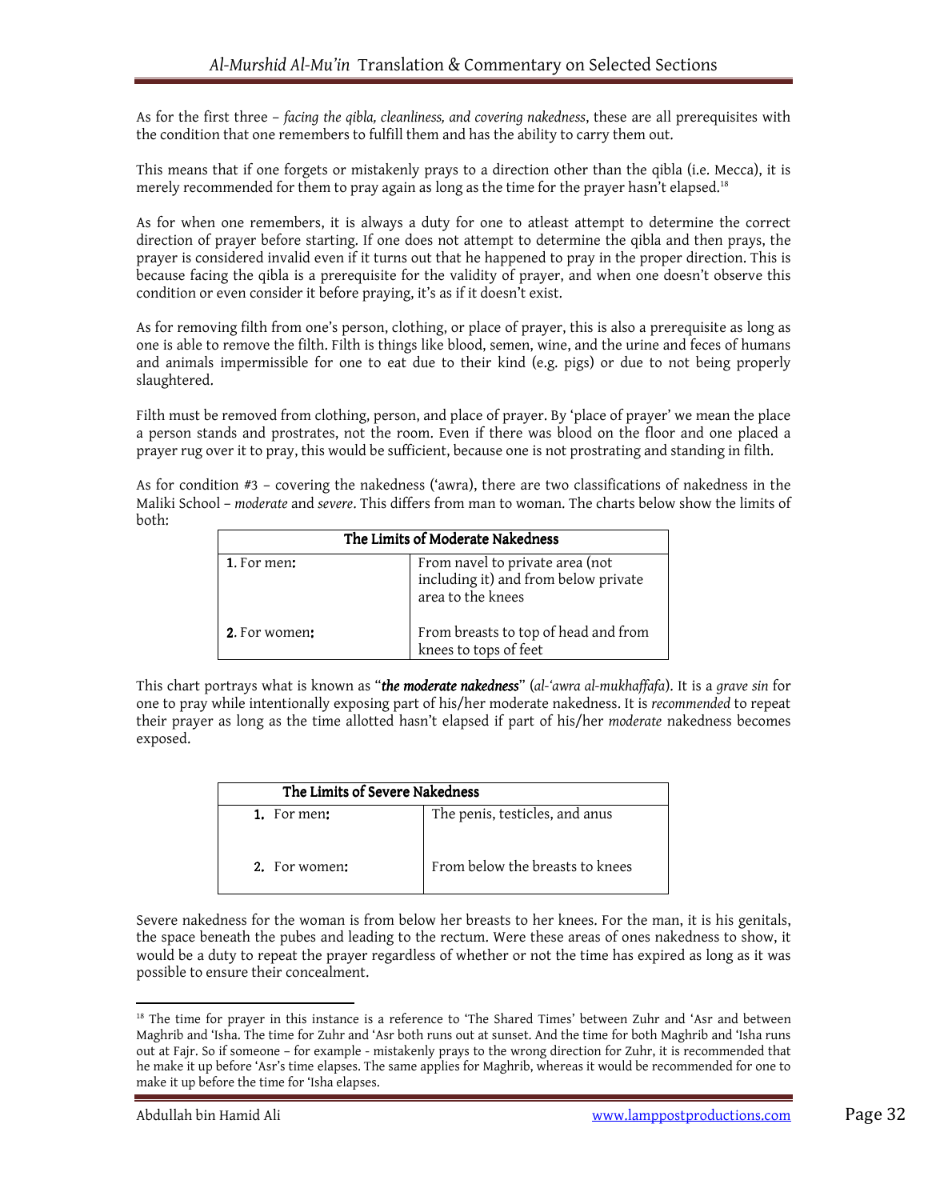As for the first three – *facing the qibla, cleanliness, and covering nakedness*, these are all prerequisites with the condition that one remembers to fulfill them and has the ability to carry them out.

This means that if one forgets or mistakenly prays to a direction other than the qibla (i.e. Mecca), it is merely recommended for them to pray again as long as the time for the prayer hasn't elapsed.[18]

As for when one remembers, it is always a duty for one to atleast attempt to determine the correct direction of prayer before starting. If one does not attempt to determine the qibla and then prays, the prayer is considered invalid even if it turns out that he happened to pray in the proper direction. This is because facing the qibla is a prerequisite for the validity of prayer, and when one doesn't observe this condition or even consider it before praying, it's as if it doesn't exist.

As for removing filth from one's person, clothing, or place of prayer, this is also a prerequisite as long as one is able to remove the filth. Filth is things like blood, semen, wine, and the urine and feces of humans and animals impermissible for one to eat due to their kind (e.g. pigs) or due to not being properly slaughtered.

Filth must be removed from clothing, person, and place of prayer. By 'place of prayer' we mean the place a person stands and prostrates, not the room. Even if there was blood on the floor and one placed a prayer rug over it to pray, this would be sufficient, because one is not prostrating and standing in filth.

As for condition #3 – covering the nakedness ('awra), there are two classifications of nakedness in the Maliki School – *moderate* and *severe*. This differs from man to woman. The charts below show the limits of both:

| **The Limits of Moderate Nakedness** | |
|---|---|
| **1**. For men**:** | From navel to private area (not including it) and from below private area to the knees |
| **2**. For women**:** | From breasts to top of head and from knees to tops of feet |

This chart portrays what is known as "***the moderate nakedness***" (*al-'awra al-mukhaffafa*). It is a *grave sin* for one to pray while intentionally exposing part of his/her moderate nakedness. It is *recommended* to repeat their prayer as long as the time allotted hasn't elapsed if part of his/her *moderate* nakedness becomes exposed.

| **The Limits of Severe Nakedness** | |
|---|---|
| **1.** For men**:** | The penis, testicles, and anus |
| **2.** For women**:** | From below the breasts to knees |

Severe nakedness for the woman is from below her breasts to her knees. For the man, it is his genitals, the space beneath the pubes and leading to the rectum. Were these areas of ones nakedness to show, it would be a duty to repeat the prayer regardless of whether or not the time has expired as long as it was possible to ensure their concealment.

---

[18] The time for prayer in this instance is a reference to 'The Shared Times' between Zuhr and 'Asr and between Maghrib and 'Isha. The time for Zuhr and 'Asr both runs out at sunset. And the time for both Maghrib and 'Isha runs out at Fajr. So if someone – for example - mistakenly prays to the wrong direction for Zuhr, it is recommended that he make it up before 'Asr's time elapses. The same applies for Maghrib, whereas it would be recommended for one to make it up before the time for 'Isha elapses.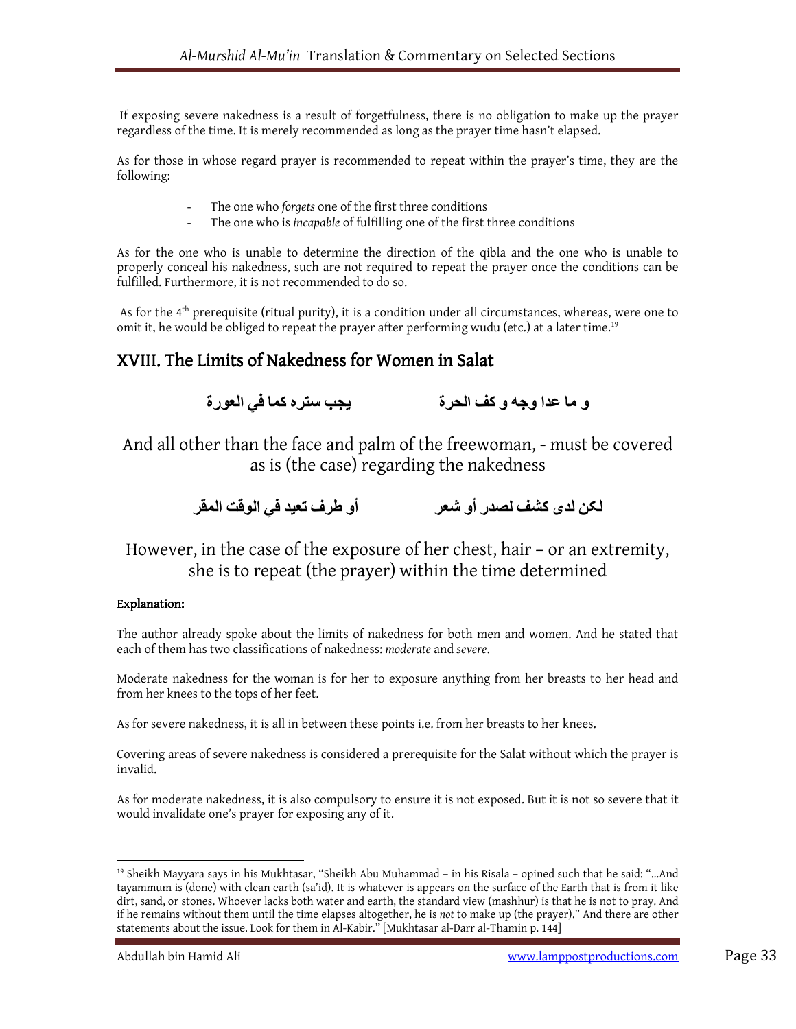If exposing severe nakedness is a result of forgetfulness, there is no obligation to make up the prayer regardless of the time. It is merely recommended as long as the prayer time hasn't elapsed.

As for those in whose regard prayer is recommended to repeat within the prayer's time, they are the following:

- The one who *forgets* one of the first three conditions
- The one who is *incapable* of fulfilling one of the first three conditions

As for the one who is unable to determine the direction of the qibla and the one who is unable to properly conceal his nakedness, such are not required to repeat the prayer once the conditions can be fulfilled. Furthermore, it is not recommended to do so.

As for the 4th prerequisite (ritual purity), it is a condition under all circumstances, whereas, were one to omit it, he would be obliged to repeat the prayer after performing wudu (etc.) at a later time.[19]

## XVIII. The Limits of Nakedness for Women in Salat

**و ما عدا وجه و كف الحرة &nbsp;&nbsp;&nbsp;&nbsp;&nbsp;&nbsp;&nbsp;&nbsp; يجب ستره كما في العورة**

And all other than the face and palm of the freewoman, - must be covered as is (the case) regarding the nakedness

**لكن لدى كشف لصدر أو شعر &nbsp;&nbsp;&nbsp;&nbsp;&nbsp;&nbsp;&nbsp;&nbsp; أو طرف تعيد في الوقت المقر**

However, in the case of the exposure of her chest, hair – or an extremity, she is to repeat (the prayer) within the time determined

**Explanation:**

The author already spoke about the limits of nakedness for both men and women. And he stated that each of them has two classifications of nakedness: *moderate* and *severe*.

Moderate nakedness for the woman is for her to exposure anything from her breasts to her head and from her knees to the tops of her feet.

As for severe nakedness, it is all in between these points i.e. from her breasts to her knees.

Covering areas of severe nakedness is considered a prerequisite for the Salat without which the prayer is invalid.

As for moderate nakedness, it is also compulsory to ensure it is not exposed. But it is not so severe that it would invalidate one's prayer for exposing any of it.

---

[19] Sheikh Mayyara says in his Mukhtasar, "Sheikh Abu Muhammad – in his Risala – opined such that he said: "…And tayammum is (done) with clean earth (sa'id). It is whatever is appears on the surface of the Earth that is from it like dirt, sand, or stones. Whoever lacks both water and earth, the standard view (mashhur) is that he is not to pray. And if he remains without them until the time elapses altogether, he is *not* to make up (the prayer)." And there are other statements about the issue. Look for them in Al-Kabir." [Mukhtasar al-Darr al-Thamin p. 144]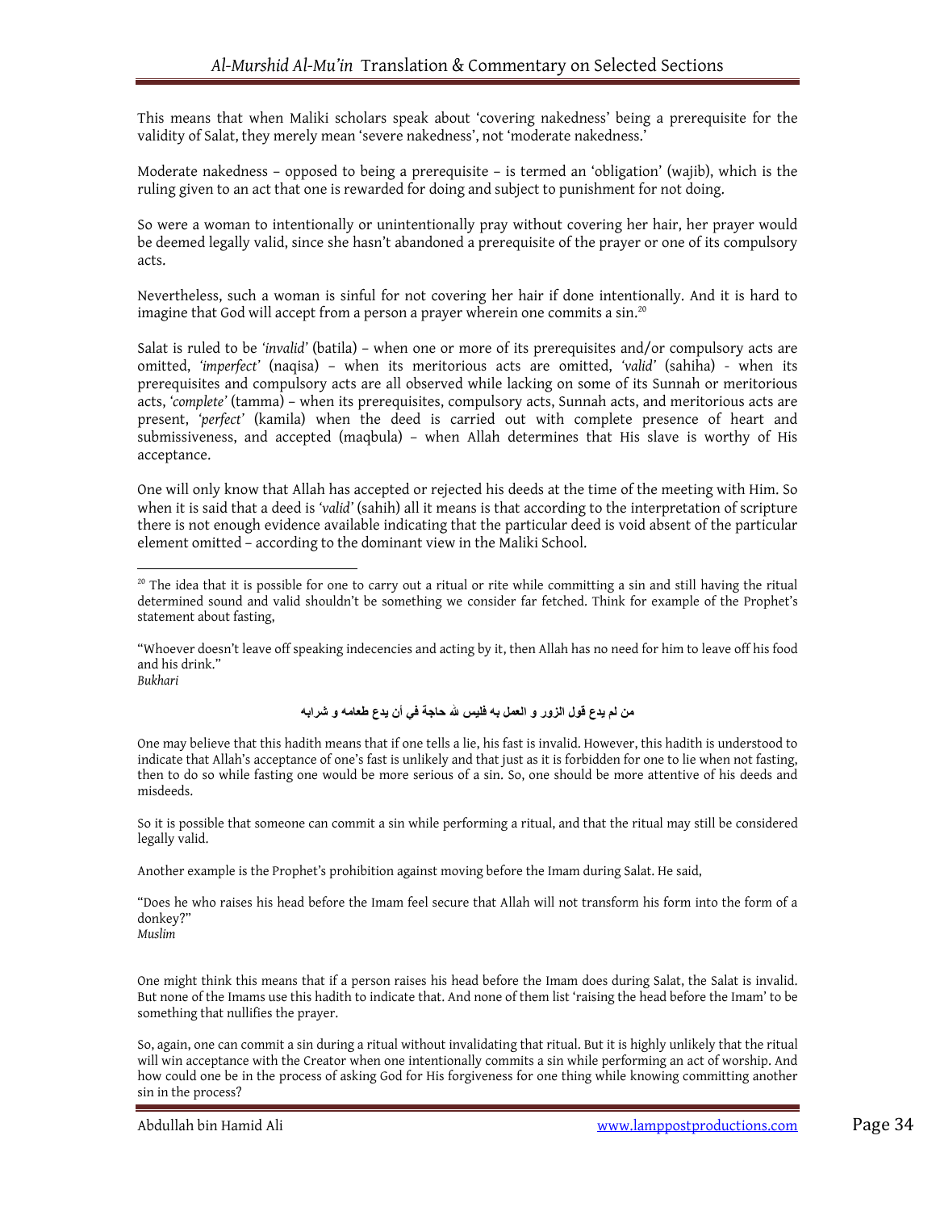This means that when Maliki scholars speak about 'covering nakedness' being a prerequisite for the validity of Salat, they merely mean 'severe nakedness', not 'moderate nakedness.'

Moderate nakedness – opposed to being a prerequisite – is termed an 'obligation' (wajib), which is the ruling given to an act that one is rewarded for doing and subject to punishment for not doing.

So were a woman to intentionally or unintentionally pray without covering her hair, her prayer would be deemed legally valid, since she hasn't abandoned a prerequisite of the prayer or one of its compulsory acts.

Nevertheless, such a woman is sinful for not covering her hair if done intentionally. And it is hard to imagine that God will accept from a person a prayer wherein one commits a sin.[20]

Salat is ruled to be *'invalid'* (batila) – when one or more of its prerequisites and/or compulsory acts are omitted, *'imperfect'* (naqisa) – when its meritorious acts are omitted, *'valid'* (sahiha) - when its prerequisites and compulsory acts are all observed while lacking on some of its Sunnah or meritorious acts, *'complete'* (tamma) – when its prerequisites, compulsory acts, Sunnah acts, and meritorious acts are present, *'perfect'* (kamila) when the deed is carried out with complete presence of heart and submissiveness, and accepted (maqbula) – when Allah determines that His slave is worthy of His acceptance.

One will only know that Allah has accepted or rejected his deeds at the time of the meeting with Him. So when it is said that a deed is *'valid'* (sahih) all it means is that according to the interpretation of scripture there is not enough evidence available indicating that the particular deed is void absent of the particular element omitted – according to the dominant view in the Maliki School.

---

[20] The idea that it is possible for one to carry out a ritual or rite while committing a sin and still having the ritual determined sound and valid shouldn't be something we consider far fetched. Think for example of the Prophet's statement about fasting,

"Whoever doesn't leave off speaking indecencies and acting by it, then Allah has no need for him to leave off his food and his drink."
*Bukhari*

**من لم يدع قول الزور و العمل به فليس لله حاجة في أن يدع طعامه و شرابه**

One may believe that this hadith means that if one tells a lie, his fast is invalid. However, this hadith is understood to indicate that Allah's acceptance of one's fast is unlikely and that just as it is forbidden for one to lie when not fasting, then to do so while fasting one would be more serious of a sin. So, one should be more attentive of his deeds and misdeeds.

So it is possible that someone can commit a sin while performing a ritual, and that the ritual may still be considered legally valid.

Another example is the Prophet's prohibition against moving before the Imam during Salat. He said,

"Does he who raises his head before the Imam feel secure that Allah will not transform his form into the form of a donkey?"
*Muslim*

One might think this means that if a person raises his head before the Imam does during Salat, the Salat is invalid. But none of the Imams use this hadith to indicate that. And none of them list 'raising the head before the Imam' to be something that nullifies the prayer.

So, again, one can commit a sin during a ritual without invalidating that ritual. But it is highly unlikely that the ritual will win acceptance with the Creator when one intentionally commits a sin while performing an act of worship. And how could one be in the process of asking God for His forgiveness for one thing while knowing committing another sin in the process?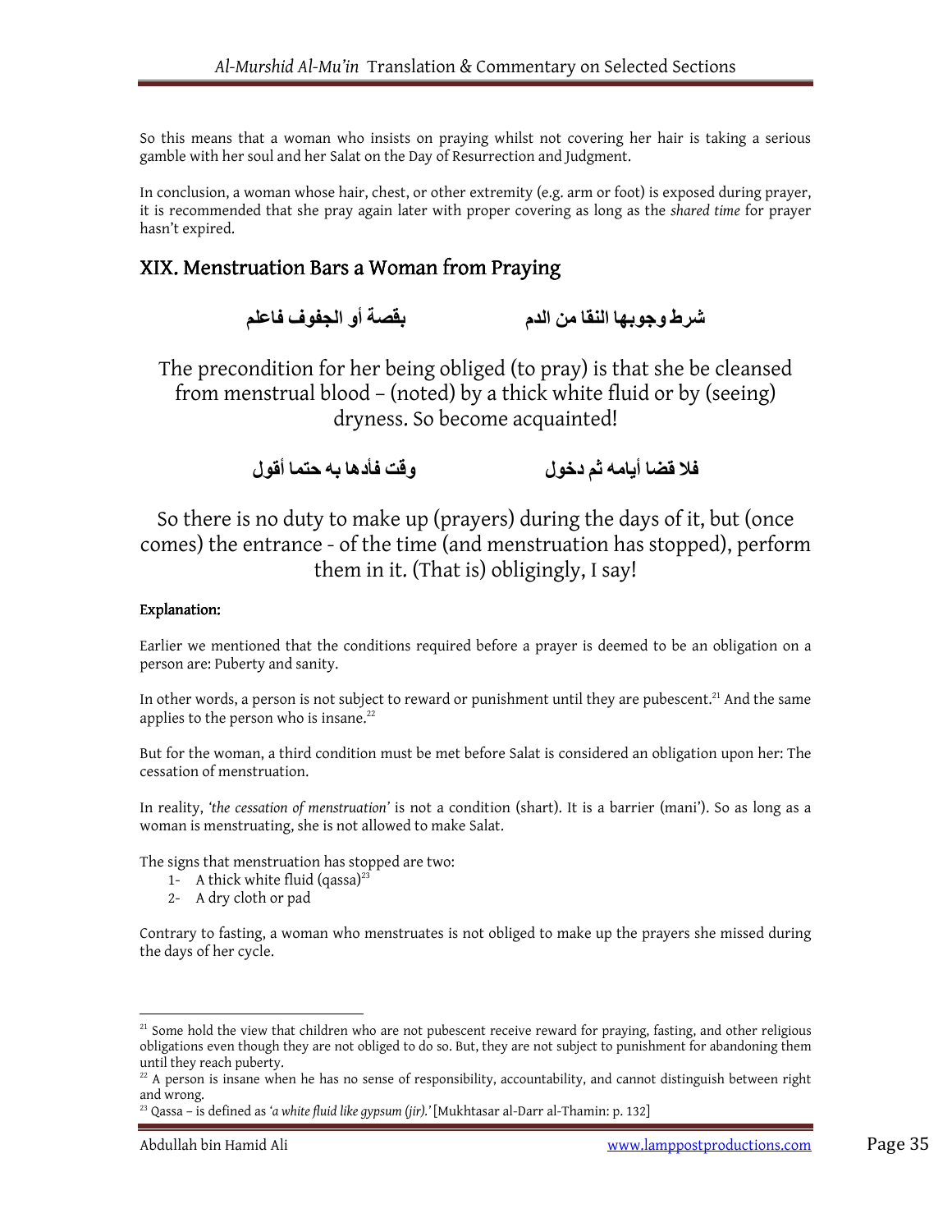So this means that a woman who insists on praying whilst not covering her hair is taking a serious gamble with her soul and her Salat on the Day of Resurrection and Judgment.

In conclusion, a woman whose hair, chest, or other extremity (e.g. arm or foot) is exposed during prayer, it is recommended that she pray again later with proper covering as long as the *shared time* for prayer hasn't expired.

## XIX. Menstruation Bars a Woman from Praying

شرط وجوبها النقا من الدم　　　　بقصة أو الجفوف فاعلم

The precondition for her being obliged (to pray) is that she be cleansed from menstrual blood – (noted) by a thick white fluid or by (seeing) dryness. So become acquainted!

فلا قضا أيامه ثم دخول　　　　وقت فأدها به حتما أقول

So there is no duty to make up (prayers) during the days of it, but (once comes) the entrance - of the time (and menstruation has stopped), perform them in it. (That is) obligingly, I say!

**Explanation:**

Earlier we mentioned that the conditions required before a prayer is deemed to be an obligation on a person are: Puberty and sanity.

In other words, a person is not subject to reward or punishment until they are pubescent.[21] And the same applies to the person who is insane.[22]

But for the woman, a third condition must be met before Salat is considered an obligation upon her: The cessation of menstruation.

In reality, *'the cessation of menstruation'* is not a condition (shart). It is a barrier (mani'). So as long as a woman is menstruating, she is not allowed to make Salat.

The signs that menstruation has stopped are two:

1- A thick white fluid (qassa)[23]
2- A dry cloth or pad

Contrary to fasting, a woman who menstruates is not obliged to make up the prayers she missed during the days of her cycle.

---

[21] Some hold the view that children who are not pubescent receive reward for praying, fasting, and other religious obligations even though they are not obliged to do so. But, they are not subject to punishment for abandoning them until they reach puberty.

[22] A person is insane when he has no sense of responsibility, accountability, and cannot distinguish between right and wrong.

[23] Qassa – is defined as *'a white fluid like gypsum (jir).'* [Mukhtasar al-Darr al-Thamin: p. 132]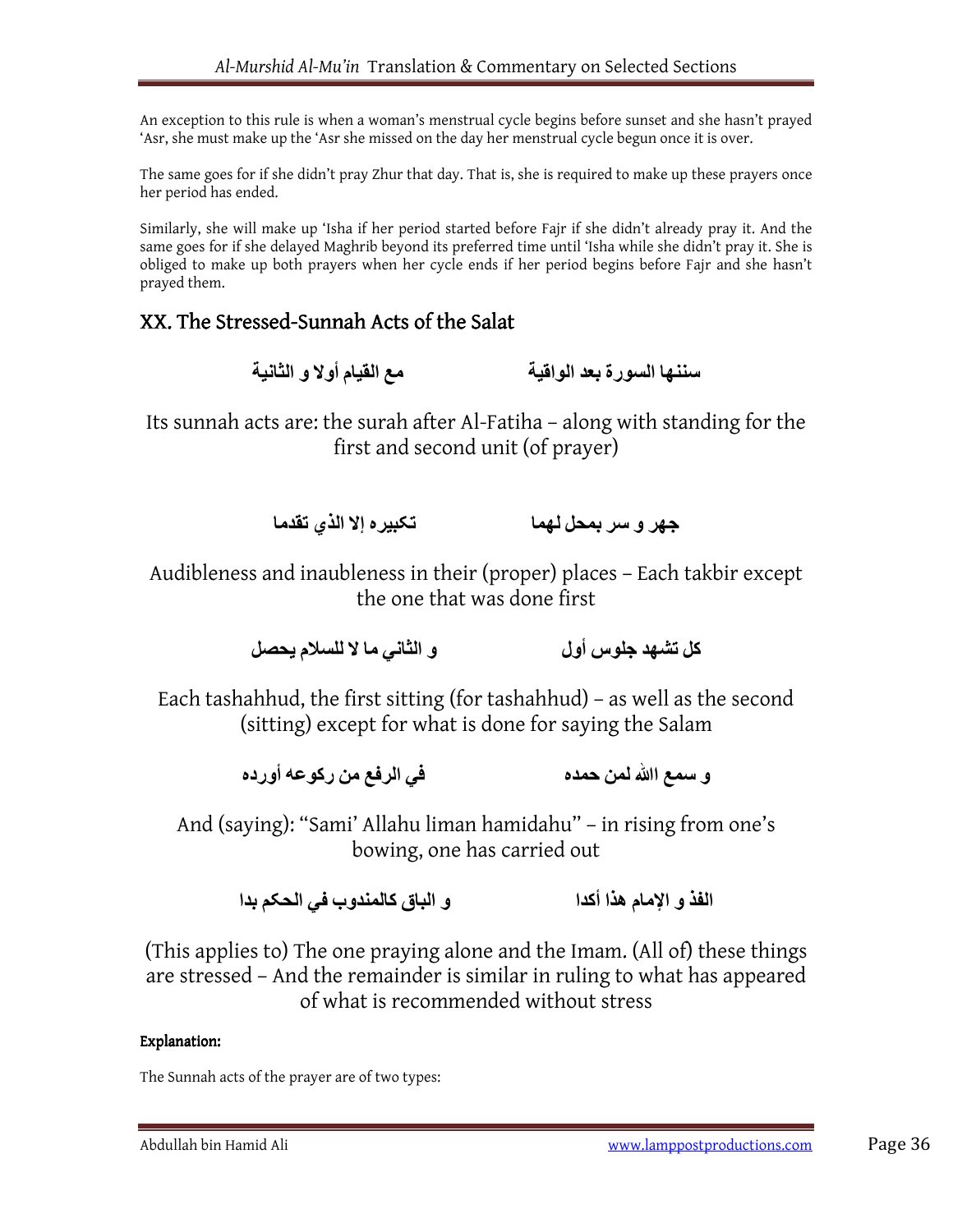An exception to this rule is when a woman's menstrual cycle begins before sunset and she hasn't prayed 'Asr, she must make up the 'Asr she missed on the day her menstrual cycle begun once it is over.

The same goes for if she didn't pray Zhur that day. That is, she is required to make up these prayers once her period has ended.

Similarly, she will make up 'Isha if her period started before Fajr if she didn't already pray it. And the same goes for if she delayed Maghrib beyond its preferred time until 'Isha while she didn't pray it. She is obliged to make up both prayers when her cycle ends if her period begins before Fajr and she hasn't prayed them.

## XX. The Stressed-Sunnah Acts of the Salat

سننها السورة بعد الواقية　　　　مع القيام أولا و الثانية

Its sunnah acts are: the surah after Al-Fatiha – along with standing for the first and second unit (of prayer)

جهر و سر بمحل لهما　　　　تكبيره إلا الذي تقدما

Audibleness and inaubleness in their (proper) places – Each takbir except the one that was done first

كل تشهد جلوس أول　　　　و الثاني ما لا للسلام يحصل

Each tashahhud, the first sitting (for tashahhud) – as well as the second (sitting) except for what is done for saying the Salam

و سمع الله لمن حمده　　　　في الرفع من ركوعه أورده

And (saying): "Sami' Allahu liman hamidahu" – in rising from one's bowing, one has carried out

الفذ و الإمام هذا أكدا　　　　و الباق كالمندوب في الحكم بدا

(This applies to) The one praying alone and the Imam. (All of) these things are stressed – And the remainder is similar in ruling to what has appeared of what is recommended without stress

**Explanation:**

The Sunnah acts of the prayer are of two types: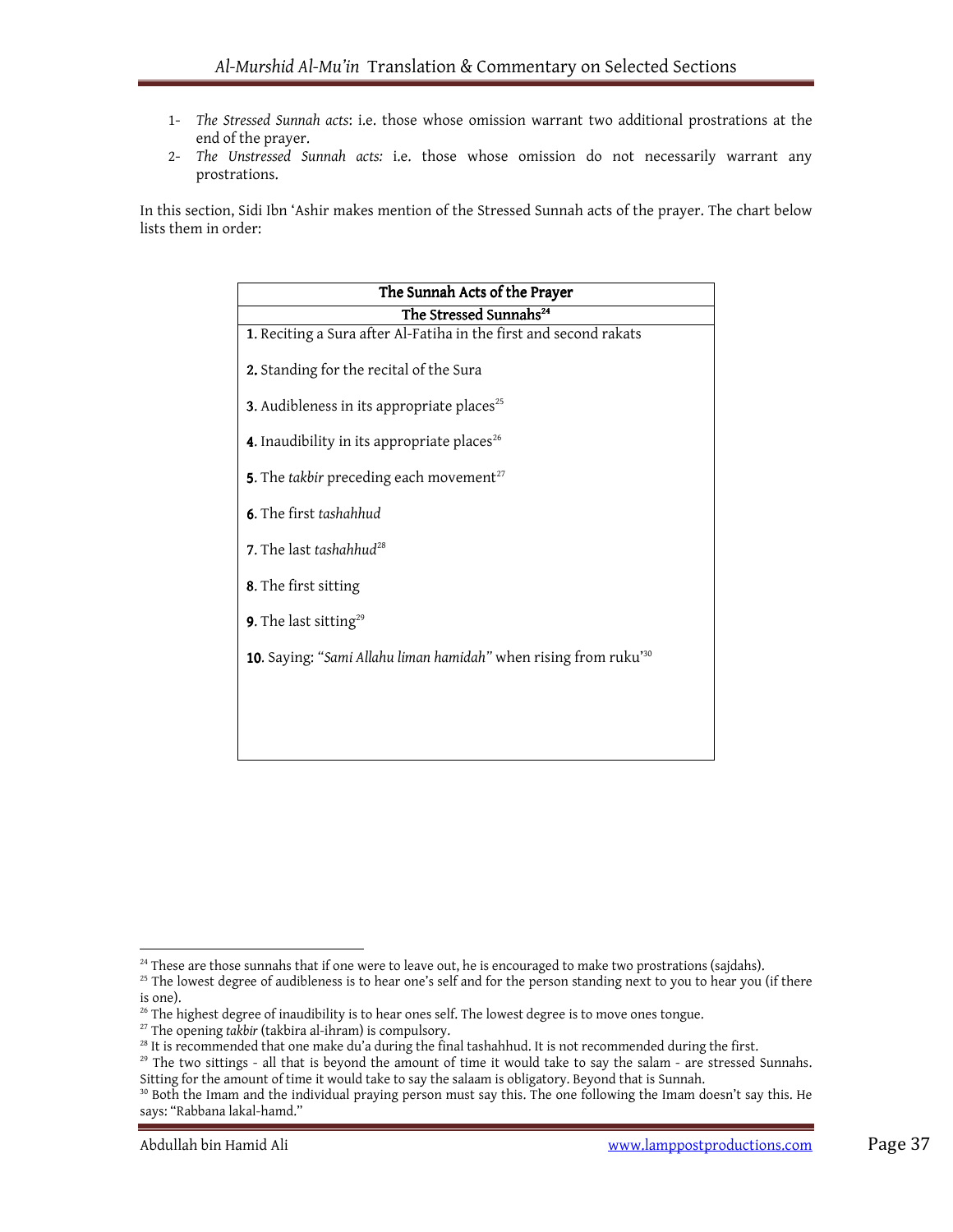1- *The Stressed Sunnah acts*: i.e. those whose omission warrant two additional prostrations at the end of the prayer.
2- *The Unstressed Sunnah acts:* i.e. those whose omission do not necessarily warrant any prostrations.

In this section, Sidi Ibn 'Ashir makes mention of the Stressed Sunnah acts of the prayer. The chart below lists them in order:

| The Sunnah Acts of the Prayer |
| --- |
| **The Stressed Sunnahs**[24] |
| **1**. Reciting a Sura after Al-Fatiha in the first and second rakats |
| **2.** Standing for the recital of the Sura |
| **3**. Audibleness in its appropriate places[25] |
| **4**. Inaudibility in its appropriate places[26] |
| **5**. The *takbir* preceding each movement[27] |
| **6**. The first *tashahhud* |
| **7**. The last *tashahhud*[28] |
| **8**. The first sitting |
| **9**. The last sitting[29] |
| **10**. Saying: *"Sami Allahu liman hamidah"* when rising from ruku'[30] |

[24] These are those sunnahs that if one were to leave out, he is encouraged to make two prostrations (sajdahs).
[25] The lowest degree of audibleness is to hear one's self and for the person standing next to you to hear you (if there is one).
[26] The highest degree of inaudibility is to hear ones self. The lowest degree is to move ones tongue.
[27] The opening *takbir* (takbira al-ihram) is compulsory.
[28] It is recommended that one make du'a during the final tashahhud. It is not recommended during the first.
[29] The two sittings - all that is beyond the amount of time it would take to say the salam - are stressed Sunnahs. Sitting for the amount of time it would take to say the salaam is obligatory. Beyond that is Sunnah.
[30] Both the Imam and the individual praying person must say this. The one following the Imam doesn't say this. He says: "Rabbana lakal-hamd."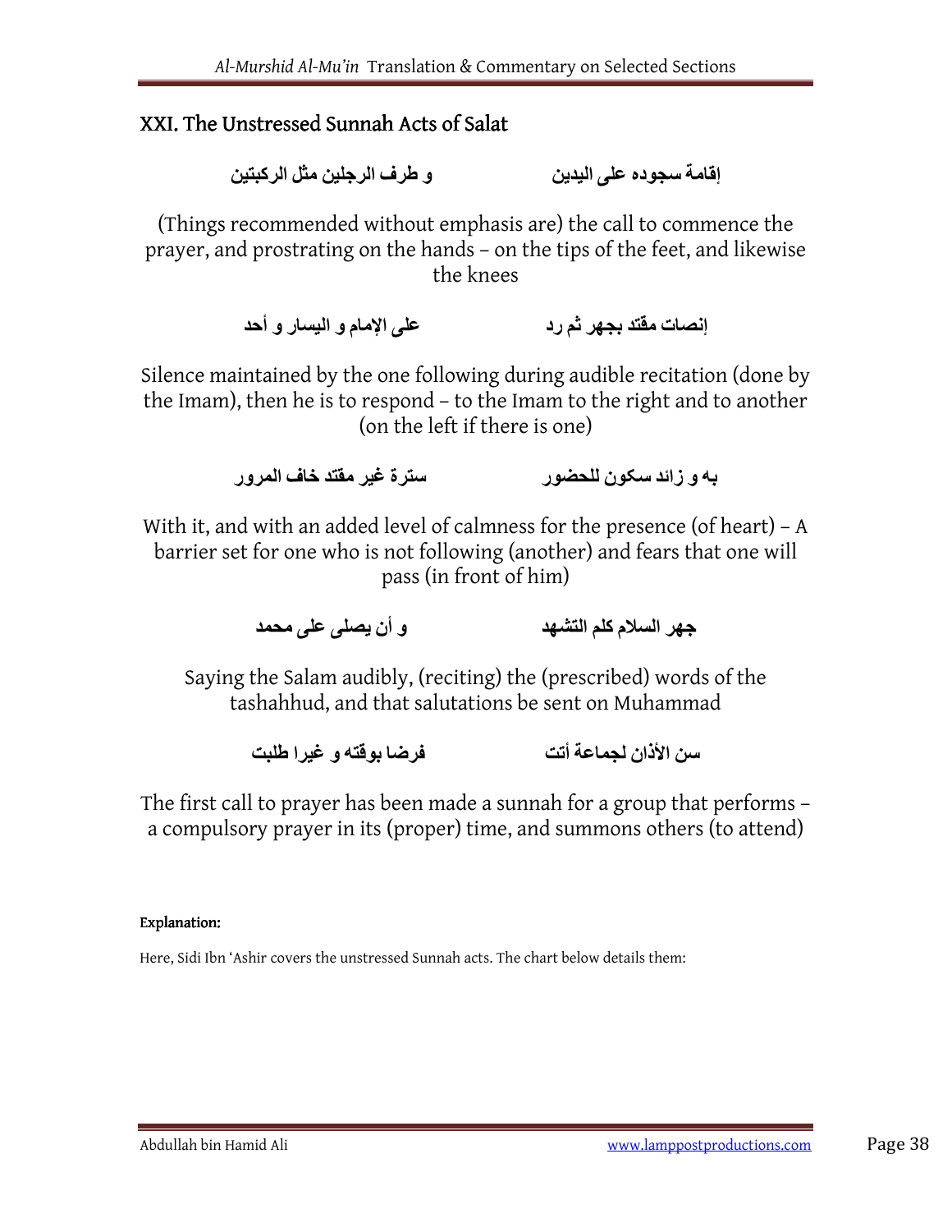## XXI. The Unstressed Sunnah Acts of Salat

إقامة سجوده على اليدين　　　　و طرف الرجلين مثل الركبتين

(Things recommended without emphasis are) the call to commence the prayer, and prostrating on the hands – on the tips of the feet, and likewise the knees

إنصات مقتد بجهر ثم رد　　　　على الإمام و اليسار و أحد

Silence maintained by the one following during audible recitation (done by the Imam), then he is to respond – to the Imam to the right and to another (on the left if there is one)

به و زائد سكون للحضور　　　　سترة غير مقتد خاف المرور

With it, and with an added level of calmness for the presence (of heart) – A barrier set for one who is not following (another) and fears that one will pass (in front of him)

جهر السلام كلم التشهد　　　　و أن يصلى على محمد

Saying the Salam audibly, (reciting) the (prescribed) words of the tashahhud, and that salutations be sent on Muhammad

سن الأذان لجماعة أتت　　　　فرضا بوقته و غيرا طلبت

The first call to prayer has been made a sunnah for a group that performs – a compulsory prayer in its (proper) time, and summons others (to attend)

**Explanation:**

Here, Sidi Ibn 'Ashir covers the unstressed Sunnah acts. The chart below details them: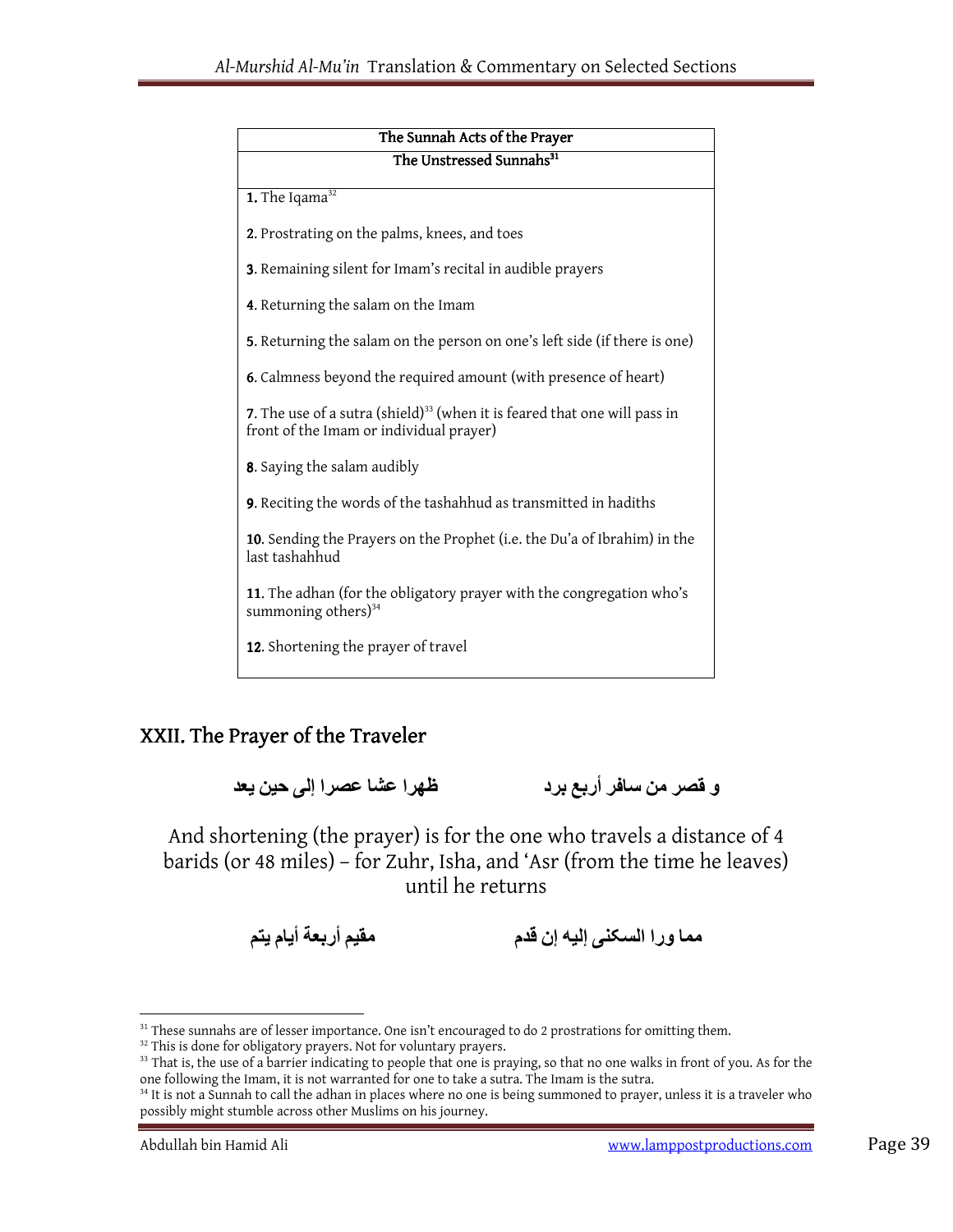| The Sunnah Acts of the Prayer |
|---|
| The Unstressed Sunnahs[31] |
| **1.** The Iqama[32] |
| **2.** Prostrating on the palms, knees, and toes |
| **3.** Remaining silent for Imam's recital in audible prayers |
| **4.** Returning the salam on the Imam |
| **5.** Returning the salam on the person on one's left side (if there is one) |
| **6.** Calmness beyond the required amount (with presence of heart) |
| **7.** The use of a sutra (shield)[33] (when it is feared that one will pass in front of the Imam or individual prayer) |
| **8.** Saying the salam audibly |
| **9.** Reciting the words of the tashahhud as transmitted in hadiths |
| **10.** Sending the Prayers on the Prophet (i.e. the Du'a of Ibrahim) in the last tashahhud |
| **11.** The adhan (for the obligatory prayer with the congregation who's summoning others)[34] |
| **12.** Shortening the prayer of travel |

## XXII. The Prayer of the Traveler

**و قصر من سافر أربع برد     ظهرا عشا عصرا إلى حين يعد**

And shortening (the prayer) is for the one who travels a distance of 4 barids (or 48 miles) – for Zuhr, Isha, and 'Asr (from the time he leaves) until he returns

**مما ورا السكنى إليه إن قدم     مقيم أربعة أيام يتم**

[31] These sunnahs are of lesser importance. One isn't encouraged to do 2 prostrations for omitting them.

[32] This is done for obligatory prayers. Not for voluntary prayers.

[33] That is, the use of a barrier indicating to people that one is praying, so that no one walks in front of you. As for the one following the Imam, it is not warranted for one to take a sutra. The Imam is the sutra.

[34] It is not a Sunnah to call the adhan in places where no one is being summoned to prayer, unless it is a traveler who possibly might stumble across other Muslims on his journey.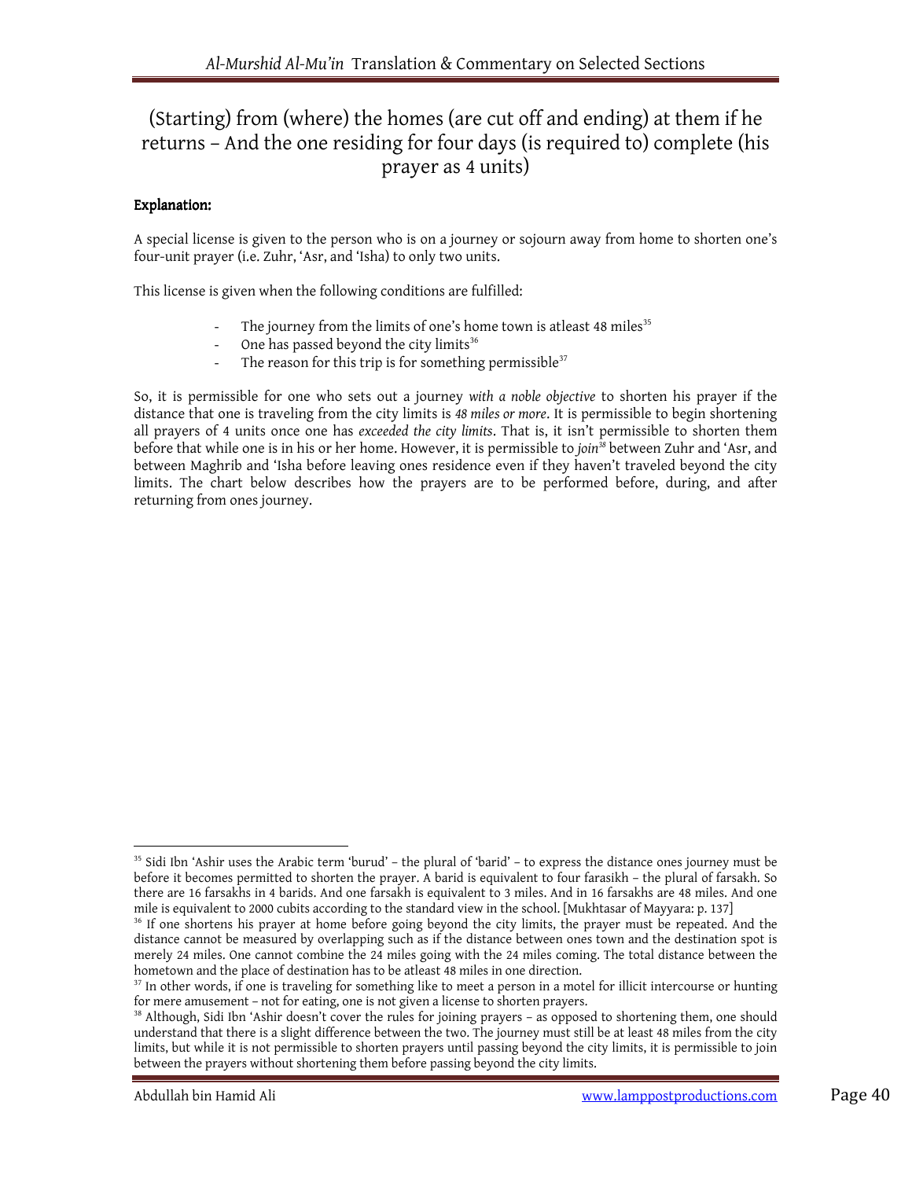## (Starting) from (where) the homes (are cut off and ending) at them if he returns – And the one residing for four days (is required to) complete (his prayer as 4 units)

**Explanation:**

A special license is given to the person who is on a journey or sojourn away from home to shorten one's four-unit prayer (i.e. Zuhr, 'Asr, and 'Isha) to only two units.

This license is given when the following conditions are fulfilled:

- The journey from the limits of one's home town is atleast 48 miles[35]
- One has passed beyond the city limits[36]
- The reason for this trip is for something permissible[37]

So, it is permissible for one who sets out a journey *with a noble objective* to shorten his prayer if the distance that one is traveling from the city limits is *48 miles or more*. It is permissible to begin shortening all prayers of 4 units once one has *exceeded the city limits*. That is, it isn't permissible to shorten them before that while one is in his or her home. However, it is permissible to *join*[38] between Zuhr and 'Asr, and between Maghrib and 'Isha before leaving ones residence even if they haven't traveled beyond the city limits. The chart below describes how the prayers are to be performed before, during, and after returning from ones journey.

---

[35] Sidi Ibn 'Ashir uses the Arabic term 'burud' – the plural of 'barid' – to express the distance ones journey must be before it becomes permitted to shorten the prayer. A barid is equivalent to four farasikh – the plural of farsakh. So there are 16 farsakhs in 4 barids. And one farsakh is equivalent to 3 miles. And in 16 farsakhs are 48 miles. And one mile is equivalent to 2000 cubits according to the standard view in the school. [Mukhtasar of Mayyara: p. 137]

[36] If one shortens his prayer at home before going beyond the city limits, the prayer must be repeated. And the distance cannot be measured by overlapping such as if the distance between ones town and the destination spot is merely 24 miles. One cannot combine the 24 miles going with the 24 miles coming. The total distance between the hometown and the place of destination has to be atleast 48 miles in one direction.

[37] In other words, if one is traveling for something like to meet a person in a motel for illicit intercourse or hunting for mere amusement – not for eating, one is not given a license to shorten prayers.

[38] Although, Sidi Ibn 'Ashir doesn't cover the rules for joining prayers – as opposed to shortening them, one should understand that there is a slight difference between the two. The journey must still be at least 48 miles from the city limits, but while it is not permissible to shorten prayers until passing beyond the city limits, it is permissible to join between the prayers without shortening them before passing beyond the city limits.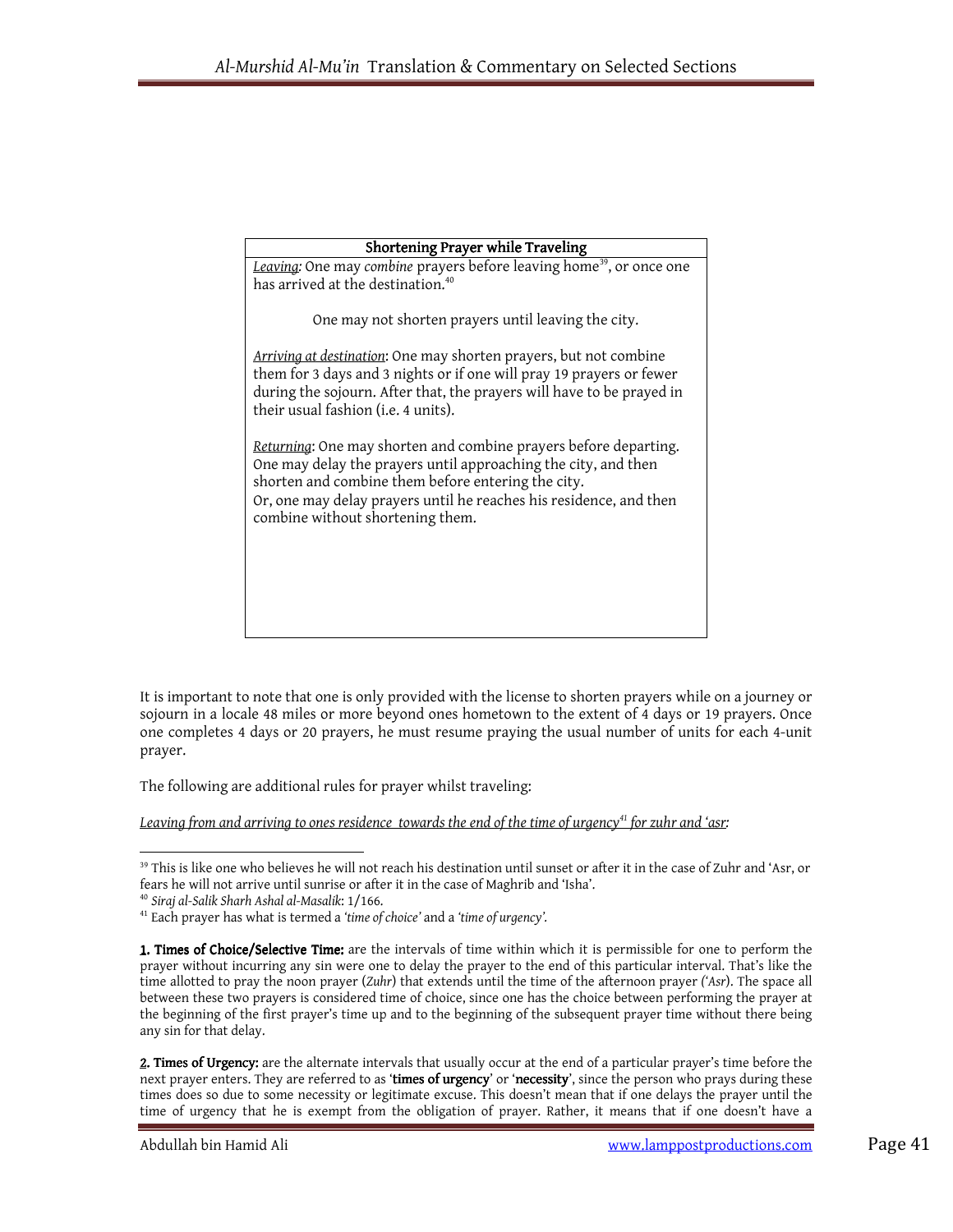| Shortening Prayer while Traveling |
|---|
| *Leaving:* One may *combine* prayers before leaving home[39], or once one has arrived at the destination.[40]<br><br>One may not shorten prayers until leaving the city.<br><br>*Arriving at destination*: One may shorten prayers, but not combine them for 3 days and 3 nights or if one will pray 19 prayers or fewer during the sojourn. After that, the prayers will have to be prayed in their usual fashion (i.e. 4 units).<br><br>*Returning*: One may shorten and combine prayers before departing. One may delay the prayers until approaching the city, and then shorten and combine them before entering the city.<br>Or, one may delay prayers until he reaches his residence, and then combine without shortening them. |

It is important to note that one is only provided with the license to shorten prayers while on a journey or sojourn in a locale 48 miles or more beyond ones hometown to the extent of 4 days or 19 prayers. Once one completes 4 days or 20 prayers, he must resume praying the usual number of units for each 4-unit prayer.

The following are additional rules for prayer whilst traveling:

*Leaving from and arriving to ones residence towards the end of the time of urgency[41] for zuhr and 'asr:*

---

[39] This is like one who believes he will not reach his destination until sunset or after it in the case of Zuhr and 'Asr, or fears he will not arrive until sunrise or after it in the case of Maghrib and 'Isha'.

[40] *Siraj al-Salik Sharh Ashal al-Masalik*: 1/166.

[41] Each prayer has what is termed a *'time of choice'* and a *'time of urgency'*.

**1. Times of Choice/Selective Time:** are the intervals of time within which it is permissible for one to perform the prayer without incurring any sin were one to delay the prayer to the end of this particular interval. That's like the time allotted to pray the noon prayer (*Zuhr*) that extends until the time of the afternoon prayer *('Asr*). The space all between these two prayers is considered time of choice, since one has the choice between performing the prayer at the beginning of the first prayer's time up and to the beginning of the subsequent prayer time without there being any sin for that delay.

**2. Times of Urgency:** are the alternate intervals that usually occur at the end of a particular prayer's time before the next prayer enters. They are referred to as '**times of urgency**' or '**necessity**', since the person who prays during these times does so due to some necessity or legitimate excuse. This doesn't mean that if one delays the prayer until the time of urgency that he is exempt from the obligation of prayer. Rather, it means that if one doesn't have a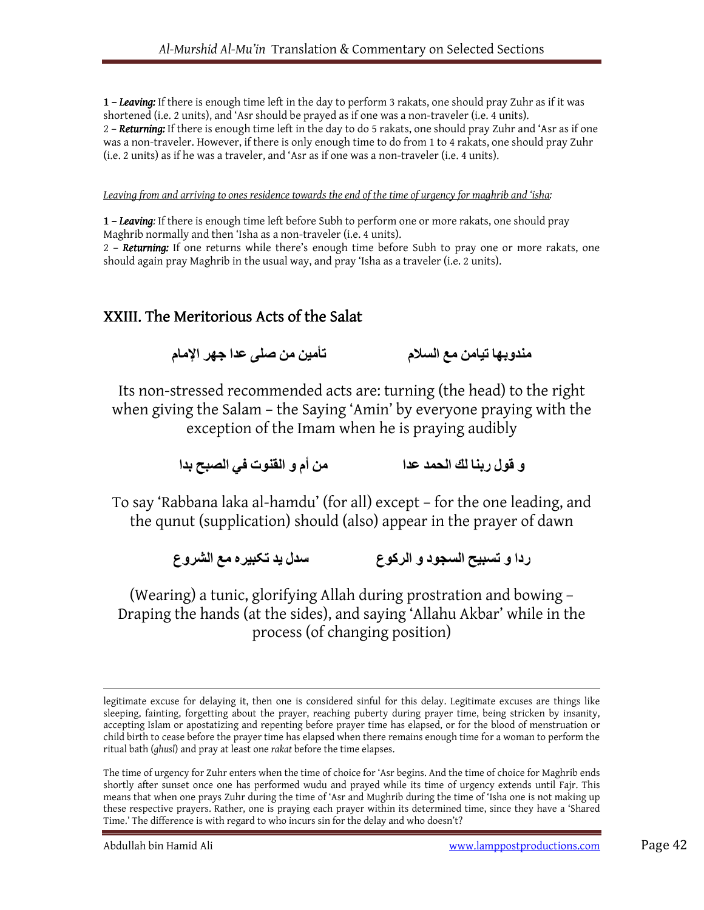**1 – *Leaving:*** If there is enough time left in the day to perform 3 rakats, one should pray Zuhr as if it was shortened (i.e. 2 units), and 'Asr should be prayed as if one was a non-traveler (i.e. 4 units).
2 – ***Returning:*** If there is enough time left in the day to do 5 rakats, one should pray Zuhr and 'Asr as if one was a non-traveler. However, if there is only enough time to do from 1 to 4 rakats, one should pray Zuhr (i.e. 2 units) as if he was a traveler, and 'Asr as if one was a non-traveler (i.e. 4 units).

*Leaving from and arriving to ones residence towards the end of the time of urgency for maghrib and 'isha:*

**1 – *Leaving*:** If there is enough time left before Subh to perform one or more rakats, one should pray Maghrib normally and then 'Isha as a non-traveler (i.e. 4 units).
2 – ***Returning:*** If one returns while there's enough time before Subh to pray one or more rakats, one should again pray Maghrib in the usual way, and pray 'Isha as a traveler (i.e. 2 units).

## XXIII. The Meritorious Acts of the Salat

مندوبها تيامن مع السلام &nbsp;&nbsp;&nbsp;&nbsp; تأمين من صلى عدا جهر الإمام

Its non-stressed recommended acts are: turning (the head) to the right when giving the Salam – the Saying 'Amin' by everyone praying with the exception of the Imam when he is praying audibly

و قول ربنا لك الحمد عدا &nbsp;&nbsp;&nbsp;&nbsp; من أم و القنوت في الصبح بدا

To say 'Rabbana laka al-hamdu' (for all) except – for the one leading, and the qunut (supplication) should (also) appear in the prayer of dawn

ردا و تسبيح السجود و الركوع &nbsp;&nbsp;&nbsp;&nbsp; سدل يد تكبيره مع الشروع

(Wearing) a tunic, glorifying Allah during prostration and bowing – Draping the hands (at the sides), and saying 'Allahu Akbar' while in the process (of changing position)

---

legitimate excuse for delaying it, then one is considered sinful for this delay. Legitimate excuses are things like sleeping, fainting, forgetting about the prayer, reaching puberty during prayer time, being stricken by insanity, accepting Islam or apostatizing and repenting before prayer time has elapsed, or for the blood of menstruation or child birth to cease before the prayer time has elapsed when there remains enough time for a woman to perform the ritual bath (*ghusl*) and pray at least one *rakat* before the time elapses.

The time of urgency for Zuhr enters when the time of choice for 'Asr begins. And the time of choice for Maghrib ends shortly after sunset once one has performed wudu and prayed while its time of urgency extends until Fajr. This means that when one prays Zuhr during the time of 'Asr and Mughrib during the time of 'Isha one is not making up these respective prayers. Rather, one is praying each prayer within its determined time, since they have a 'Shared Time.' The difference is with regard to who incurs sin for the delay and who doesn't?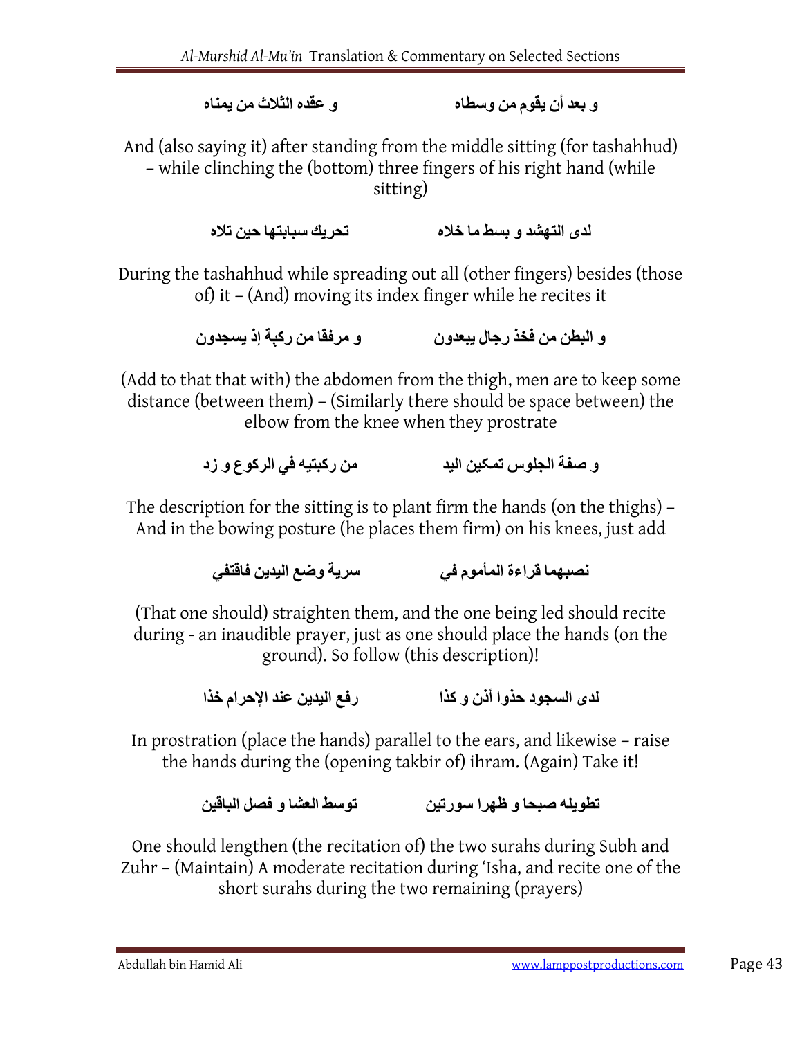و بعد أن يقوم من وسطاه و عقده الثلاث من يمناه

And (also saying it) after standing from the middle sitting (for tashahhud) – while clinching the (bottom) three fingers of his right hand (while sitting)

لدى التهشد و بسط ما خلاه تحريك سبابتها حين تلاه

During the tashahhud while spreading out all (other fingers) besides (those of) it – (And) moving its index finger while he recites it

و البطن من فخذ رجال يبعدون و مرفقا من ركبة إذ يسجدون

(Add to that that with) the abdomen from the thigh, men are to keep some distance (between them) – (Similarly there should be space between) the elbow from the knee when they prostrate

و صفة الجلوس تمكين اليد من ركبتيه في الركوع و زد

The description for the sitting is to plant firm the hands (on the thighs) – And in the bowing posture (he places them firm) on his knees, just add

نصبهما قراءة المأموم في سرية وضع اليدين فاقتفي

(That one should) straighten them, and the one being led should recite during - an inaudible prayer, just as one should place the hands (on the ground). So follow (this description)!

لدى السجود حذوا أذن و كذا رفع اليدين عند الإحرام خذا

In prostration (place the hands) parallel to the ears, and likewise – raise the hands during the (opening takbir of) ihram. (Again) Take it!

تطويله صبحا و ظهرا سورتين توسط العشا و فصل الباقين

One should lengthen (the recitation of) the two surahs during Subh and Zuhr – (Maintain) A moderate recitation during 'Isha, and recite one of the short surahs during the two remaining (prayers)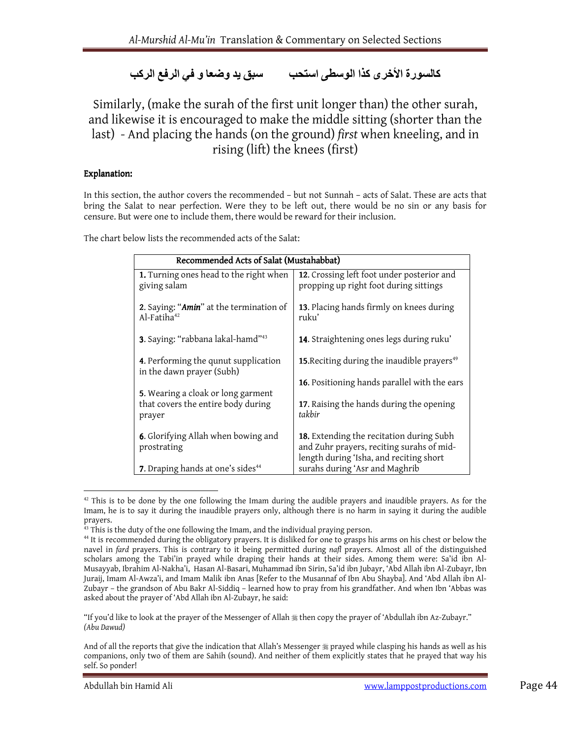كالسورة الأخرى كذا الوسطى استحب          سبق يد وضعا و في الرفع الركب

Similarly, (make the surah of the first unit longer than) the other surah, and likewise it is encouraged to make the middle sitting (shorter than the last) - And placing the hands (on the ground) *first* when kneeling, and in rising (lift) the knees (first)

**Explanation:**

In this section, the author covers the recommended – but not Sunnah – acts of Salat. These are acts that bring the Salat to near perfection. Were they to be left out, there would be no sin or any basis for censure. But were one to include them, there would be reward for their inclusion.

The chart below lists the recommended acts of the Salat:

| Recommended Acts of Salat (Mustahabbat) | |
|---|---|
| **1.** Turning ones head to the right when giving salam | **12.** Crossing left foot under posterior and propping up right foot during sittings |
| **2.** Saying: "***Amin***" at the termination of Al-Fatiha[42] | **13.** Placing hands firmly on knees during ruku' |
| **3.** Saying: "rabbana lakal-hamd"[43] | **14.** Straightening ones legs during ruku' |
| **4.** Performing the qunut supplication in the dawn prayer (Subh) | **15.** Reciting during the inaudible prayers[49] |
| **5.** Wearing a cloak or long garment that covers the entire body during prayer | **16.** Positioning hands parallel with the ears |
| **6.** Glorifying Allah when bowing and prostrating | **17.** Raising the hands during the opening *takbir* |
| **7.** Draping hands at one's sides[44] | **18.** Extending the recitation during Subh and Zuhr prayers, reciting surahs of mid-length during 'Isha, and reciting short surahs during 'Asr and Maghrib |

---

[42] This is to be done by the one following the Imam during the audible prayers and inaudible prayers. As for the Imam, he is to say it during the inaudible prayers only, although there is no harm in saying it during the audible prayers.

[43] This is the duty of the one following the Imam, and the individual praying person.

[44] It is recommended during the obligatory prayers. It is disliked for one to grasps his arms on his chest or below the navel in *fard* prayers. This is contrary to it being permitted during *nafl* prayers. Almost all of the distinguished scholars among the Tabi'in prayed while draping their hands at their sides. Among them were: Sa'id ibn Al-Musayyab, Ibrahim Al-Nakha'i, Hasan Al-Basari, Muhammad ibn Sirin, Sa'id ibn Jubayr, 'Abd Allah ibn Al-Zubayr, Ibn Juraij, Imam Al-Awza'i, and Imam Malik ibn Anas [Refer to the Musannaf of Ibn Abu Shayba]. And 'Abd Allah ibn Al-Zubayr – the grandson of Abu Bakr Al-Siddiq – learned how to pray from his grandfather. And when Ibn 'Abbas was asked about the prayer of 'Abd Allah ibn Al-Zubayr, he said:

"If you'd like to look at the prayer of the Messenger of Allah ﷺ then copy the prayer of 'Abdullah ibn Az-Zubayr." *(Abu Dawud)*

And of all the reports that give the indication that Allah's Messenger ﷺ prayed while clasping his hands as well as his companions, only two of them are Sahih (sound). And neither of them explicitly states that he prayed that way his self. So ponder!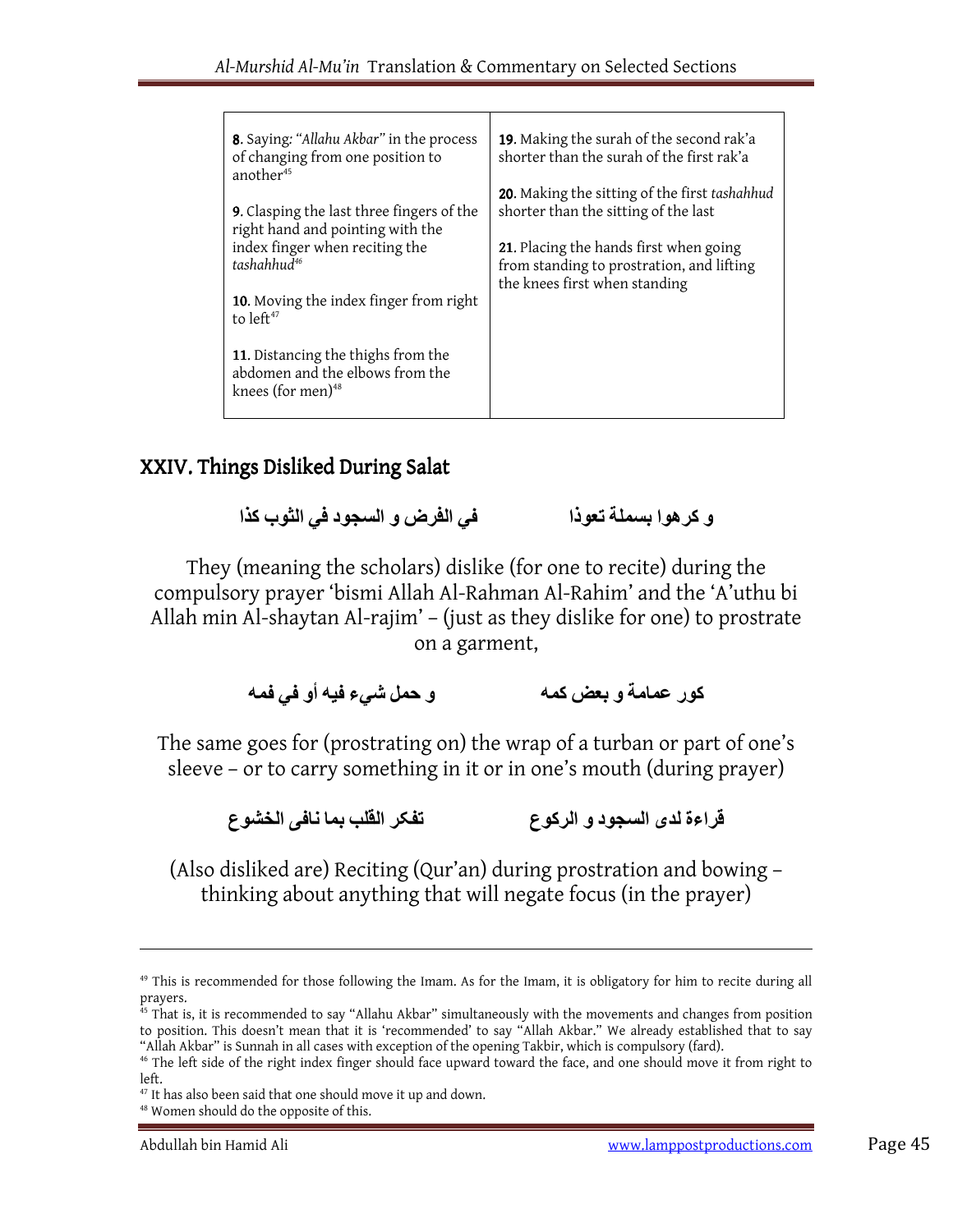| | |
|---|---|
| **8**. Saying: "*Allahu Akbar*" in the process of changing from one position to another[45]<br><br>**9**. Clasping the last three fingers of the right hand and pointing with the index finger when reciting the *tashahhud*[46]<br><br>**10**. Moving the index finger from right to left[47]<br><br>**11**. Distancing the thighs from the abdomen and the elbows from the knees (for men)[48] | **19**. Making the surah of the second rak'a shorter than the surah of the first rak'a<br><br>**20**. Making the sitting of the first *tashahhud* shorter than the sitting of the last<br><br>**21**. Placing the hands first when going from standing to prostration, and lifting the knees first when standing |

## XXIV. Things Disliked During Salat

و كرهوا بسملة تعوذا          في الفرض و السجود في الثوب كذا

They (meaning the scholars) dislike (for one to recite) during the compulsory prayer 'bismi Allah Al-Rahman Al-Rahim' and the 'A'uthu bi Allah min Al-shaytan Al-rajim' – (just as they dislike for one) to prostrate on a garment,

كور عمامة و بعض كمه          و حمل شيء فيه أو في فمه

The same goes for (prostrating on) the wrap of a turban or part of one's sleeve – or to carry something in it or in one's mouth (during prayer)

قراءة لدى السجود و الركوع          تفكر القلب بما نافى الخشوع

(Also disliked are) Reciting (Qur'an) during prostration and bowing – thinking about anything that will negate focus (in the prayer)

---

[49] This is recommended for those following the Imam. As for the Imam, it is obligatory for him to recite during all prayers.

[45] That is, it is recommended to say "Allahu Akbar" simultaneously with the movements and changes from position to position. This doesn't mean that it is 'recommended' to say "Allah Akbar." We already established that to say "Allah Akbar" is Sunnah in all cases with exception of the opening Takbir, which is compulsory (fard).

[46] The left side of the right index finger should face upward toward the face, and one should move it from right to left.

[47] It has also been said that one should move it up and down.

[48] Women should do the opposite of this.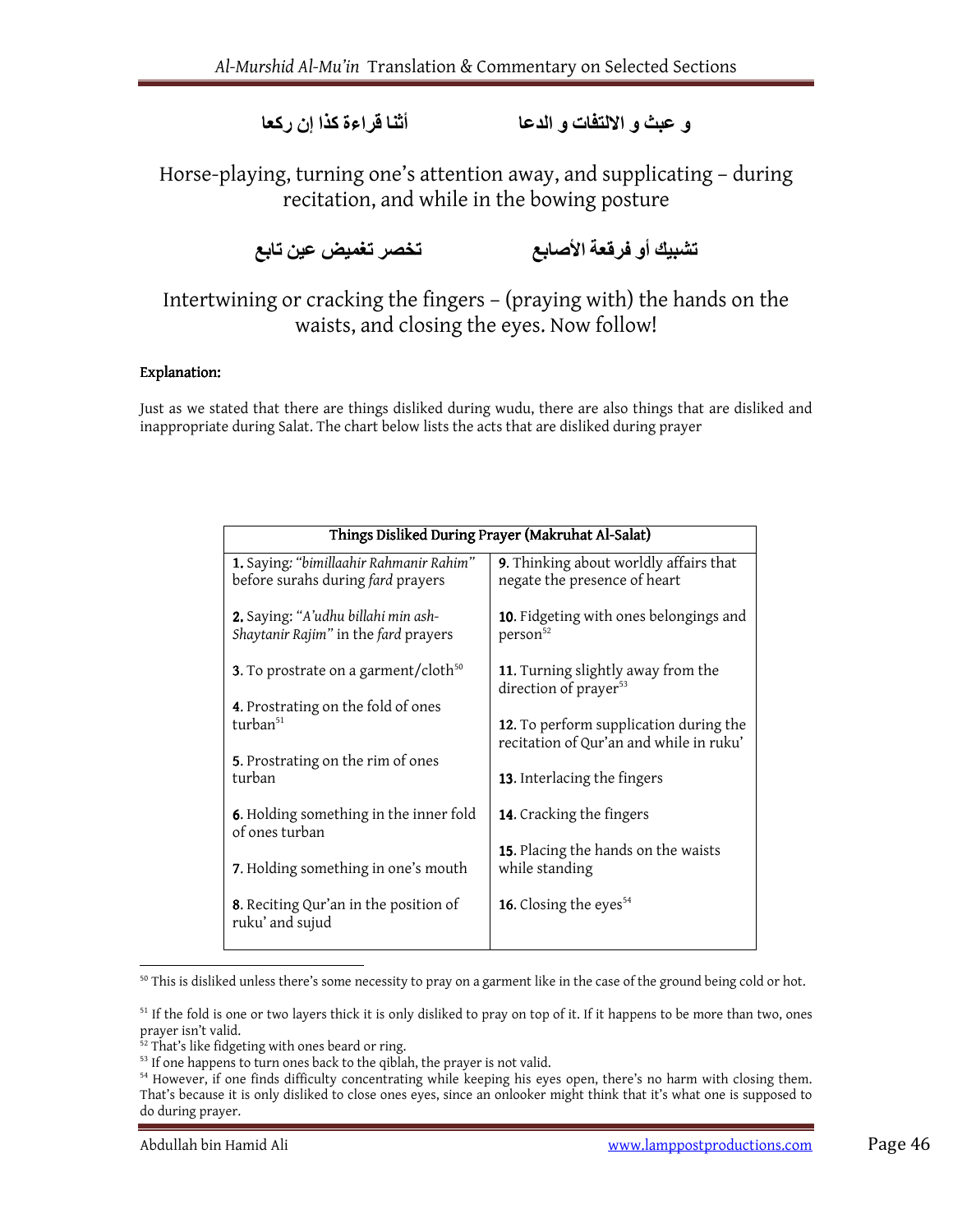و عبث و الالتفات و الدعا          أثنا قراءة كذا إن ركعا

Horse-playing, turning one's attention away, and supplicating – during recitation, and while in the bowing posture

تشبيك أو فرقعة الأصابع          تخصر تغميض عين تابع

Intertwining or cracking the fingers – (praying with) the hands on the waists, and closing the eyes. Now follow!

**Explanation:**

Just as we stated that there are things disliked during wudu, there are also things that are disliked and inappropriate during Salat. The chart below lists the acts that are disliked during prayer

| Things Disliked During Prayer (Makruhat Al-Salat) | |
|---|---|
| **1.** Saying: *"bimillaahir Rahmanir Rahim"* before surahs during *fard* prayers | **9**. Thinking about worldly affairs that negate the presence of heart |
| **2.** Saying: *"A'udhu billahi min ash-Shaytanir Rajim"* in the *fard* prayers | **10**. Fidgeting with ones belongings and person[52] |
| **3**. To prostrate on a garment/cloth[50] | **11**. Turning slightly away from the direction of prayer[53] |
| **4**. Prostrating on the fold of ones turban[51] | **12**. To perform supplication during the recitation of Qur'an and while in ruku' |
| **5**. Prostrating on the rim of ones turban | **13**. Interlacing the fingers |
| **6**. Holding something in the inner fold of ones turban | **14**. Cracking the fingers |
| **7**. Holding something in one's mouth | **15**. Placing the hands on the waists while standing |
| **8**. Reciting Qur'an in the position of ruku' and sujud | **16**. Closing the eyes[54] |

[50] This is disliked unless there's some necessity to pray on a garment like in the case of the ground being cold or hot.

[51] If the fold is one or two layers thick it is only disliked to pray on top of it. If it happens to be more than two, ones prayer isn't valid.

[52] That's like fidgeting with ones beard or ring.

[53] If one happens to turn ones back to the qiblah, the prayer is not valid.

[54] However, if one finds difficulty concentrating while keeping his eyes open, there's no harm with closing them. That's because it is only disliked to close ones eyes, since an onlooker might think that it's what one is supposed to do during prayer.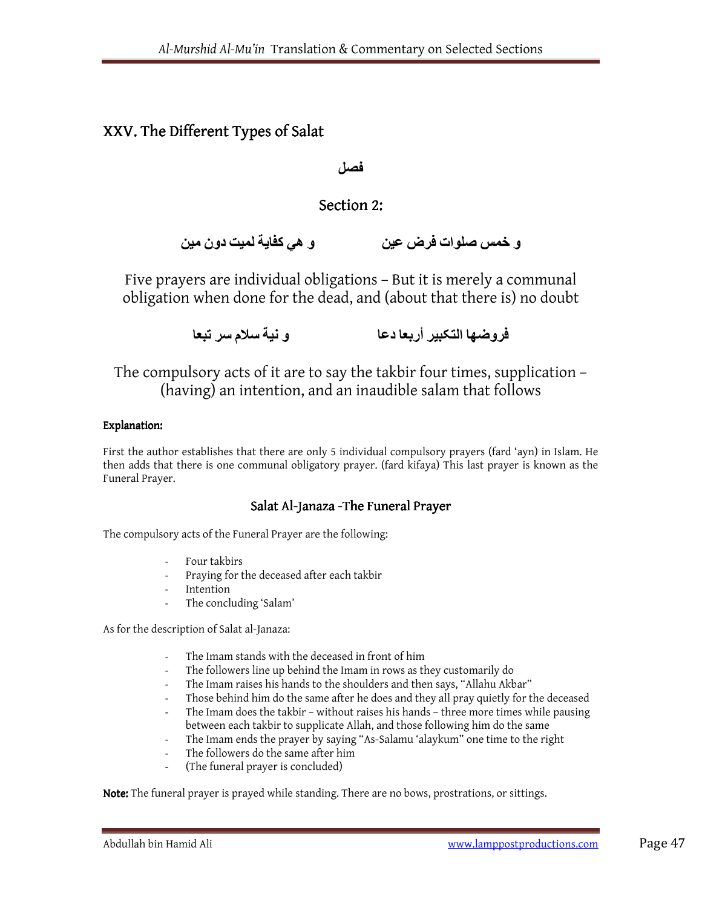## XXV. The Different Types of Salat

فصل

### Section 2:

و خمس صلوات فرض عين          و هي كفاية لميت دون مين

Five prayers are individual obligations – But it is merely a communal obligation when done for the dead, and (about that there is) no doubt

فروضها التكبير أربعا دعا          و نية سلام سر تبعا

The compulsory acts of it are to say the takbir four times, supplication – (having) an intention, and an inaudible salam that follows

**Explanation:**

First the author establishes that there are only 5 individual compulsory prayers (fard 'ayn) in Islam. He then adds that there is one communal obligatory prayer. (fard kifaya) This last prayer is known as the Funeral Prayer.

### Salat Al-Janaza -The Funeral Prayer

The compulsory acts of the Funeral Prayer are the following:

- Four takbirs
- Praying for the deceased after each takbir
- Intention
- The concluding 'Salam'

As for the description of Salat al-Janaza:

- The Imam stands with the deceased in front of him
- The followers line up behind the Imam in rows as they customarily do
- The Imam raises his hands to the shoulders and then says, "Allahu Akbar"
- Those behind him do the same after he does and they all pray quietly for the deceased
- The Imam does the takbir – without raises his hands – three more times while pausing between each takbir to supplicate Allah, and those following him do the same
- The Imam ends the prayer by saying "As-Salamu 'alaykum" one time to the right
- The followers do the same after him
- (The funeral prayer is concluded)

**Note:** The funeral prayer is prayed while standing. There are no bows, prostrations, or sittings.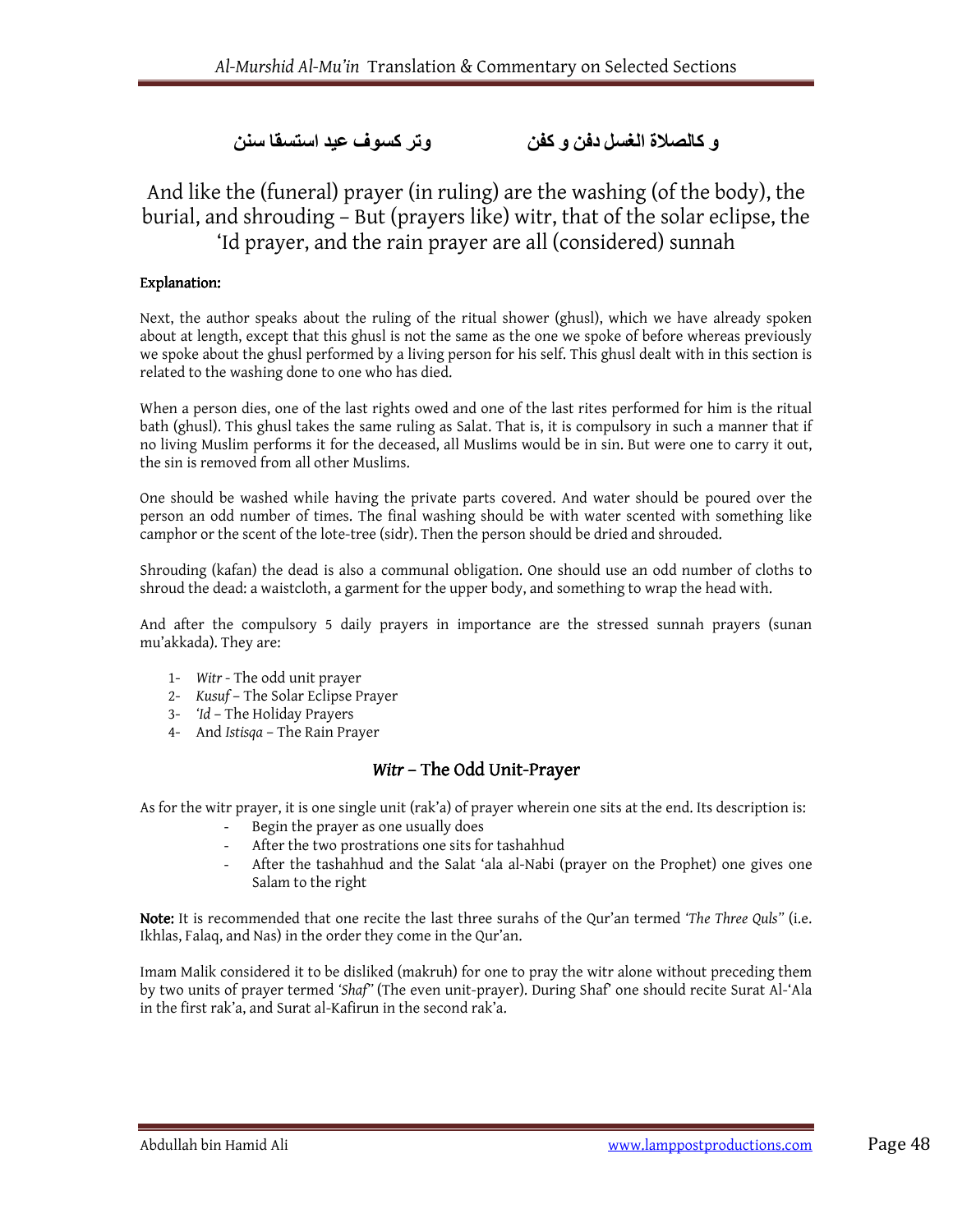**و كالصلاة الغسل دفن و كفن　　　　وتر كسوف عيد استسقا سنن**

And like the (funeral) prayer (in ruling) are the washing (of the body), the burial, and shrouding – But (prayers like) witr, that of the solar eclipse, the ‘Id prayer, and the rain prayer are all (considered) sunnah

**Explanation:**

Next, the author speaks about the ruling of the ritual shower (ghusl), which we have already spoken about at length, except that this ghusl is not the same as the one we spoke of before whereas previously we spoke about the ghusl performed by a living person for his self. This ghusl dealt with in this section is related to the washing done to one who has died.

When a person dies, one of the last rights owed and one of the last rites performed for him is the ritual bath (ghusl). This ghusl takes the same ruling as Salat. That is, it is compulsory in such a manner that if no living Muslim performs it for the deceased, all Muslims would be in sin. But were one to carry it out, the sin is removed from all other Muslims.

One should be washed while having the private parts covered. And water should be poured over the person an odd number of times. The final washing should be with water scented with something like camphor or the scent of the lote-tree (sidr). Then the person should be dried and shrouded.

Shrouding (kafan) the dead is also a communal obligation. One should use an odd number of cloths to shroud the dead: a waistcloth, a garment for the upper body, and something to wrap the head with.

And after the compulsory 5 daily prayers in importance are the stressed sunnah prayers (sunan mu’akkada). They are:

1- *Witr* - The odd unit prayer
2- *Kusuf* – The Solar Eclipse Prayer
3- *‘Id* – The Holiday Prayers
4- And *Istisqa* – The Rain Prayer

## *Witr* – The Odd Unit-Prayer

As for the witr prayer, it is one single unit (rak’a) of prayer wherein one sits at the end. Its description is:

- Begin the prayer as one usually does
- After the two prostrations one sits for tashahhud
- After the tashahhud and the Salat ‘ala al-Nabi (prayer on the Prophet) one gives one Salam to the right

**Note:** It is recommended that one recite the last three surahs of the Qur’an termed *‘The Three Quls”* (i.e. Ikhlas, Falaq, and Nas) in the order they come in the Qur’an.

Imam Malik considered it to be disliked (makruh) for one to pray the witr alone without preceding them by two units of prayer termed *‘Shaf’*’ (The even unit-prayer). During Shaf’ one should recite Surat Al-‘Ala in the first rak’a, and Surat al-Kafirun in the second rak’a.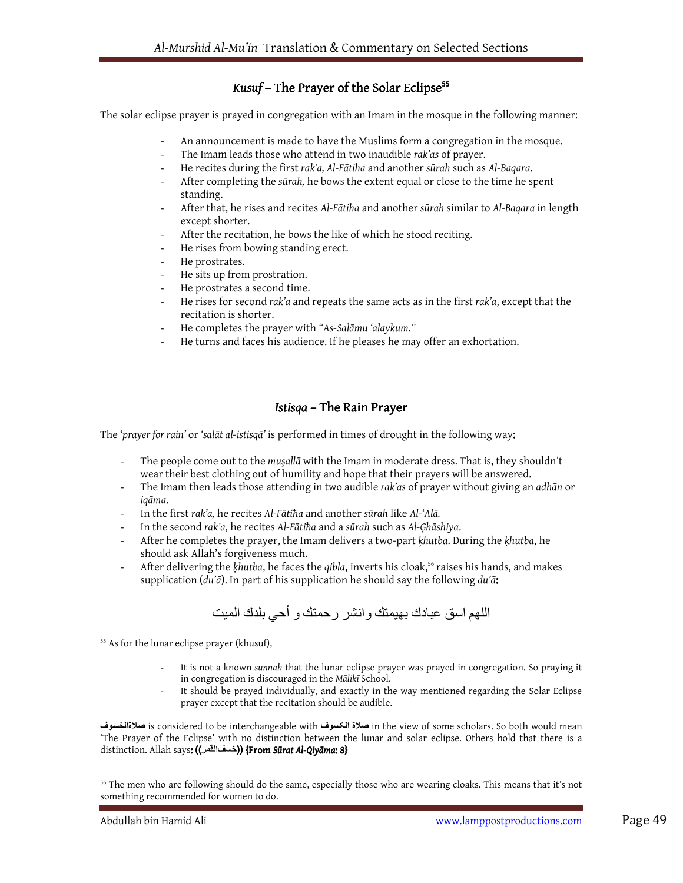## *Kusuf* – The Prayer of the Solar Eclipse[55]

The solar eclipse prayer is prayed in congregation with an Imam in the mosque in the following manner:

- An announcement is made to have the Muslims form a congregation in the mosque.
- The Imam leads those who attend in two inaudible *rak'as* of prayer.
- He recites during the first *rak'a, Al-Fātiḥa* and another *sūrah* such as *Al-Baqara*.
- After completing the *sūrah,* he bows the extent equal or close to the time he spent standing.
- After that, he rises and recites *Al-Fātiḥa* and another *sūrah* similar to *Al-Baqara* in length except shorter.
- After the recitation, he bows the like of which he stood reciting.
- He rises from bowing standing erect.
- He prostrates.
- He sits up from prostration.
- He prostrates a second time.
- He rises for second *rak'a* and repeats the same acts as in the first *rak'a*, except that the recitation is shorter.
- He completes the prayer with *"As-Salāmu 'alaykum."*
- He turns and faces his audience. If he pleases he may offer an exhortation.

## *Istisqa* – The Rain Prayer

The '*prayer for rain'* or *'salāt al-istisqā'* is performed in times of drought in the following way**:**

- The people come out to the *muṣallā* with the Imam in moderate dress. That is, they shouldn't wear their best clothing out of humility and hope that their prayers will be answered.
- The Imam then leads those attending in two audible *rak'as* of prayer without giving an *adhān* or *iqāma*.
- In the first *rak'a,* he recites *Al-Fātiḥa* and another *sūrah* like *Al-'Alā.*
- In the second *rak'a*, he recites *Al-Fātiḥa* and a *sūrah* such as *Al-Ghāshiya*.
- After he completes the prayer, the Imam delivers a two-part *khutba*. During the *khutba*, he should ask Allah's forgiveness much.
- After delivering the *khutba*, he faces the *qibla*, inverts his cloak,[56] raises his hands, and makes supplication (*du'ā*). In part of his supplication he should say the following *du'ā***:**

اللهم اسق عبادك بهيمتك وانشر رحمتك و أحي بلدك الميت

---

[55] As for the lunar eclipse prayer (khusuf),

- It is not a known *sunnah* that the lunar eclipse prayer was prayed in congregation. So praying it in congregation is discouraged in the *Mālikī* School.
- It should be prayed individually, and exactly in the way mentioned regarding the Solar Eclipse prayer except that the recitation should be audible.

**صلاةالخسوف** is considered to be interchangeable with **صلاة الكسوف** in the view of some scholars. So both would mean 'The Prayer of the Eclipse' with no distinction between the lunar and solar eclipse. Others hold that there is a distinction. Allah says**: ((خسف القمر)) {From *Sūrat Al-Qiyāma*: 8}**

[56] The men who are following should do the same, especially those who are wearing cloaks. This means that it's not something recommended for women to do.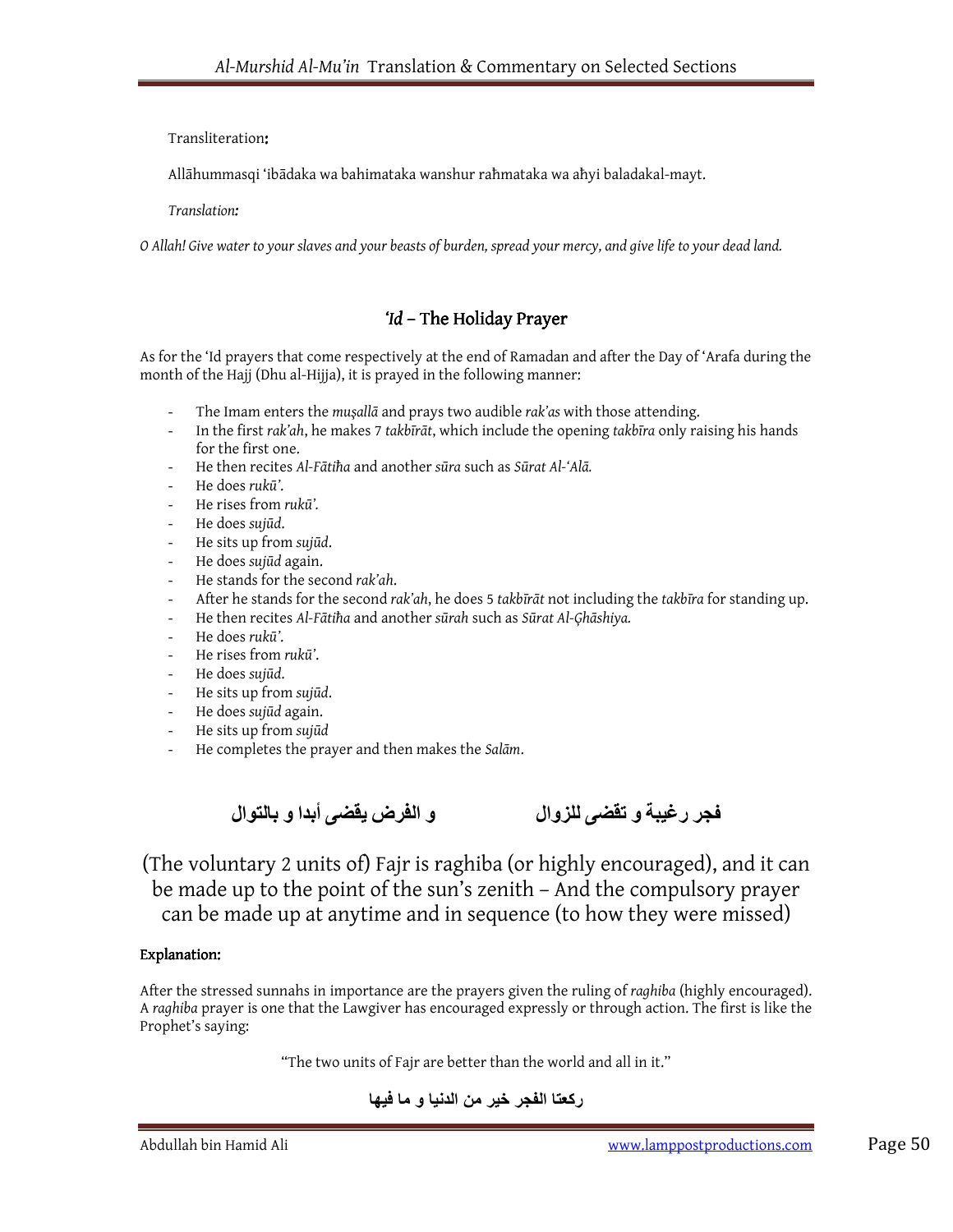Transliteration**:**

Allāhummasqi ʻibādaka wa bahimataka wanshur raĥmataka wa aĥyi baladakal-mayt.

*Translation:*

*O Allah! Give water to your slaves and your beasts of burden, spread your mercy, and give life to your dead land.*

## *ʻId* – The Holiday Prayer

As for the ʻId prayers that come respectively at the end of Ramadan and after the Day of ʻArafa during the month of the Hajj (Dhu al-Hijja), it is prayed in the following manner:

- The Imam enters the *muṣallā* and prays two audible *rak'as* with those attending.
- In the first *rak'ah*, he makes 7 *takbīrāt*, which include the opening *takbīra* only raising his hands for the first one.
- He then recites *Al-Fātiĥa* and another *sūra* such as *Sūrat Al-ʻAlā.*
- He does *rukū'*.
- He rises from *rukū'*.
- He does *sujūd*.
- He sits up from *sujūd*.
- He does *sujūd* again.
- He stands for the second *rak'ah*.
- After he stands for the second *rak'ah*, he does 5 *takbīrāt* not including the *takbīra* for standing up.
- He then recites *Al-Fātiĥa* and another *sūrah* such as *Sūrat Al-Ģhāshiya.*
- He does *rukū'*.
- He rises from *rukū'*.
- He does *sujūd*.
- He sits up from *sujūd*.
- He does *sujūd* again.
- He sits up from *sujūd*
- He completes the prayer and then makes the *Salām*.

**فجر رغيبة و تقضى للزوال          و الفرض يقضى أبدا و بالتوال**

(The voluntary 2 units of) Fajr is raghiba (or highly encouraged), and it can be made up to the point of the sun's zenith – And the compulsory prayer can be made up at anytime and in sequence (to how they were missed)

**Explanation:**

After the stressed sunnahs in importance are the prayers given the ruling of *raghiba* (highly encouraged). A *raghiba* prayer is one that the Lawgiver has encouraged expressly or through action. The first is like the Prophet's saying:

"The two units of Fajr are better than the world and all in it."

**ركعتا الفجر خير من الدنيا و ما فيها**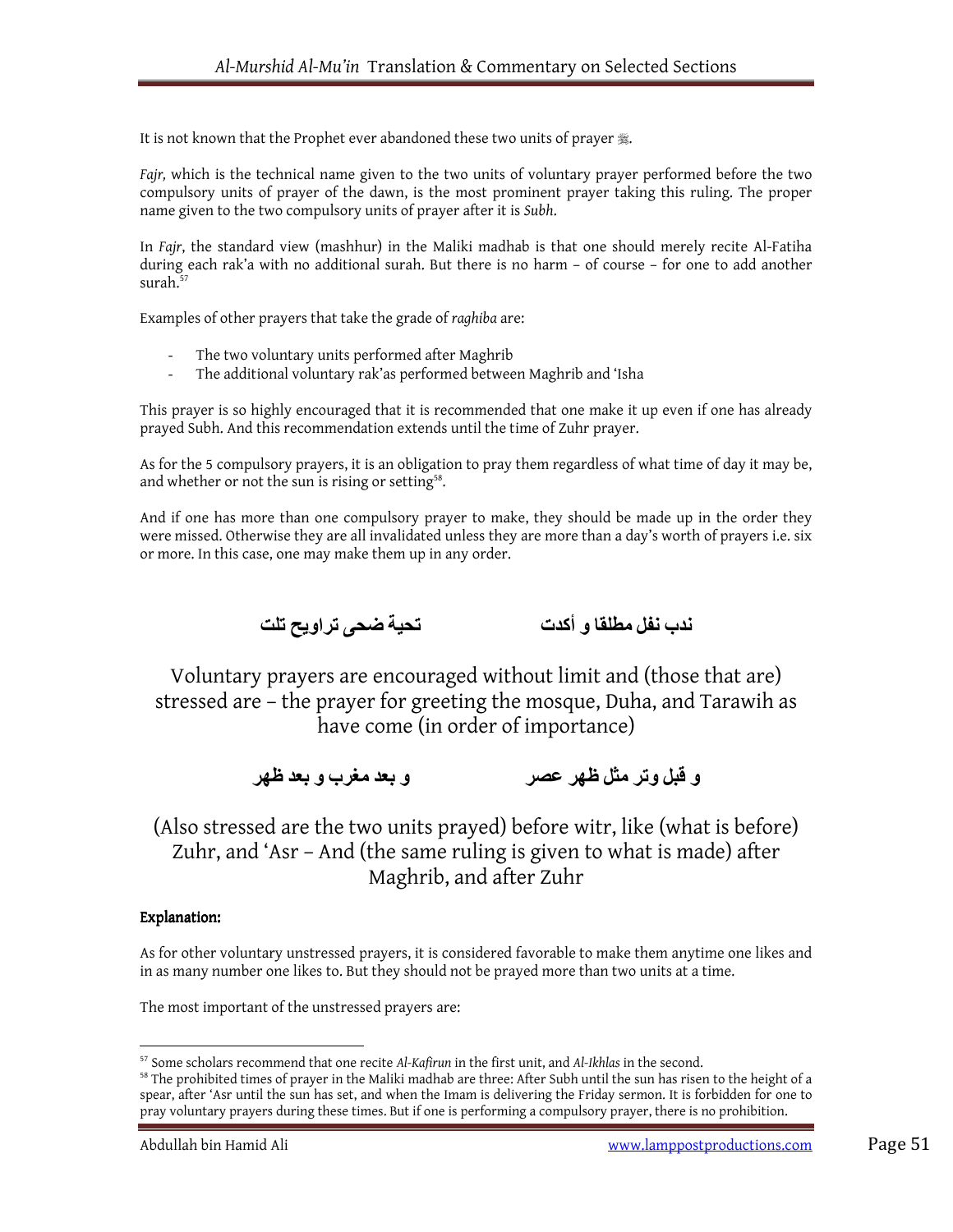It is not known that the Prophet ever abandoned these two units of prayer ﷺ.

*Fajr,* which is the technical name given to the two units of voluntary prayer performed before the two compulsory units of prayer of the dawn, is the most prominent prayer taking this ruling. The proper name given to the two compulsory units of prayer after it is *Subh.*

In *Fajr*, the standard view (mashhur) in the Maliki madhab is that one should merely recite Al-Fatiha during each rak'a with no additional surah. But there is no harm – of course – for one to add another surah.[57]

Examples of other prayers that take the grade of *raghiba* are:

- The two voluntary units performed after Maghrib
- The additional voluntary rak'as performed between Maghrib and 'Isha

This prayer is so highly encouraged that it is recommended that one make it up even if one has already prayed Subh. And this recommendation extends until the time of Zuhr prayer.

As for the 5 compulsory prayers, it is an obligation to pray them regardless of what time of day it may be, and whether or not the sun is rising or setting[58].

And if one has more than one compulsory prayer to make, they should be made up in the order they were missed. Otherwise they are all invalidated unless they are more than a day's worth of prayers i.e. six or more. In this case, one may make them up in any order.

ندب نفل مطلقا و أكدت          تحية ضحى تراويح تلت

Voluntary prayers are encouraged without limit and (those that are) stressed are – the prayer for greeting the mosque, Duha, and Tarawih as have come (in order of importance)

و قبل وتر مثل ظهر عصر          و بعد مغرب و بعد ظهر

(Also stressed are the two units prayed) before witr, like (what is before) Zuhr, and 'Asr – And (the same ruling is given to what is made) after Maghrib, and after Zuhr

**Explanation:**

As for other voluntary unstressed prayers, it is considered favorable to make them anytime one likes and in as many number one likes to. But they should not be prayed more than two units at a time.

The most important of the unstressed prayers are:

---

[57] Some scholars recommend that one recite *Al-Kafirun* in the first unit, and *Al-Ikhlas* in the second.

[58] The prohibited times of prayer in the Maliki madhab are three: After Subh until the sun has risen to the height of a spear, after 'Asr until the sun has set, and when the Imam is delivering the Friday sermon. It is forbidden for one to pray voluntary prayers during these times. But if one is performing a compulsory prayer, there is no prohibition.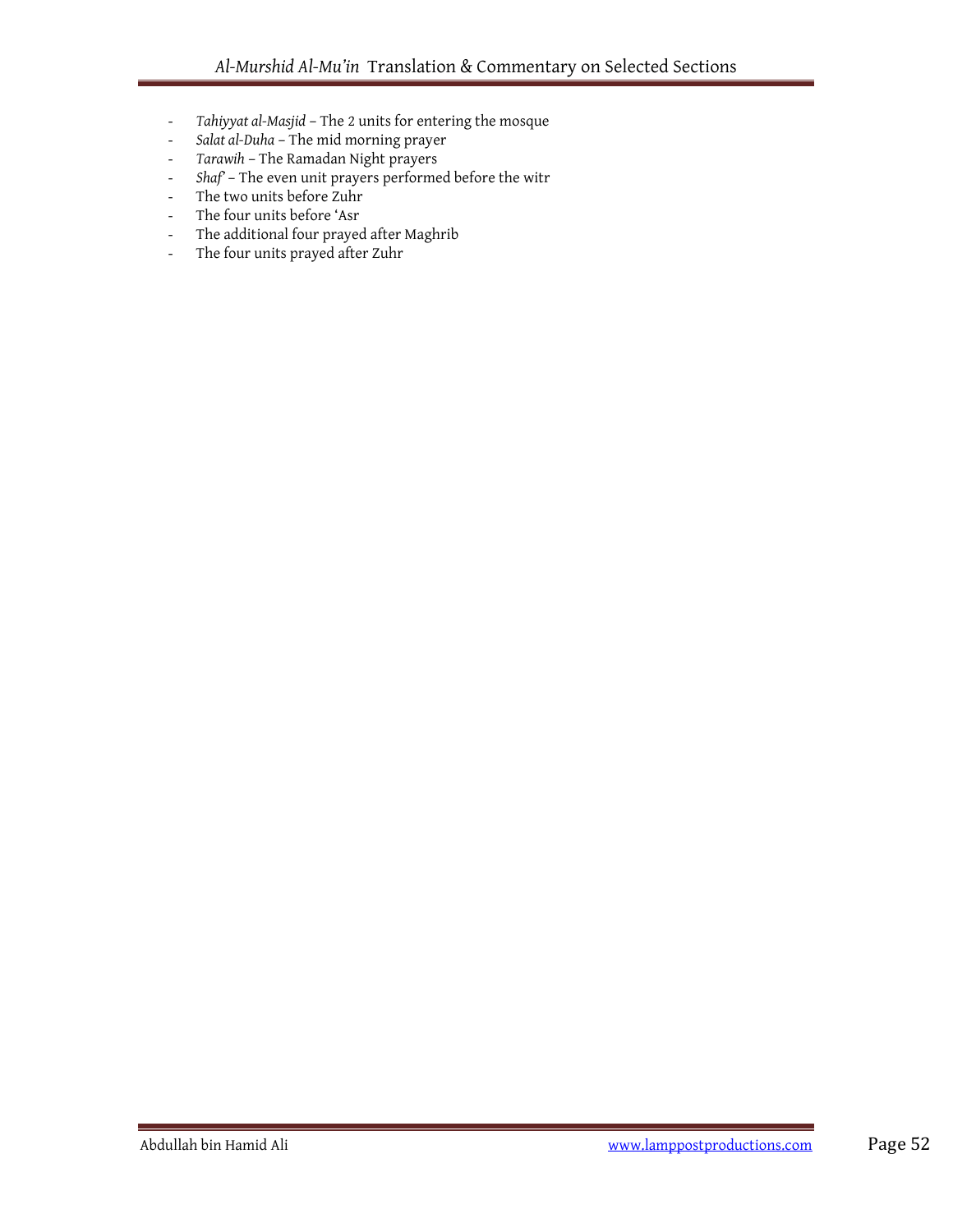- *Tahiyyat al-Masjid* – The 2 units for entering the mosque
- *Salat al-Duha* – The mid morning prayer
- *Tarawih* – The Ramadan Night prayers
- *Shaf'* – The even unit prayers performed before the witr
- The two units before Zuhr
- The four units before 'Asr
- The additional four prayed after Maghrib
- The four units prayed after Zuhr